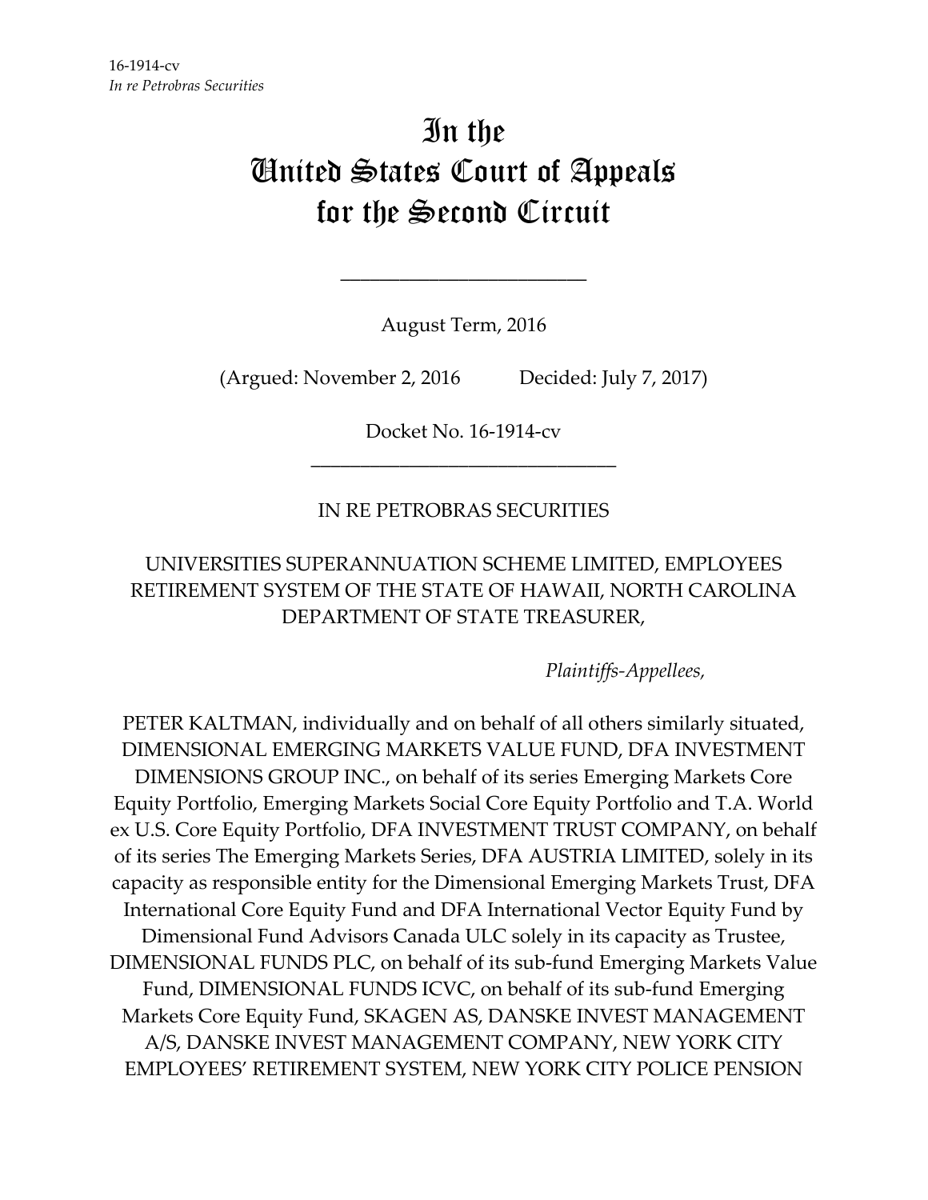16-1914-cv
*In re Petrobras Securities*

# In the United States Court of Appeals for the Second Circuit

---

August Term, 2016

(Argued: November 2, 2016 Decided: July 7, 2017)

Docket No. 16-1914-cv

---

IN RE PETROBRAS SECURITIES

UNIVERSITIES SUPERANNUATION SCHEME LIMITED, EMPLOYEES RETIREMENT SYSTEM OF THE STATE OF HAWAII, NORTH CAROLINA DEPARTMENT OF STATE TREASURER,

*Plaintiffs-Appellees,*

PETER KALTMAN, individually and on behalf of all others similarly situated, DIMENSIONAL EMERGING MARKETS VALUE FUND, DFA INVESTMENT DIMENSIONS GROUP INC., on behalf of its series Emerging Markets Core Equity Portfolio, Emerging Markets Social Core Equity Portfolio and T.A. World ex U.S. Core Equity Portfolio, DFA INVESTMENT TRUST COMPANY, on behalf of its series The Emerging Markets Series, DFA AUSTRIA LIMITED, solely in its capacity as responsible entity for the Dimensional Emerging Markets Trust, DFA International Core Equity Fund and DFA International Vector Equity Fund by Dimensional Fund Advisors Canada ULC solely in its capacity as Trustee, DIMENSIONAL FUNDS PLC, on behalf of its sub-fund Emerging Markets Value Fund, DIMENSIONAL FUNDS ICVC, on behalf of its sub-fund Emerging Markets Core Equity Fund, SKAGEN AS, DANSKE INVEST MANAGEMENT A/S, DANSKE INVEST MANAGEMENT COMPANY, NEW YORK CITY EMPLOYEES' RETIREMENT SYSTEM, NEW YORK CITY POLICE PENSION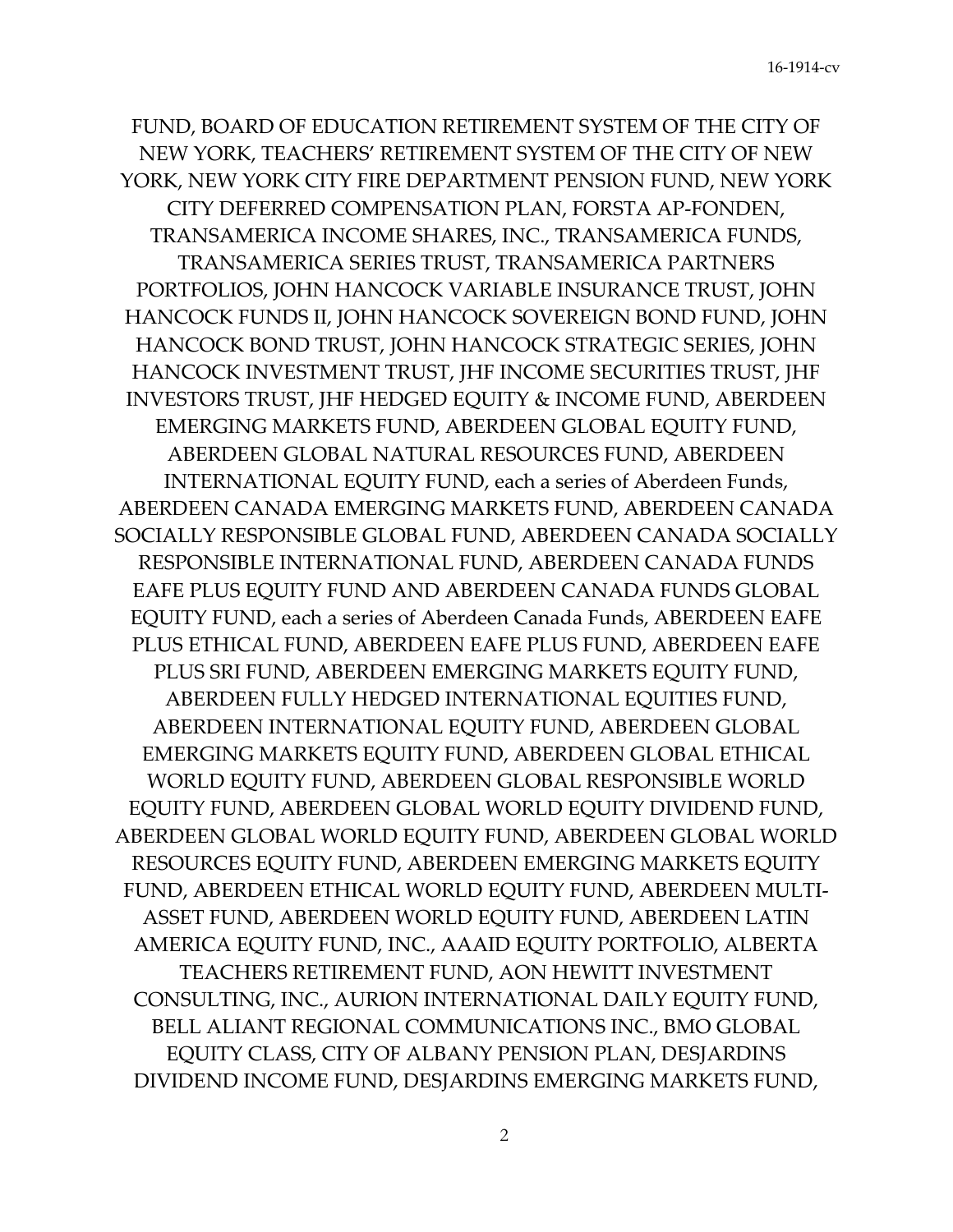FUND, BOARD OF EDUCATION RETIREMENT SYSTEM OF THE CITY OF NEW YORK, TEACHERS' RETIREMENT SYSTEM OF THE CITY OF NEW YORK, NEW YORK CITY FIRE DEPARTMENT PENSION FUND, NEW YORK CITY DEFERRED COMPENSATION PLAN, FORSTA AP-FONDEN, TRANSAMERICA INCOME SHARES, INC., TRANSAMERICA FUNDS, TRANSAMERICA SERIES TRUST, TRANSAMERICA PARTNERS PORTFOLIOS, JOHN HANCOCK VARIABLE INSURANCE TRUST, JOHN HANCOCK FUNDS II, JOHN HANCOCK SOVEREIGN BOND FUND, JOHN HANCOCK BOND TRUST, JOHN HANCOCK STRATEGIC SERIES, JOHN HANCOCK INVESTMENT TRUST, JHF INCOME SECURITIES TRUST, JHF INVESTORS TRUST, JHF HEDGED EQUITY & INCOME FUND, ABERDEEN EMERGING MARKETS FUND, ABERDEEN GLOBAL EQUITY FUND, ABERDEEN GLOBAL NATURAL RESOURCES FUND, ABERDEEN INTERNATIONAL EQUITY FUND, each a series of Aberdeen Funds, ABERDEEN CANADA EMERGING MARKETS FUND, ABERDEEN CANADA SOCIALLY RESPONSIBLE GLOBAL FUND, ABERDEEN CANADA SOCIALLY RESPONSIBLE INTERNATIONAL FUND, ABERDEEN CANADA FUNDS EAFE PLUS EQUITY FUND AND ABERDEEN CANADA FUNDS GLOBAL EQUITY FUND, each a series of Aberdeen Canada Funds, ABERDEEN EAFE PLUS ETHICAL FUND, ABERDEEN EAFE PLUS FUND, ABERDEEN EAFE PLUS SRI FUND, ABERDEEN EMERGING MARKETS EQUITY FUND, ABERDEEN FULLY HEDGED INTERNATIONAL EQUITIES FUND, ABERDEEN INTERNATIONAL EQUITY FUND, ABERDEEN GLOBAL EMERGING MARKETS EQUITY FUND, ABERDEEN GLOBAL ETHICAL WORLD EQUITY FUND, ABERDEEN GLOBAL RESPONSIBLE WORLD EQUITY FUND, ABERDEEN GLOBAL WORLD EQUITY DIVIDEND FUND, ABERDEEN GLOBAL WORLD EQUITY FUND, ABERDEEN GLOBAL WORLD RESOURCES EQUITY FUND, ABERDEEN EMERGING MARKETS EQUITY FUND, ABERDEEN ETHICAL WORLD EQUITY FUND, ABERDEEN MULTI-ASSET FUND, ABERDEEN WORLD EQUITY FUND, ABERDEEN LATIN AMERICA EQUITY FUND, INC., AAAID EQUITY PORTFOLIO, ALBERTA TEACHERS RETIREMENT FUND, AON HEWITT INVESTMENT CONSULTING, INC., AURION INTERNATIONAL DAILY EQUITY FUND, BELL ALIANT REGIONAL COMMUNICATIONS INC., BMO GLOBAL EQUITY CLASS, CITY OF ALBANY PENSION PLAN, DESJARDINS DIVIDEND INCOME FUND, DESJARDINS EMERGING MARKETS FUND,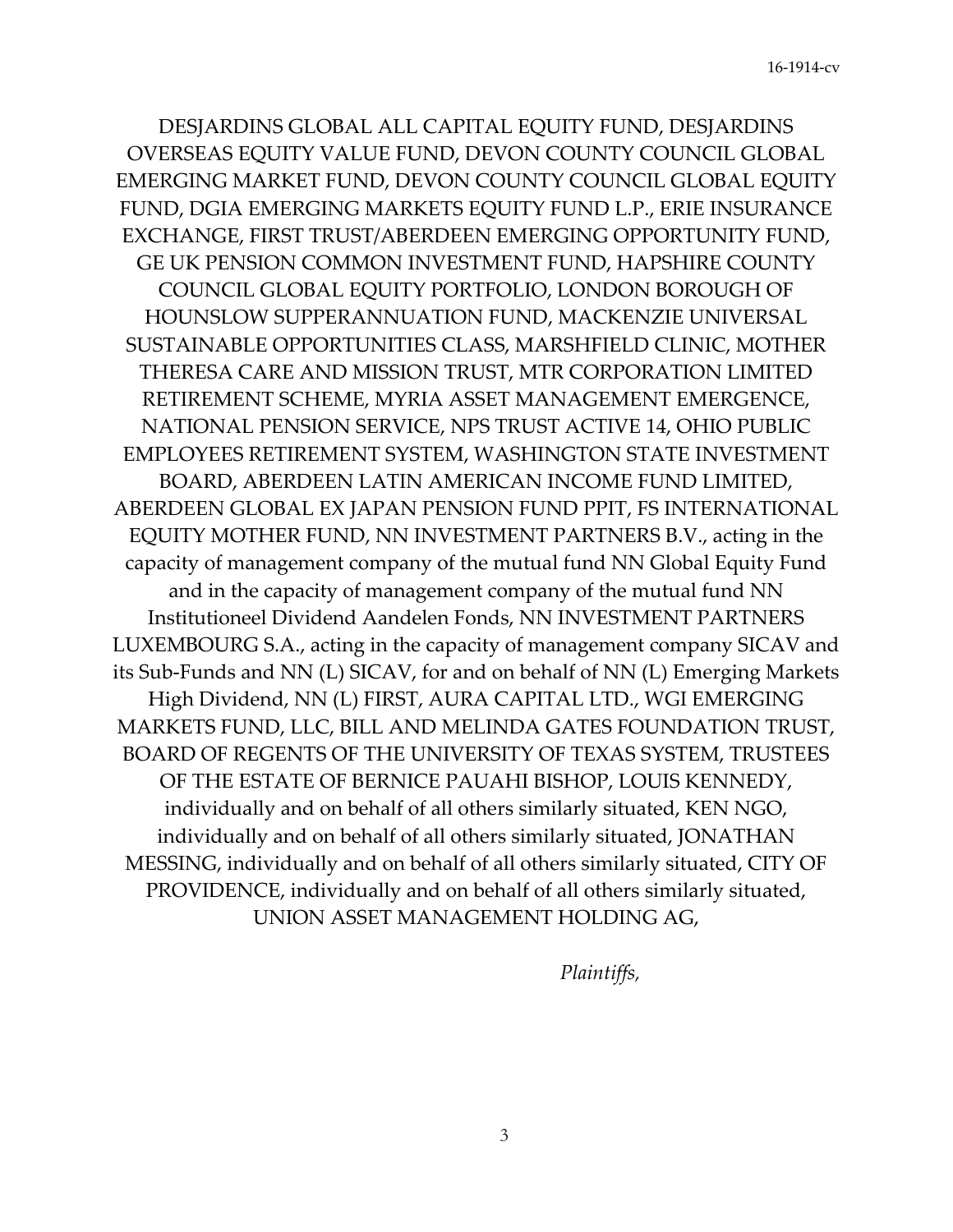DESJARDINS GLOBAL ALL CAPITAL EQUITY FUND, DESJARDINS OVERSEAS EQUITY VALUE FUND, DEVON COUNTY COUNCIL GLOBAL EMERGING MARKET FUND, DEVON COUNTY COUNCIL GLOBAL EQUITY FUND, DGIA EMERGING MARKETS EQUITY FUND L.P., ERIE INSURANCE EXCHANGE, FIRST TRUST/ABERDEEN EMERGING OPPORTUNITY FUND, GE UK PENSION COMMON INVESTMENT FUND, HAPSHIRE COUNTY COUNCIL GLOBAL EQUITY PORTFOLIO, LONDON BOROUGH OF HOUNSLOW SUPPERANNUATION FUND, MACKENZIE UNIVERSAL SUSTAINABLE OPPORTUNITIES CLASS, MARSHFIELD CLINIC, MOTHER THERESA CARE AND MISSION TRUST, MTR CORPORATION LIMITED RETIREMENT SCHEME, MYRIA ASSET MANAGEMENT EMERGENCE, NATIONAL PENSION SERVICE, NPS TRUST ACTIVE 14, OHIO PUBLIC EMPLOYEES RETIREMENT SYSTEM, WASHINGTON STATE INVESTMENT BOARD, ABERDEEN LATIN AMERICAN INCOME FUND LIMITED, ABERDEEN GLOBAL EX JAPAN PENSION FUND PPIT, FS INTERNATIONAL EQUITY MOTHER FUND, NN INVESTMENT PARTNERS B.V., acting in the capacity of management company of the mutual fund NN Global Equity Fund and in the capacity of management company of the mutual fund NN Institutioneel Dividend Aandelen Fonds, NN INVESTMENT PARTNERS LUXEMBOURG S.A., acting in the capacity of management company SICAV and its Sub-Funds and NN (L) SICAV, for and on behalf of NN (L) Emerging Markets High Dividend, NN (L) FIRST, AURA CAPITAL LTD., WGI EMERGING MARKETS FUND, LLC, BILL AND MELINDA GATES FOUNDATION TRUST, BOARD OF REGENTS OF THE UNIVERSITY OF TEXAS SYSTEM, TRUSTEES OF THE ESTATE OF BERNICE PAUAHI BISHOP, LOUIS KENNEDY, individually and on behalf of all others similarly situated, KEN NGO, individually and on behalf of all others similarly situated, JONATHAN MESSING, individually and on behalf of all others similarly situated, CITY OF PROVIDENCE, individually and on behalf of all others similarly situated, UNION ASSET MANAGEMENT HOLDING AG,

*Plaintiffs,*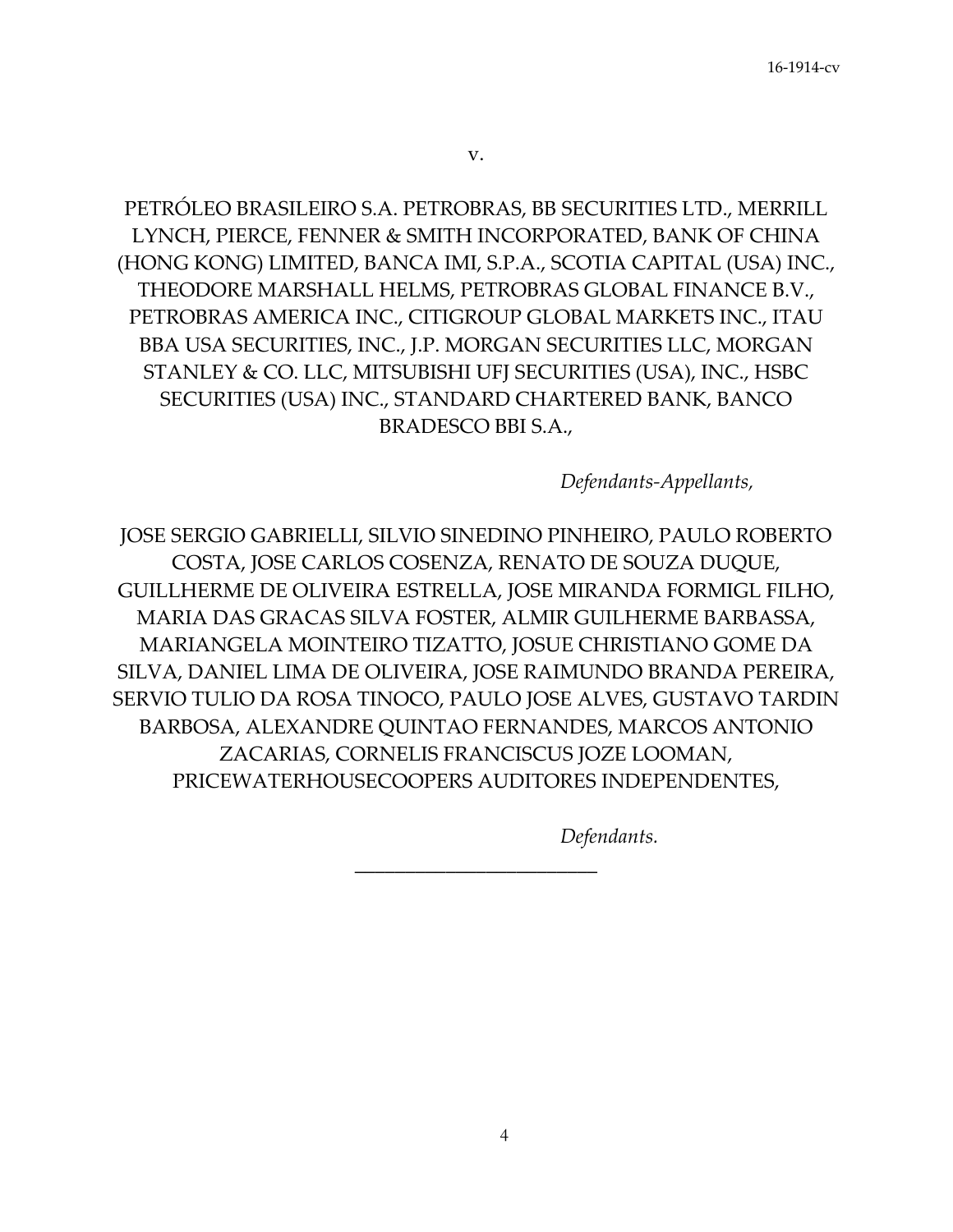v.

PETRÓLEO BRASILEIRO S.A. PETROBRAS, BB SECURITIES LTD., MERRILL LYNCH, PIERCE, FENNER & SMITH INCORPORATED, BANK OF CHINA (HONG KONG) LIMITED, BANCA IMI, S.P.A., SCOTIA CAPITAL (USA) INC., THEODORE MARSHALL HELMS, PETROBRAS GLOBAL FINANCE B.V., PETROBRAS AMERICA INC., CITIGROUP GLOBAL MARKETS INC., ITAU BBA USA SECURITIES, INC., J.P. MORGAN SECURITIES LLC, MORGAN STANLEY & CO. LLC, MITSUBISHI UFJ SECURITIES (USA), INC., HSBC SECURITIES (USA) INC., STANDARD CHARTERED BANK, BANCO BRADESCO BBI S.A.,

*Defendants-Appellants,*

JOSE SERGIO GABRIELLI, SILVIO SINEDINO PINHEIRO, PAULO ROBERTO COSTA, JOSE CARLOS COSENZA, RENATO DE SOUZA DUQUE, GUILLHERME DE OLIVEIRA ESTRELLA, JOSE MIRANDA FORMIGL FILHO, MARIA DAS GRACAS SILVA FOSTER, ALMIR GUILHERME BARBASSA, MARIANGELA MOINTEIRO TIZATTO, JOSUE CHRISTIANO GOME DA SILVA, DANIEL LIMA DE OLIVEIRA, JOSE RAIMUNDO BRANDA PEREIRA, SERVIO TULIO DA ROSA TINOCO, PAULO JOSE ALVES, GUSTAVO TARDIN BARBOSA, ALEXANDRE QUINTAO FERNANDES, MARCOS ANTONIO ZACARIAS, CORNELIS FRANCISCUS JOZE LOOMAN, PRICEWATERHOUSECOOPERS AUDITORES INDEPENDENTES,

*Defendants.*

\_\_\_\_\_\_\_\_\_\_\_\_\_\_\_\_\_\_\_\_\_\_\_\_\_\_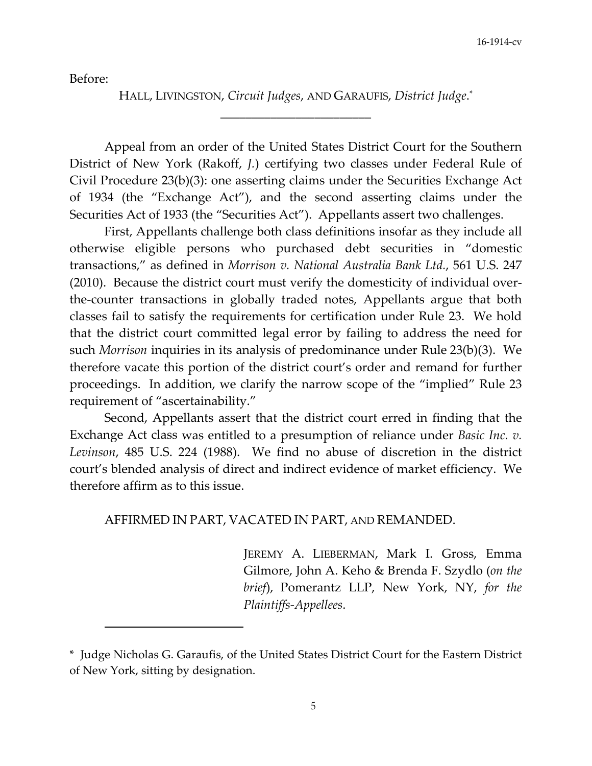Before:

HALL, LIVINGSTON, *Circuit Judges*, AND GARAUFIS, *District Judge*.*

\_\_\_\_\_\_\_\_\_\_\_\_\_\_\_\_\_\_\_\_\_\_\_\_

Appeal from an order of the United States District Court for the Southern District of New York (Rakoff, *J.*) certifying two classes under Federal Rule of Civil Procedure 23(b)(3): one asserting claims under the Securities Exchange Act of 1934 (the "Exchange Act"), and the second asserting claims under the Securities Act of 1933 (the "Securities Act"). Appellants assert two challenges.

First, Appellants challenge both class definitions insofar as they include all otherwise eligible persons who purchased debt securities in "domestic transactions," as defined in *Morrison v. National Australia Bank Ltd.*, 561 U.S. 247 (2010). Because the district court must verify the domesticity of individual over-the-counter transactions in globally traded notes, Appellants argue that both classes fail to satisfy the requirements for certification under Rule 23. We hold that the district court committed legal error by failing to address the need for such *Morrison* inquiries in its analysis of predominance under Rule 23(b)(3). We therefore vacate this portion of the district court's order and remand for further proceedings. In addition, we clarify the narrow scope of the "implied" Rule 23 requirement of "ascertainability."

Second, Appellants assert that the district court erred in finding that the Exchange Act class was entitled to a presumption of reliance under *Basic Inc. v. Levinson*, 485 U.S. 224 (1988). We find no abuse of discretion in the district court's blended analysis of direct and indirect evidence of market efficiency. We therefore affirm as to this issue.

AFFIRMED IN PART, VACATED IN PART, AND REMANDED.

JEREMY A. LIEBERMAN, Mark I. Gross, Emma Gilmore, John A. Keho & Brenda F. Szydlo (*on the brief*), Pomerantz LLP, New York, NY, *for the Plaintiffs-Appellees*.

---

\* Judge Nicholas G. Garaufis, of the United States District Court for the Eastern District of New York, sitting by designation.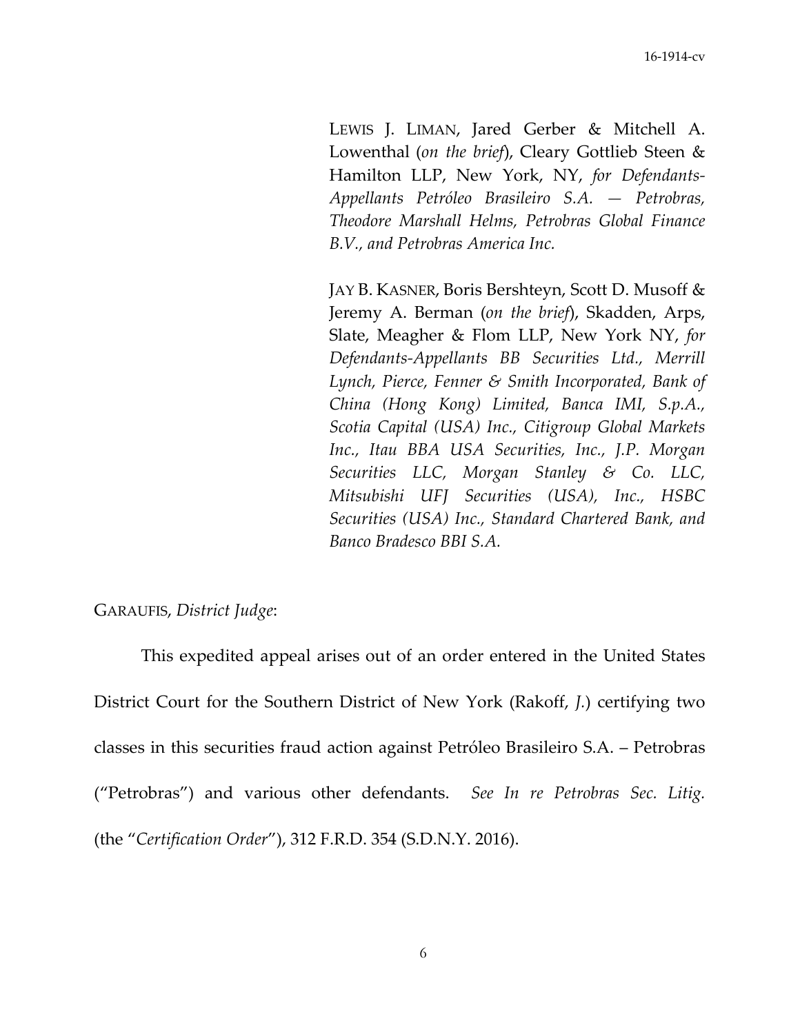LEWIS J. LIMAN, Jared Gerber & Mitchell A. Lowenthal (*on the brief*), Cleary Gottlieb Steen & Hamilton LLP, New York, NY, *for Defendants-Appellants Petróleo Brasileiro S.A. — Petrobras, Theodore Marshall Helms, Petrobras Global Finance B.V., and Petrobras America Inc.*

JAY B. KASNER, Boris Bershteyn, Scott D. Musoff & Jeremy A. Berman (*on the brief*), Skadden, Arps, Slate, Meagher & Flom LLP, New York NY, *for Defendants-Appellants BB Securities Ltd., Merrill Lynch, Pierce, Fenner & Smith Incorporated, Bank of China (Hong Kong) Limited, Banca IMI, S.p.A., Scotia Capital (USA) Inc., Citigroup Global Markets Inc., Itau BBA USA Securities, Inc., J.P. Morgan Securities LLC, Morgan Stanley & Co. LLC, Mitsubishi UFJ Securities (USA), Inc., HSBC Securities (USA) Inc., Standard Chartered Bank, and Banco Bradesco BBI S.A.*

GARAUFIS, *District Judge*:

This expedited appeal arises out of an order entered in the United States District Court for the Southern District of New York (Rakoff, *J.*) certifying two classes in this securities fraud action against Petróleo Brasileiro S.A. – Petrobras ("Petrobras") and various other defendants. *See In re Petrobras Sec. Litig.* (the "*Certification Order*"), 312 F.R.D. 354 (S.D.N.Y. 2016).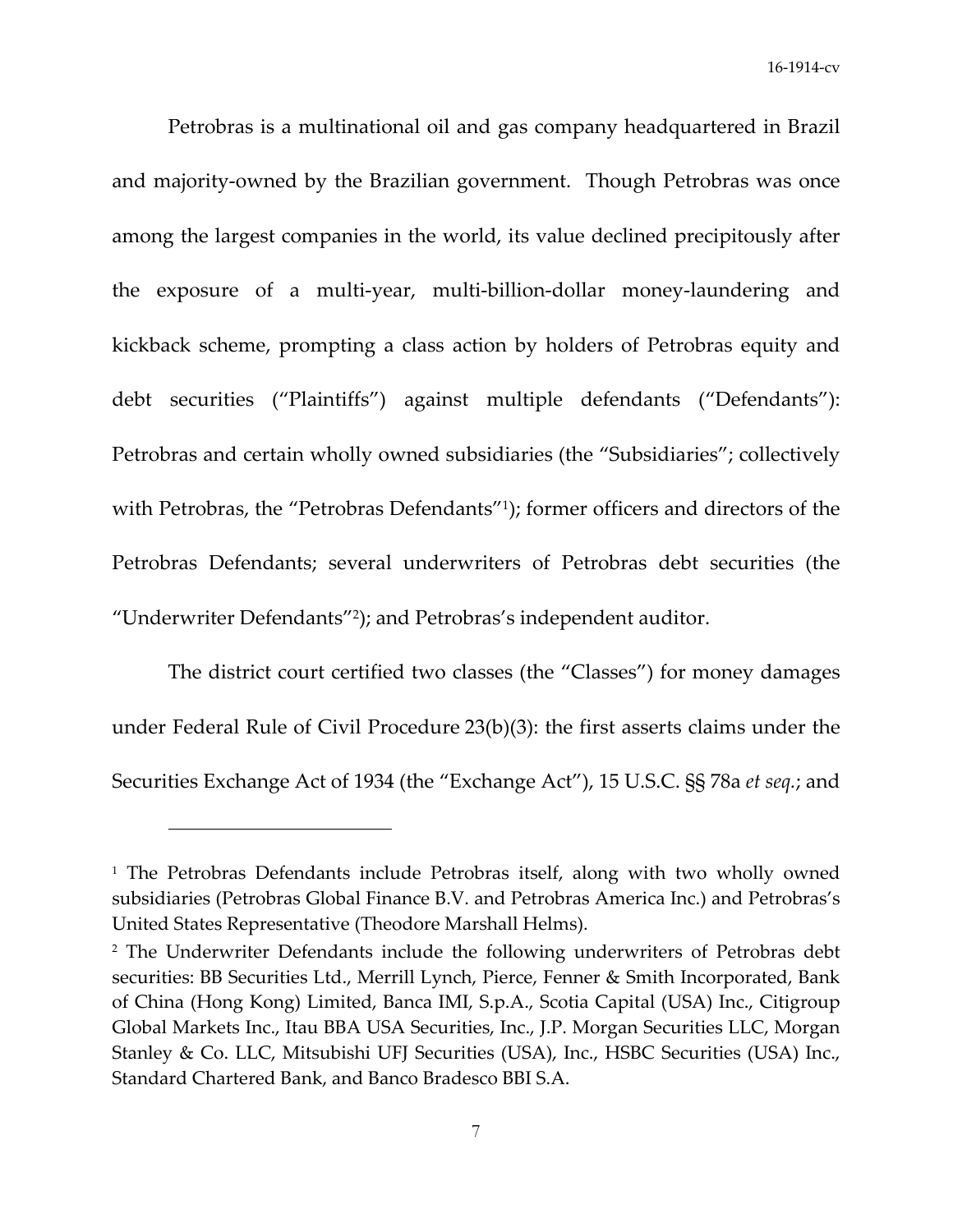Petrobras is a multinational oil and gas company headquartered in Brazil and majority-owned by the Brazilian government. Though Petrobras was once among the largest companies in the world, its value declined precipitously after the exposure of a multi-year, multi-billion-dollar money-laundering and kickback scheme, prompting a class action by holders of Petrobras equity and debt securities ("Plaintiffs") against multiple defendants ("Defendants"): Petrobras and certain wholly owned subsidiaries (the "Subsidiaries"; collectively with Petrobras, the "Petrobras Defendants"[1]); former officers and directors of the Petrobras Defendants; several underwriters of Petrobras debt securities (the "Underwriter Defendants"[2]); and Petrobras's independent auditor.

The district court certified two classes (the "Classes") for money damages under Federal Rule of Civil Procedure 23(b)(3): the first asserts claims under the Securities Exchange Act of 1934 (the "Exchange Act"), 15 U.S.C. §§ 78a *et seq.*; and

---

[1] The Petrobras Defendants include Petrobras itself, along with two wholly owned subsidiaries (Petrobras Global Finance B.V. and Petrobras America Inc.) and Petrobras's United States Representative (Theodore Marshall Helms).

[2] The Underwriter Defendants include the following underwriters of Petrobras debt securities: BB Securities Ltd., Merrill Lynch, Pierce, Fenner & Smith Incorporated, Bank of China (Hong Kong) Limited, Banca IMI, S.p.A., Scotia Capital (USA) Inc., Citigroup Global Markets Inc., Itau BBA USA Securities, Inc., J.P. Morgan Securities LLC, Morgan Stanley & Co. LLC, Mitsubishi UFJ Securities (USA), Inc., HSBC Securities (USA) Inc., Standard Chartered Bank, and Banco Bradesco BBI S.A.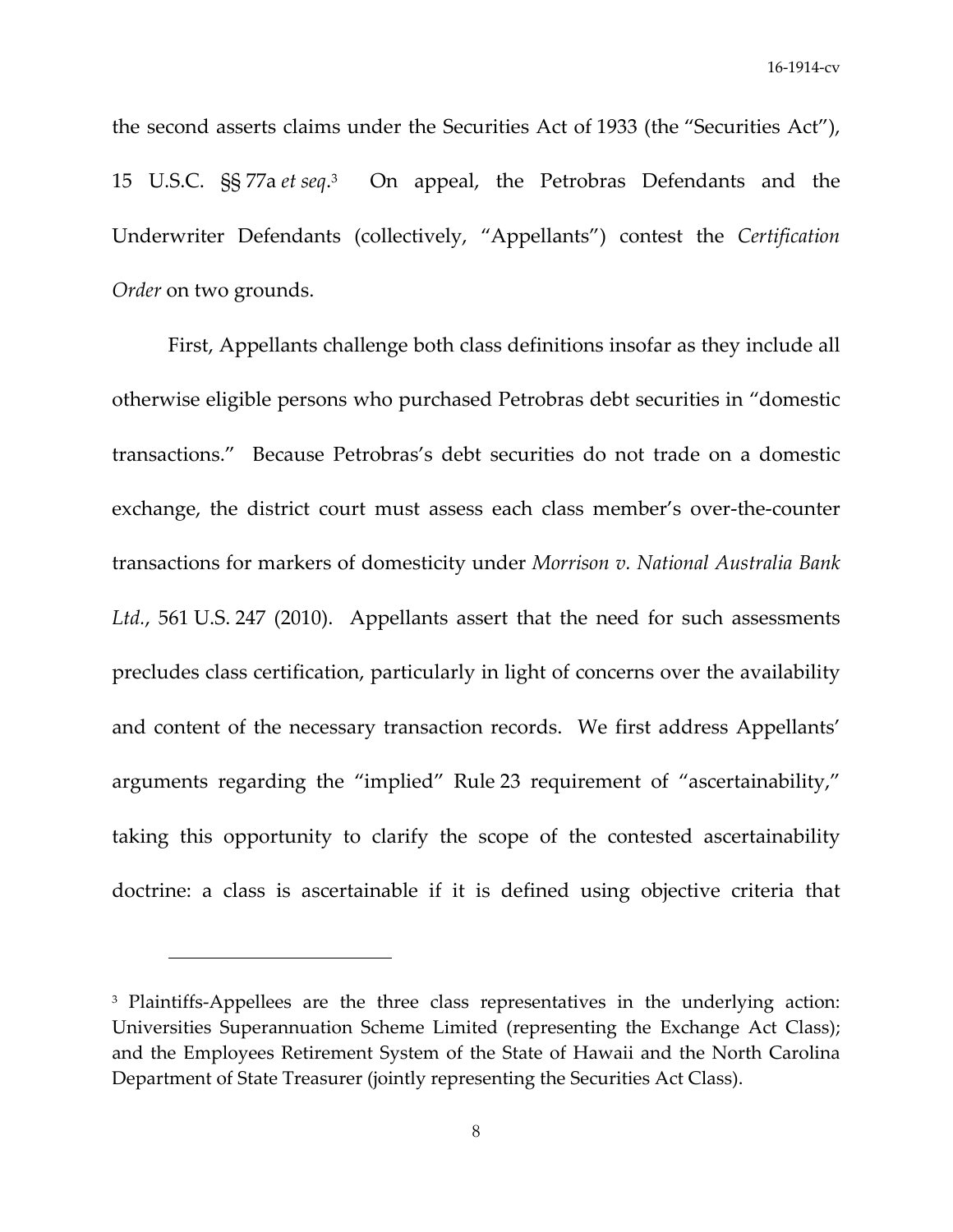the second asserts claims under the Securities Act of 1933 (the "Securities Act"), 15 U.S.C. §§ 77a *et seq*.[3] On appeal, the Petrobras Defendants and the Underwriter Defendants (collectively, "Appellants") contest the *Certification Order* on two grounds.

First, Appellants challenge both class definitions insofar as they include all otherwise eligible persons who purchased Petrobras debt securities in "domestic transactions." Because Petrobras's debt securities do not trade on a domestic exchange, the district court must assess each class member's over-the-counter transactions for markers of domesticity under *Morrison v. National Australia Bank Ltd.*, 561 U.S. 247 (2010). Appellants assert that the need for such assessments precludes class certification, particularly in light of concerns over the availability and content of the necessary transaction records. We first address Appellants' arguments regarding the "implied" Rule 23 requirement of "ascertainability," taking this opportunity to clarify the scope of the contested ascertainability doctrine: a class is ascertainable if it is defined using objective criteria that

---

[3] Plaintiffs-Appellees are the three class representatives in the underlying action: Universities Superannuation Scheme Limited (representing the Exchange Act Class); and the Employees Retirement System of the State of Hawaii and the North Carolina Department of State Treasurer (jointly representing the Securities Act Class).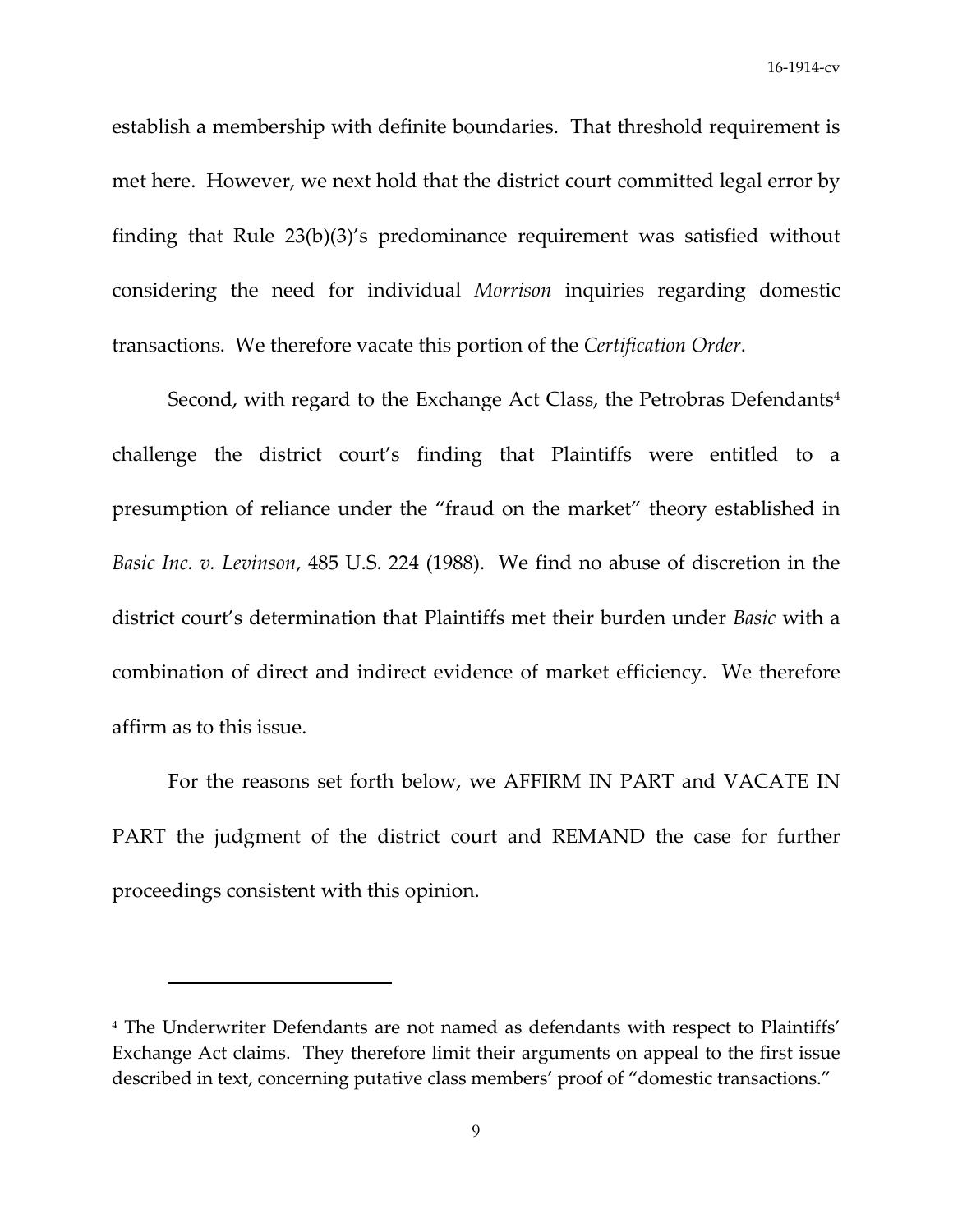establish a membership with definite boundaries. That threshold requirement is met here. However, we next hold that the district court committed legal error by finding that Rule 23(b)(3)'s predominance requirement was satisfied without considering the need for individual *Morrison* inquiries regarding domestic transactions. We therefore vacate this portion of the *Certification Order*.

Second, with regard to the Exchange Act Class, the Petrobras Defendants[4] challenge the district court's finding that Plaintiffs were entitled to a presumption of reliance under the "fraud on the market" theory established in *Basic Inc. v. Levinson*, 485 U.S. 224 (1988). We find no abuse of discretion in the district court's determination that Plaintiffs met their burden under *Basic* with a combination of direct and indirect evidence of market efficiency. We therefore affirm as to this issue.

For the reasons set forth below, we AFFIRM IN PART and VACATE IN PART the judgment of the district court and REMAND the case for further proceedings consistent with this opinion.

---

[4] The Underwriter Defendants are not named as defendants with respect to Plaintiffs' Exchange Act claims. They therefore limit their arguments on appeal to the first issue described in text, concerning putative class members' proof of "domestic transactions."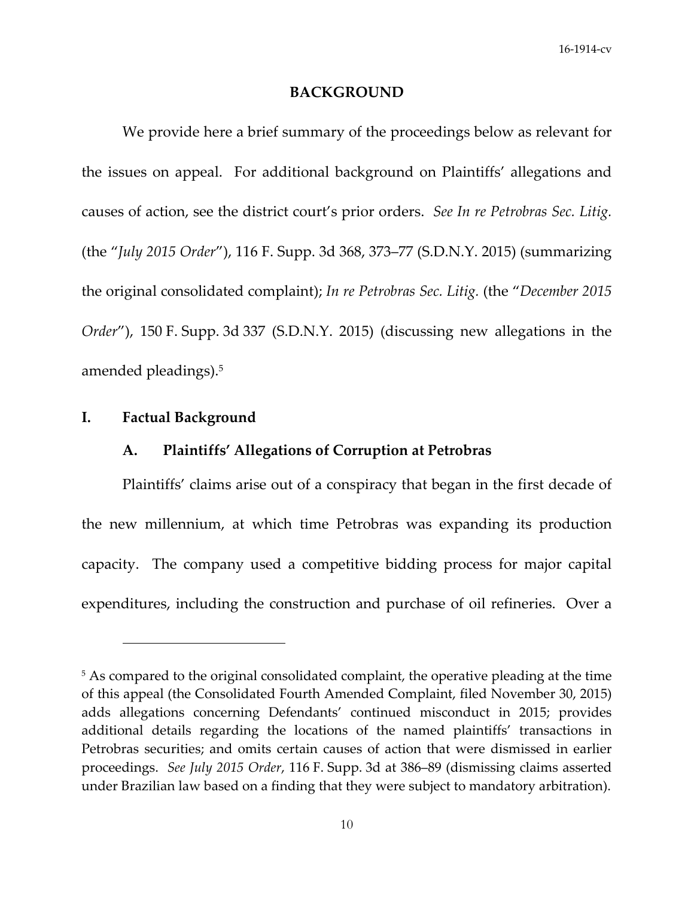## BACKGROUND

We provide here a brief summary of the proceedings below as relevant for the issues on appeal. For additional background on Plaintiffs' allegations and causes of action, see the district court's prior orders. *See In re Petrobras Sec. Litig.* (the "*July 2015 Order*"), 116 F. Supp. 3d 368, 373–77 (S.D.N.Y. 2015) (summarizing the original consolidated complaint); *In re Petrobras Sec. Litig.* (the "*December 2015 Order*"), 150 F. Supp. 3d 337 (S.D.N.Y. 2015) (discussing new allegations in the amended pleadings).[5]

### I. Factual Background

#### A. Plaintiffs' Allegations of Corruption at Petrobras

Plaintiffs' claims arise out of a conspiracy that began in the first decade of the new millennium, at which time Petrobras was expanding its production capacity. The company used a competitive bidding process for major capital expenditures, including the construction and purchase of oil refineries. Over a

---

[5] As compared to the original consolidated complaint, the operative pleading at the time of this appeal (the Consolidated Fourth Amended Complaint, filed November 30, 2015) adds allegations concerning Defendants' continued misconduct in 2015; provides additional details regarding the locations of the named plaintiffs' transactions in Petrobras securities; and omits certain causes of action that were dismissed in earlier proceedings. *See July 2015 Order*, 116 F. Supp. 3d at 386–89 (dismissing claims asserted under Brazilian law based on a finding that they were subject to mandatory arbitration).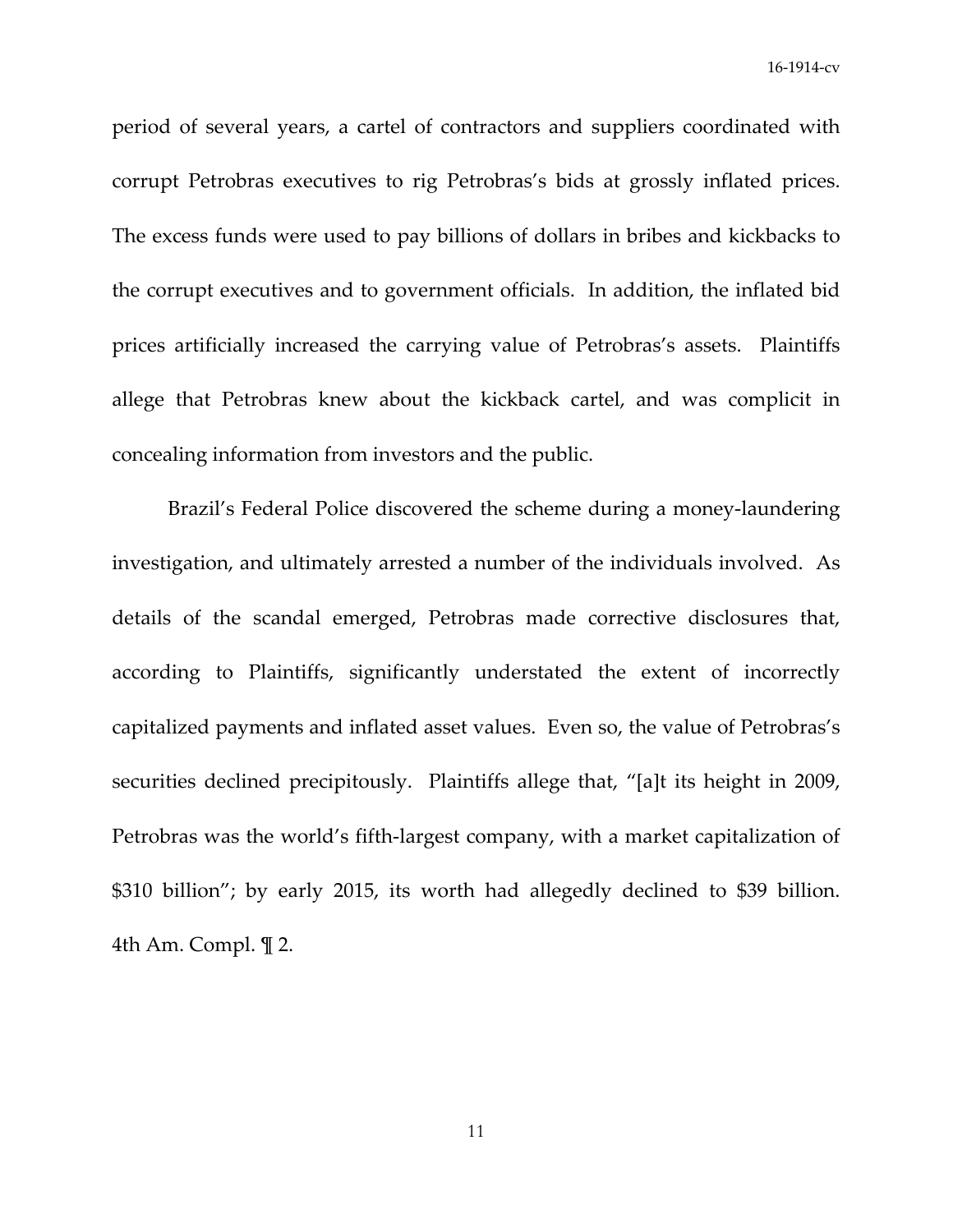period of several years, a cartel of contractors and suppliers coordinated with corrupt Petrobras executives to rig Petrobras's bids at grossly inflated prices. The excess funds were used to pay billions of dollars in bribes and kickbacks to the corrupt executives and to government officials. In addition, the inflated bid prices artificially increased the carrying value of Petrobras's assets. Plaintiffs allege that Petrobras knew about the kickback cartel, and was complicit in concealing information from investors and the public.

Brazil's Federal Police discovered the scheme during a money-laundering investigation, and ultimately arrested a number of the individuals involved. As details of the scandal emerged, Petrobras made corrective disclosures that, according to Plaintiffs, significantly understated the extent of incorrectly capitalized payments and inflated asset values. Even so, the value of Petrobras's securities declined precipitously. Plaintiffs allege that, "[a]t its height in 2009, Petrobras was the world's fifth-largest company, with a market capitalization of $310 billion"; by early 2015, its worth had allegedly declined to $39 billion. 4th Am. Compl. ¶ 2.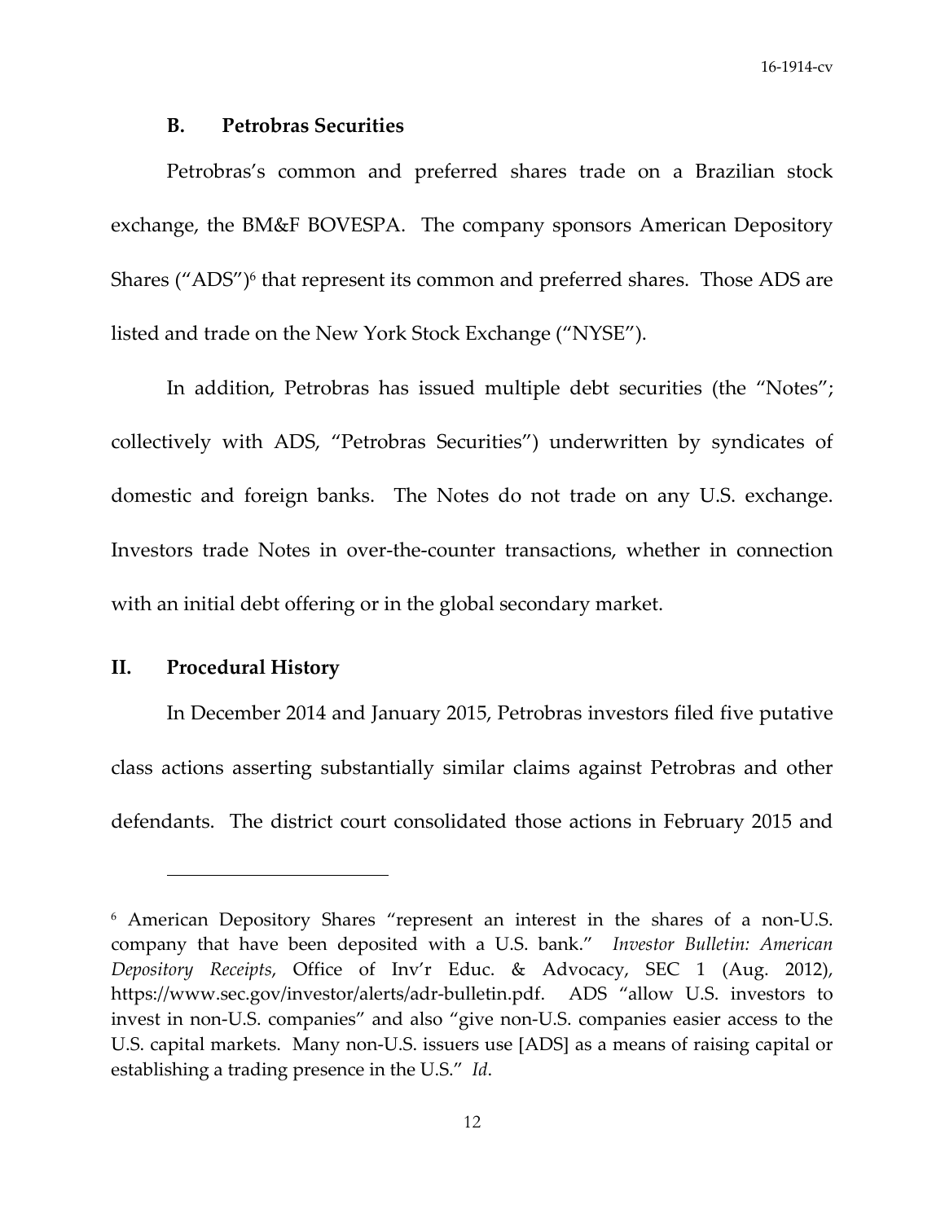### B. Petrobras Securities

Petrobras's common and preferred shares trade on a Brazilian stock exchange, the BM&F BOVESPA. The company sponsors American Depository Shares ("ADS")[6] that represent its common and preferred shares. Those ADS are listed and trade on the New York Stock Exchange ("NYSE").

In addition, Petrobras has issued multiple debt securities (the "Notes"; collectively with ADS, "Petrobras Securities") underwritten by syndicates of domestic and foreign banks. The Notes do not trade on any U.S. exchange. Investors trade Notes in over-the-counter transactions, whether in connection with an initial debt offering or in the global secondary market.

## II. Procedural History

In December 2014 and January 2015, Petrobras investors filed five putative class actions asserting substantially similar claims against Petrobras and other defendants. The district court consolidated those actions in February 2015 and

---

[6] American Depository Shares "represent an interest in the shares of a non-U.S. company that have been deposited with a U.S. bank." *Investor Bulletin: American Depository Receipts*, Office of Inv'r Educ. & Advocacy, SEC 1 (Aug. 2012), https://www.sec.gov/investor/alerts/adr-bulletin.pdf. ADS "allow U.S. investors to invest in non-U.S. companies" and also "give non-U.S. companies easier access to the U.S. capital markets. Many non-U.S. issuers use [ADS] as a means of raising capital or establishing a trading presence in the U.S." *Id*.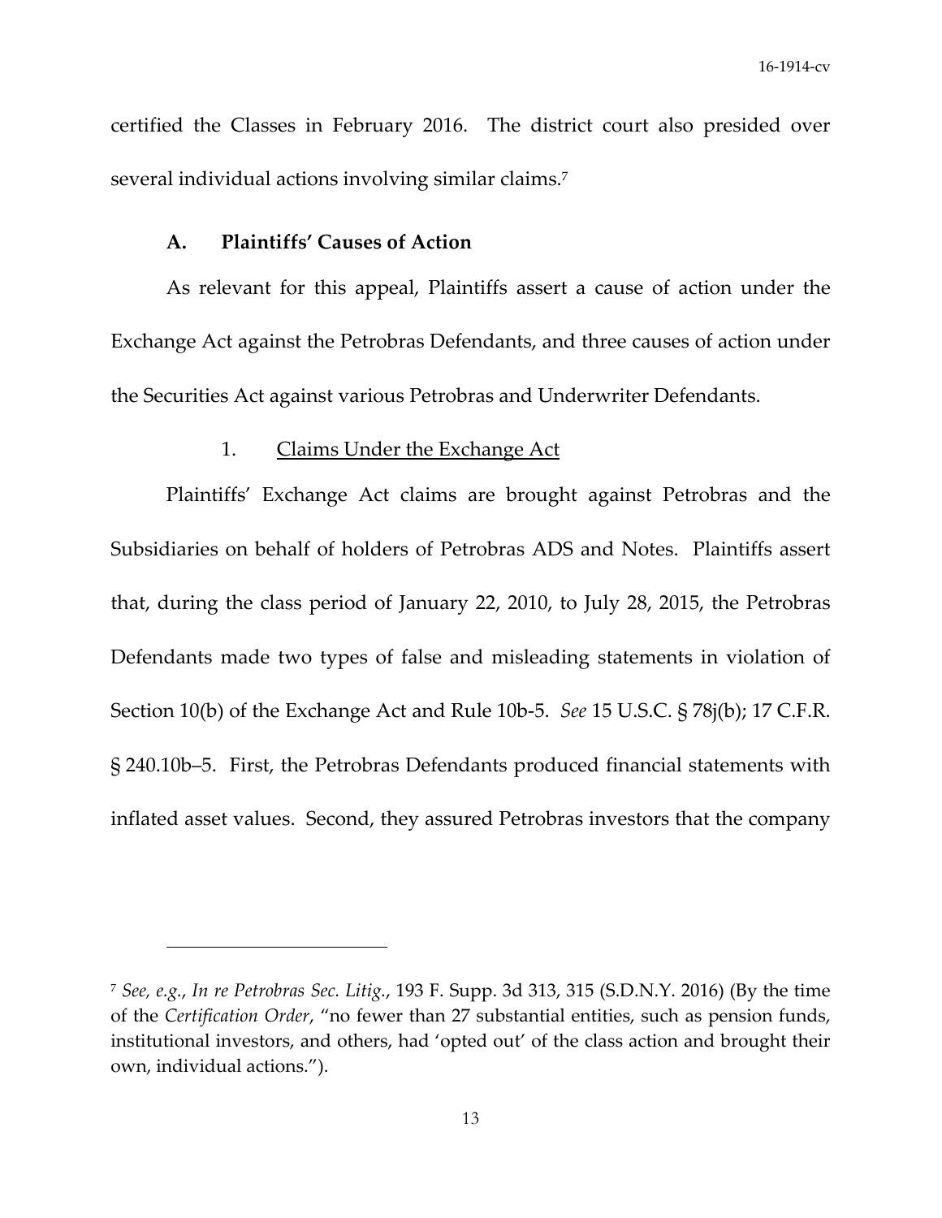certified the Classes in February 2016. The district court also presided over several individual actions involving similar claims.[7]

### A. Plaintiffs' Causes of Action

As relevant for this appeal, Plaintiffs assert a cause of action under the Exchange Act against the Petrobras Defendants, and three causes of action under the Securities Act against various Petrobras and Underwriter Defendants.

#### 1. Claims Under the Exchange Act

Plaintiffs' Exchange Act claims are brought against Petrobras and the Subsidiaries on behalf of holders of Petrobras ADS and Notes. Plaintiffs assert that, during the class period of January 22, 2010, to July 28, 2015, the Petrobras Defendants made two types of false and misleading statements in violation of Section 10(b) of the Exchange Act and Rule 10b-5. *See* 15 U.S.C. § 78j(b); 17 C.F.R. § 240.10b–5. First, the Petrobras Defendants produced financial statements with inflated asset values. Second, they assured Petrobras investors that the company

---

[7] *See, e.g.*, *In re Petrobras Sec. Litig.*, 193 F. Supp. 3d 313, 315 (S.D.N.Y. 2016) (By the time of the *Certification Order*, "no fewer than 27 substantial entities, such as pension funds, institutional investors, and others, had 'opted out' of the class action and brought their own, individual actions.").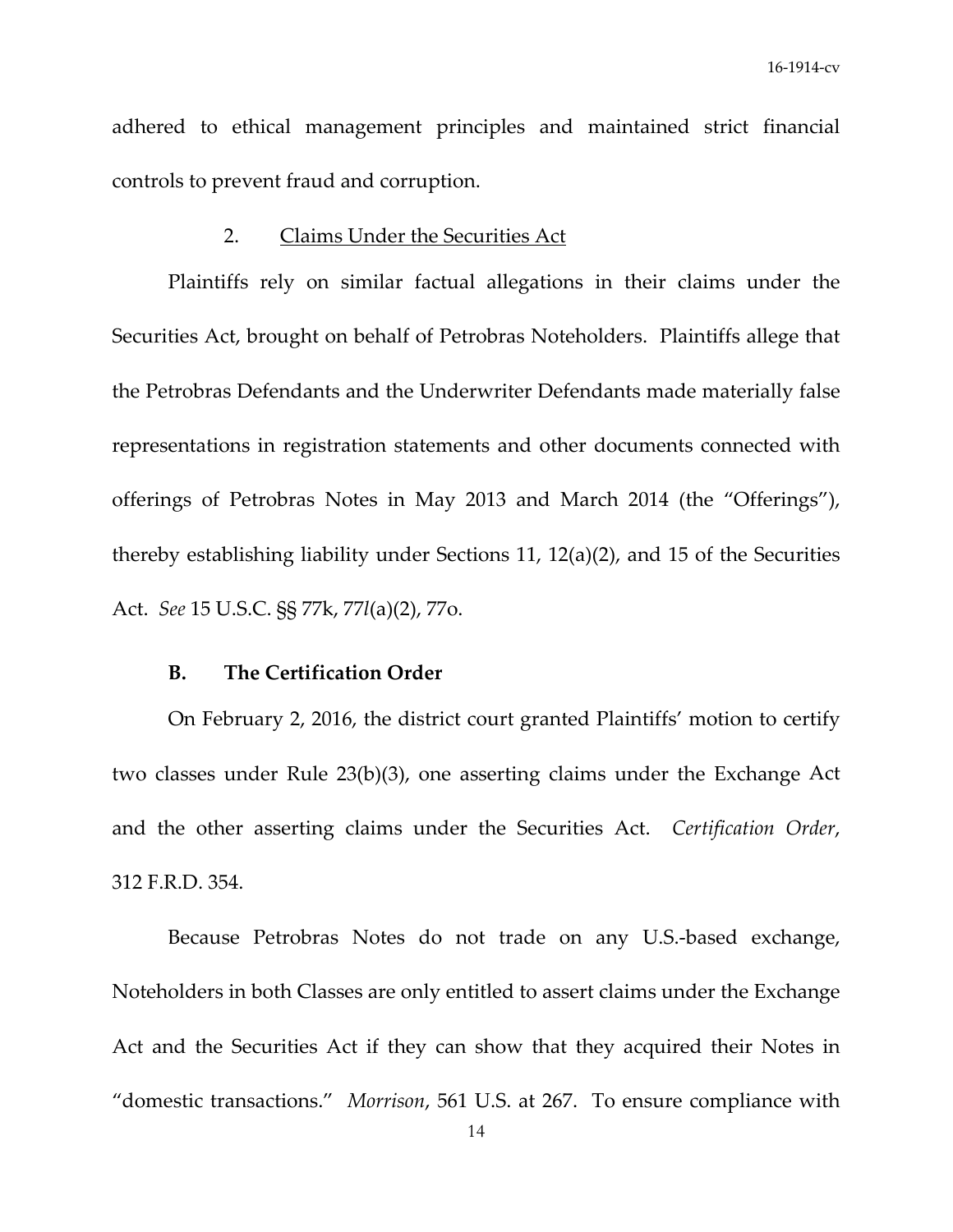adhered to ethical management principles and maintained strict financial controls to prevent fraud and corruption.

2. Claims Under the Securities Act

Plaintiffs rely on similar factual allegations in their claims under the Securities Act, brought on behalf of Petrobras Noteholders. Plaintiffs allege that the Petrobras Defendants and the Underwriter Defendants made materially false representations in registration statements and other documents connected with offerings of Petrobras Notes in May 2013 and March 2014 (the "Offerings"), thereby establishing liability under Sections 11, 12(a)(2), and 15 of the Securities Act. *See* 15 U.S.C. §§ 77k, 77*l*(a)(2), 77o.

### B. The Certification Order

On February 2, 2016, the district court granted Plaintiffs' motion to certify two classes under Rule 23(b)(3), one asserting claims under the Exchange Act and the other asserting claims under the Securities Act. *Certification Order*, 312 F.R.D. 354.

Because Petrobras Notes do not trade on any U.S.-based exchange, Noteholders in both Classes are only entitled to assert claims under the Exchange Act and the Securities Act if they can show that they acquired their Notes in "domestic transactions." *Morrison*, 561 U.S. at 267. To ensure compliance with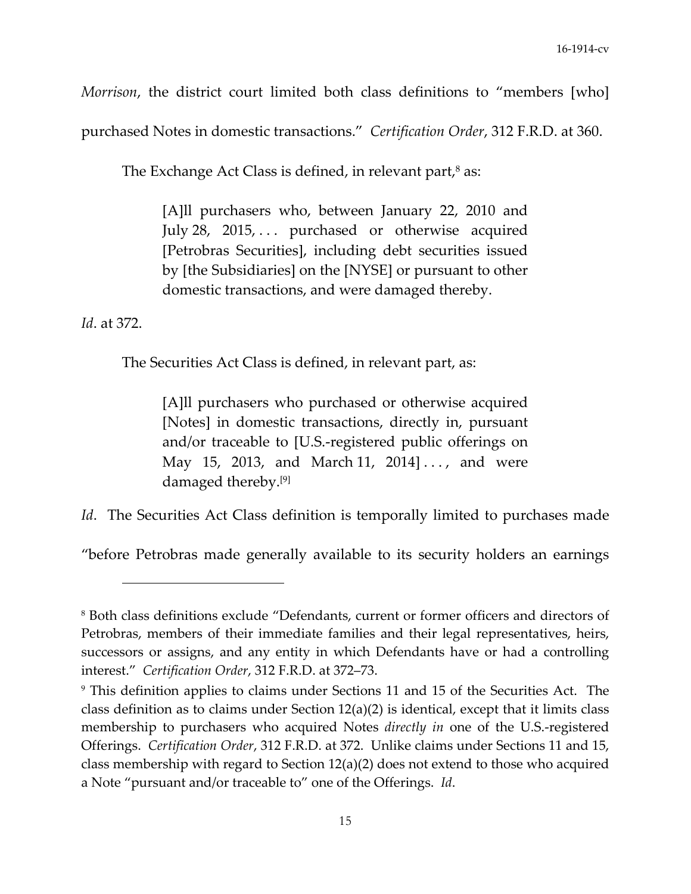*Morrison*, the district court limited both class definitions to "members [who] purchased Notes in domestic transactions." *Certification Order*, 312 F.R.D. at 360.

The Exchange Act Class is defined, in relevant part,[8] as:

> [A]ll purchasers who, between January 22, 2010 and July 28, 2015, . . . purchased or otherwise acquired [Petrobras Securities], including debt securities issued by [the Subsidiaries] on the [NYSE] or pursuant to other domestic transactions, and were damaged thereby.

*Id*. at 372.

The Securities Act Class is defined, in relevant part, as:

> [A]ll purchasers who purchased or otherwise acquired [Notes] in domestic transactions, directly in, pursuant and/or traceable to [U.S.-registered public offerings on May 15, 2013, and March 11, 2014] . . . , and were damaged thereby.[9]

*Id*. The Securities Act Class definition is temporally limited to purchases made "before Petrobras made generally available to its security holders an earnings

---

[8] Both class definitions exclude "Defendants, current or former officers and directors of Petrobras, members of their immediate families and their legal representatives, heirs, successors or assigns, and any entity in which Defendants have or had a controlling interest." *Certification Order*, 312 F.R.D. at 372–73.

[9] This definition applies to claims under Sections 11 and 15 of the Securities Act. The class definition as to claims under Section 12(a)(2) is identical, except that it limits class membership to purchasers who acquired Notes *directly in* one of the U.S.-registered Offerings. *Certification Order*, 312 F.R.D. at 372. Unlike claims under Sections 11 and 15, class membership with regard to Section 12(a)(2) does not extend to those who acquired a Note "pursuant and/or traceable to" one of the Offerings. *Id*.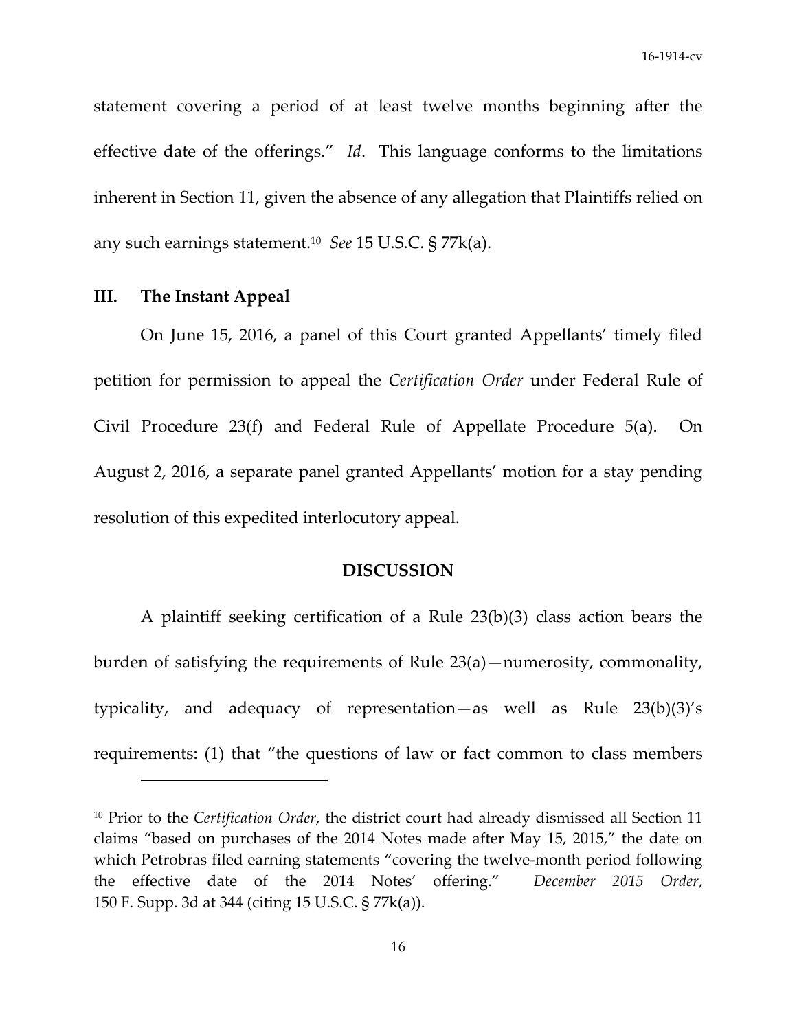statement covering a period of at least twelve months beginning after the effective date of the offerings." *Id*. This language conforms to the limitations inherent in Section 11, given the absence of any allegation that Plaintiffs relied on any such earnings statement.[10] *See* 15 U.S.C. § 77k(a).

## III. The Instant Appeal

On June 15, 2016, a panel of this Court granted Appellants' timely filed petition for permission to appeal the *Certification Order* under Federal Rule of Civil Procedure 23(f) and Federal Rule of Appellate Procedure 5(a). On August 2, 2016, a separate panel granted Appellants' motion for a stay pending resolution of this expedited interlocutory appeal.

## DISCUSSION

A plaintiff seeking certification of a Rule 23(b)(3) class action bears the burden of satisfying the requirements of Rule 23(a)—numerosity, commonality, typicality, and adequacy of representation—as well as Rule 23(b)(3)'s requirements: (1) that "the questions of law or fact common to class members

---

[10] Prior to the *Certification Order*, the district court had already dismissed all Section 11 claims "based on purchases of the 2014 Notes made after May 15, 2015," the date on which Petrobras filed earning statements "covering the twelve-month period following the effective date of the 2014 Notes' offering." *December 2015 Order*, 150 F. Supp. 3d at 344 (citing 15 U.S.C. § 77k(a)).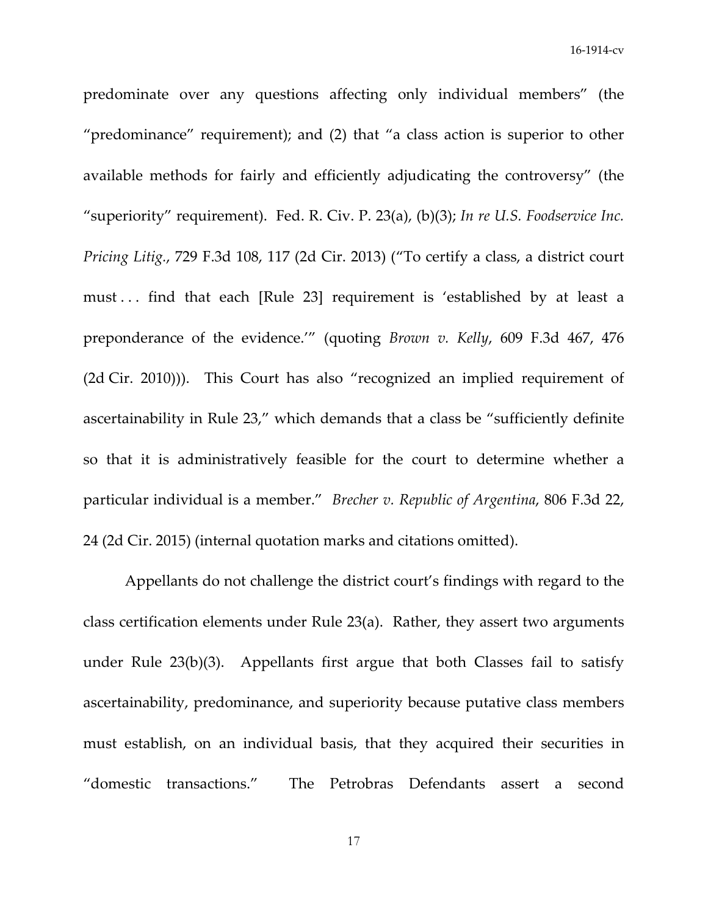predominate over any questions affecting only individual members" (the "predominance" requirement); and (2) that "a class action is superior to other available methods for fairly and efficiently adjudicating the controversy" (the "superiority" requirement). Fed. R. Civ. P. 23(a), (b)(3); *In re U.S. Foodservice Inc. Pricing Litig.*, 729 F.3d 108, 117 (2d Cir. 2013) ("To certify a class, a district court must . . . find that each [Rule 23] requirement is 'established by at least a preponderance of the evidence.'" (quoting *Brown v. Kelly*, 609 F.3d 467, 476 (2d Cir. 2010))). This Court has also "recognized an implied requirement of ascertainability in Rule 23," which demands that a class be "sufficiently definite so that it is administratively feasible for the court to determine whether a particular individual is a member." *Brecher v. Republic of Argentina*, 806 F.3d 22, 24 (2d Cir. 2015) (internal quotation marks and citations omitted).

Appellants do not challenge the district court's findings with regard to the class certification elements under Rule 23(a). Rather, they assert two arguments under Rule 23(b)(3). Appellants first argue that both Classes fail to satisfy ascertainability, predominance, and superiority because putative class members must establish, on an individual basis, that they acquired their securities in "domestic transactions." The Petrobras Defendants assert a second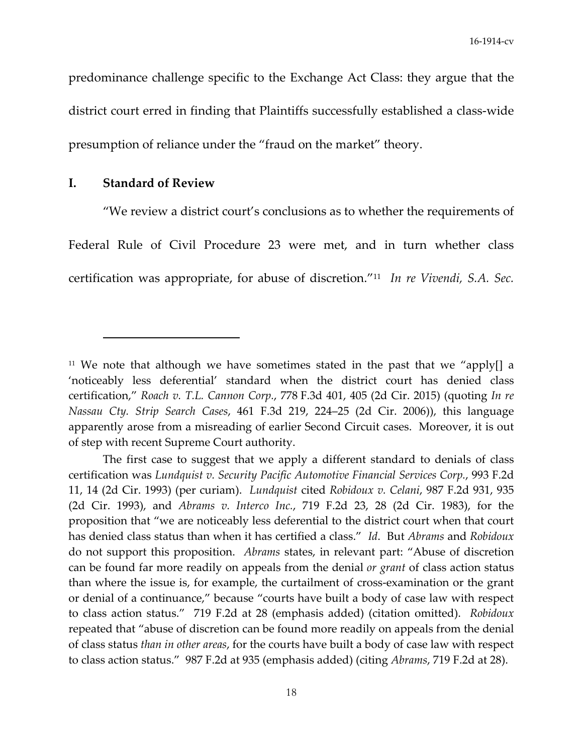predominance challenge specific to the Exchange Act Class: they argue that the district court erred in finding that Plaintiffs successfully established a class-wide presumption of reliance under the "fraud on the market" theory.

## I. Standard of Review

"We review a district court's conclusions as to whether the requirements of Federal Rule of Civil Procedure 23 were met, and in turn whether class certification was appropriate, for abuse of discretion."[11] *In re Vivendi, S.A. Sec.*

---

[11] We note that although we have sometimes stated in the past that we "apply[] a 'noticeably less deferential' standard when the district court has denied class certification," *Roach v. T.L. Cannon Corp.*, 778 F.3d 401, 405 (2d Cir. 2015) (quoting *In re Nassau Cty. Strip Search Cases*, 461 F.3d 219, 224–25 (2d Cir. 2006)), this language apparently arose from a misreading of earlier Second Circuit cases. Moreover, it is out of step with recent Supreme Court authority.

The first case to suggest that we apply a different standard to denials of class certification was *Lundquist v. Security Pacific Automotive Financial Services Corp.*, 993 F.2d 11, 14 (2d Cir. 1993) (per curiam). *Lundquist* cited *Robidoux v. Celani*, 987 F.2d 931, 935 (2d Cir. 1993), and *Abrams v. Interco Inc.*, 719 F.2d 23, 28 (2d Cir. 1983), for the proposition that "we are noticeably less deferential to the district court when that court has denied class status than when it has certified a class." *Id*. But *Abrams* and *Robidoux* do not support this proposition. *Abrams* states, in relevant part: "Abuse of discretion can be found far more readily on appeals from the denial *or grant* of class action status than where the issue is, for example, the curtailment of cross-examination or the grant or denial of a continuance," because "courts have built a body of case law with respect to class action status." 719 F.2d at 28 (emphasis added) (citation omitted). *Robidoux* repeated that "abuse of discretion can be found more readily on appeals from the denial of class status *than in other areas*, for the courts have built a body of case law with respect to class action status." 987 F.2d at 935 (emphasis added) (citing *Abrams*, 719 F.2d at 28).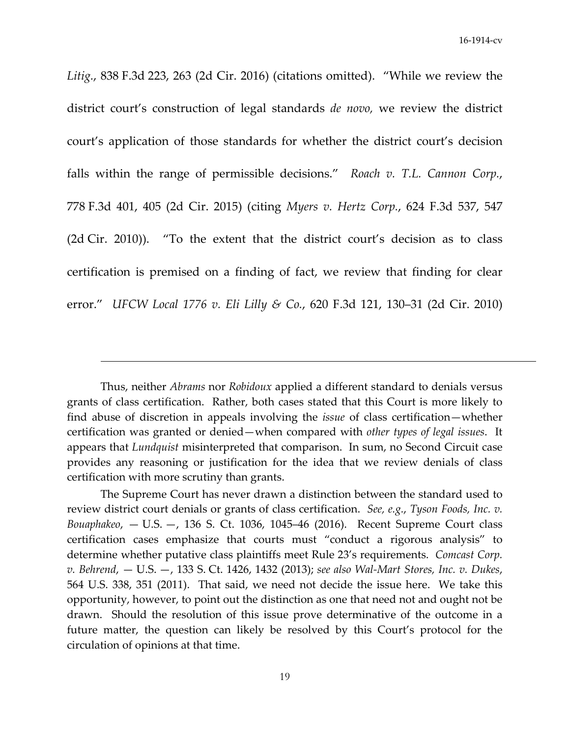*Litig.*, 838 F.3d 223, 263 (2d Cir. 2016) (citations omitted). "While we review the district court's construction of legal standards *de novo,* we review the district court's application of those standards for whether the district court's decision falls within the range of permissible decisions." *Roach v. T.L. Cannon Corp.*, 778 F.3d 401, 405 (2d Cir. 2015) (citing *Myers v. Hertz Corp.*, 624 F.3d 537, 547 (2d Cir. 2010)). "To the extent that the district court's decision as to class certification is premised on a finding of fact, we review that finding for clear error." *UFCW Local 1776 v. Eli Lilly & Co.*, 620 F.3d 121, 130–31 (2d Cir. 2010)

---

Thus, neither *Abrams* nor *Robidoux* applied a different standard to denials versus grants of class certification. Rather, both cases stated that this Court is more likely to find abuse of discretion in appeals involving the *issue* of class certification—whether certification was granted or denied—when compared with *other types of legal issues*. It appears that *Lundquist* misinterpreted that comparison. In sum, no Second Circuit case provides any reasoning or justification for the idea that we review denials of class certification with more scrutiny than grants.

The Supreme Court has never drawn a distinction between the standard used to review district court denials or grants of class certification. *See, e.g.*, *Tyson Foods, Inc. v. Bouaphakeo*, — U.S. —, 136 S. Ct. 1036, 1045–46 (2016). Recent Supreme Court class certification cases emphasize that courts must "conduct a rigorous analysis" to determine whether putative class plaintiffs meet Rule 23's requirements. *Comcast Corp. v. Behrend*, — U.S. —, 133 S. Ct. 1426, 1432 (2013); *see also Wal-Mart Stores, Inc. v. Dukes*, 564 U.S. 338, 351 (2011). That said, we need not decide the issue here. We take this opportunity, however, to point out the distinction as one that need not and ought not be drawn. Should the resolution of this issue prove determinative of the outcome in a future matter, the question can likely be resolved by this Court's protocol for the circulation of opinions at that time.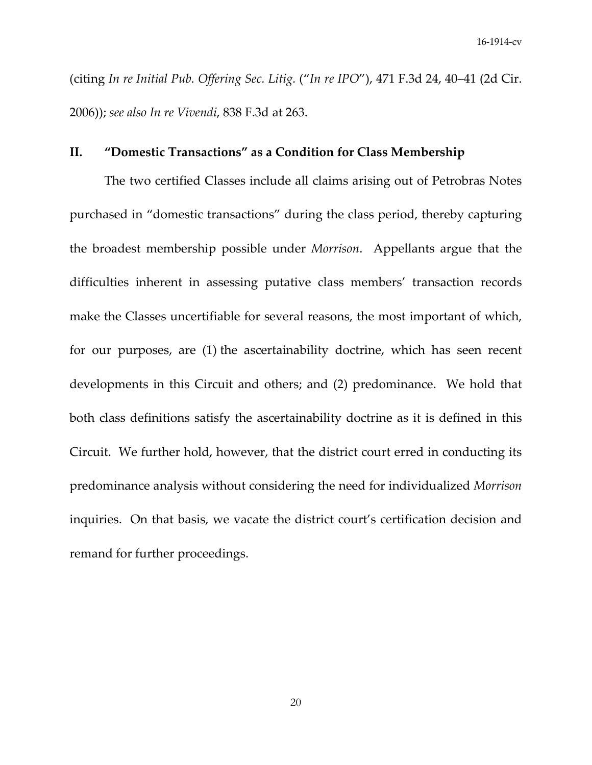(citing *In re Initial Pub. Offering Sec. Litig.* ("*In re IPO*"), 471 F.3d 24, 40–41 (2d Cir. 2006)); *see also In re Vivendi*, 838 F.3d at 263.

## II. "Domestic Transactions" as a Condition for Class Membership

The two certified Classes include all claims arising out of Petrobras Notes purchased in "domestic transactions" during the class period, thereby capturing the broadest membership possible under *Morrison*. Appellants argue that the difficulties inherent in assessing putative class members' transaction records make the Classes uncertifiable for several reasons, the most important of which, for our purposes, are (1) the ascertainability doctrine, which has seen recent developments in this Circuit and others; and (2) predominance. We hold that both class definitions satisfy the ascertainability doctrine as it is defined in this Circuit. We further hold, however, that the district court erred in conducting its predominance analysis without considering the need for individualized *Morrison* inquiries. On that basis, we vacate the district court's certification decision and remand for further proceedings.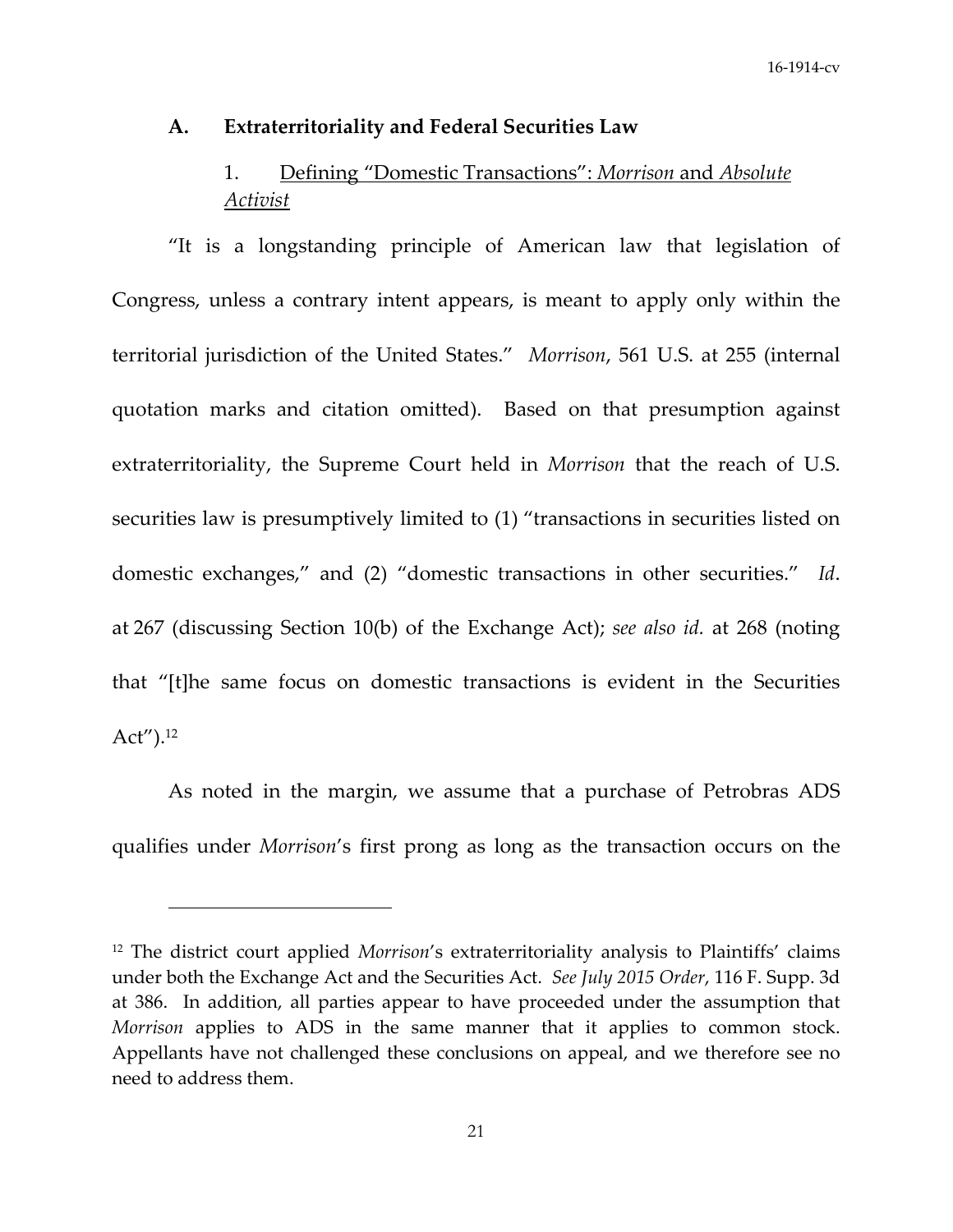### A. Extraterritoriality and Federal Securities Law

#### 1. Defining "Domestic Transactions": *Morrison* and *Absolute Activist*

"It is a longstanding principle of American law that legislation of Congress, unless a contrary intent appears, is meant to apply only within the territorial jurisdiction of the United States." *Morrison*, 561 U.S. at 255 (internal quotation marks and citation omitted). Based on that presumption against extraterritoriality, the Supreme Court held in *Morrison* that the reach of U.S. securities law is presumptively limited to (1) "transactions in securities listed on domestic exchanges," and (2) "domestic transactions in other securities." *Id*. at 267 (discussing Section 10(b) of the Exchange Act); *see also id.* at 268 (noting that "[t]he same focus on domestic transactions is evident in the Securities Act").[12]

As noted in the margin, we assume that a purchase of Petrobras ADS qualifies under *Morrison*'s first prong as long as the transaction occurs on the

---

[12] The district court applied *Morrison*'s extraterritoriality analysis to Plaintiffs' claims under both the Exchange Act and the Securities Act. *See July 2015 Order*, 116 F. Supp. 3d at 386. In addition, all parties appear to have proceeded under the assumption that *Morrison* applies to ADS in the same manner that it applies to common stock. Appellants have not challenged these conclusions on appeal, and we therefore see no need to address them.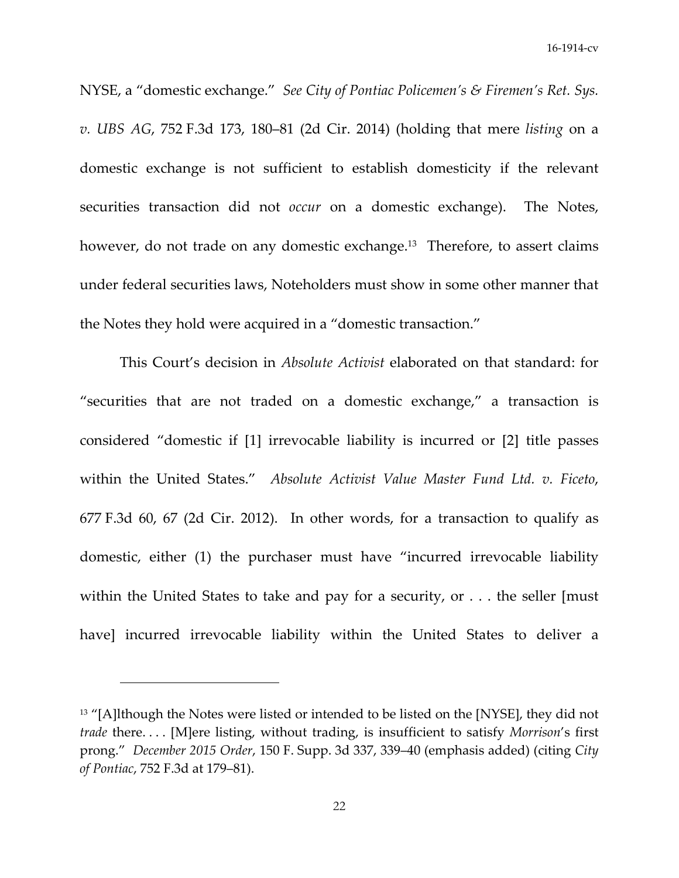NYSE, a "domestic exchange." *See City of Pontiac Policemen's & Firemen's Ret. Sys. v. UBS AG*, 752 F.3d 173, 180–81 (2d Cir. 2014) (holding that mere *listing* on a domestic exchange is not sufficient to establish domesticity if the relevant securities transaction did not *occur* on a domestic exchange). The Notes, however, do not trade on any domestic exchange.[13] Therefore, to assert claims under federal securities laws, Noteholders must show in some other manner that the Notes they hold were acquired in a "domestic transaction."

This Court's decision in *Absolute Activist* elaborated on that standard: for "securities that are not traded on a domestic exchange," a transaction is considered "domestic if [1] irrevocable liability is incurred or [2] title passes within the United States." *Absolute Activist Value Master Fund Ltd. v. Ficeto*, 677 F.3d 60, 67 (2d Cir. 2012). In other words, for a transaction to qualify as domestic, either (1) the purchaser must have "incurred irrevocable liability within the United States to take and pay for a security, or . . . the seller [must have] incurred irrevocable liability within the United States to deliver a

---

[13] "[A]lthough the Notes were listed or intended to be listed on the [NYSE], they did not *trade* there. . . . [M]ere listing, without trading, is insufficient to satisfy *Morrison*'s first prong." *December 2015 Order*, 150 F. Supp. 3d 337, 339–40 (emphasis added) (citing *City of Pontiac*, 752 F.3d at 179–81).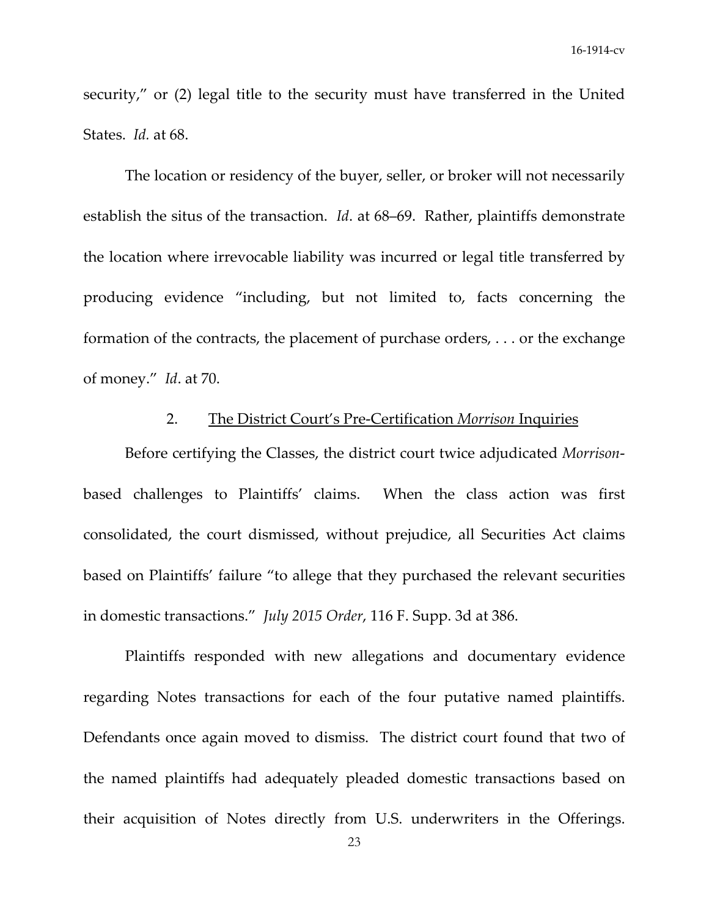security," or (2) legal title to the security must have transferred in the United States. *Id.* at 68.

The location or residency of the buyer, seller, or broker will not necessarily establish the situs of the transaction. *Id*. at 68–69. Rather, plaintiffs demonstrate the location where irrevocable liability was incurred or legal title transferred by producing evidence "including, but not limited to, facts concerning the formation of the contracts, the placement of purchase orders, . . . or the exchange of money." *Id*. at 70.

2. <u>The District Court's Pre-Certification *Morrison* Inquiries</u>

Before certifying the Classes, the district court twice adjudicated *Morrison*-based challenges to Plaintiffs' claims. When the class action was first consolidated, the court dismissed, without prejudice, all Securities Act claims based on Plaintiffs' failure "to allege that they purchased the relevant securities in domestic transactions." *July 2015 Order*, 116 F. Supp. 3d at 386.

Plaintiffs responded with new allegations and documentary evidence regarding Notes transactions for each of the four putative named plaintiffs. Defendants once again moved to dismiss. The district court found that two of the named plaintiffs had adequately pleaded domestic transactions based on their acquisition of Notes directly from U.S. underwriters in the Offerings.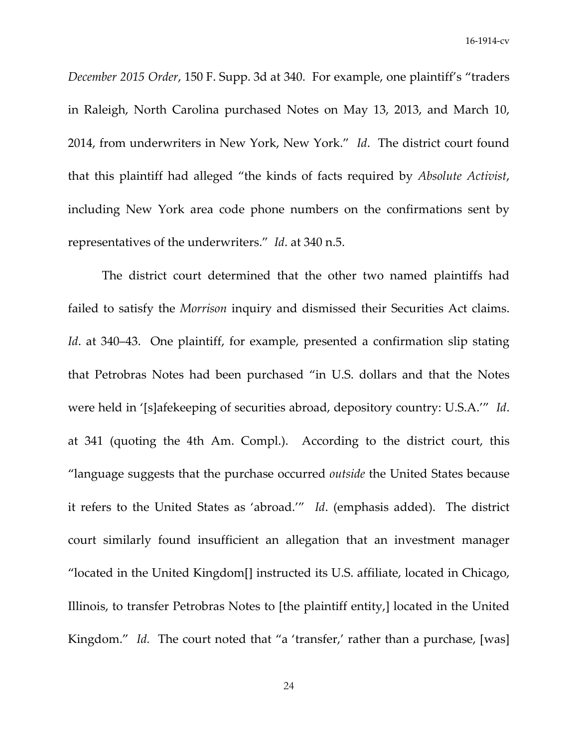*December 2015 Order*, 150 F. Supp. 3d at 340. For example, one plaintiff's "traders in Raleigh, North Carolina purchased Notes on May 13, 2013, and March 10, 2014, from underwriters in New York, New York." *Id*. The district court found that this plaintiff had alleged "the kinds of facts required by *Absolute Activist*, including New York area code phone numbers on the confirmations sent by representatives of the underwriters." *Id*. at 340 n.5.

The district court determined that the other two named plaintiffs had failed to satisfy the *Morrison* inquiry and dismissed their Securities Act claims. *Id*. at 340–43. One plaintiff, for example, presented a confirmation slip stating that Petrobras Notes had been purchased "in U.S. dollars and that the Notes were held in '[s]afekeeping of securities abroad, depository country: U.S.A.'" *Id*. at 341 (quoting the 4th Am. Compl.). According to the district court, this "language suggests that the purchase occurred *outside* the United States because it refers to the United States as 'abroad.'" *Id*. (emphasis added). The district court similarly found insufficient an allegation that an investment manager "located in the United Kingdom[] instructed its U.S. affiliate, located in Chicago, Illinois, to transfer Petrobras Notes to [the plaintiff entity,] located in the United Kingdom." *Id.* The court noted that "a 'transfer,' rather than a purchase, [was]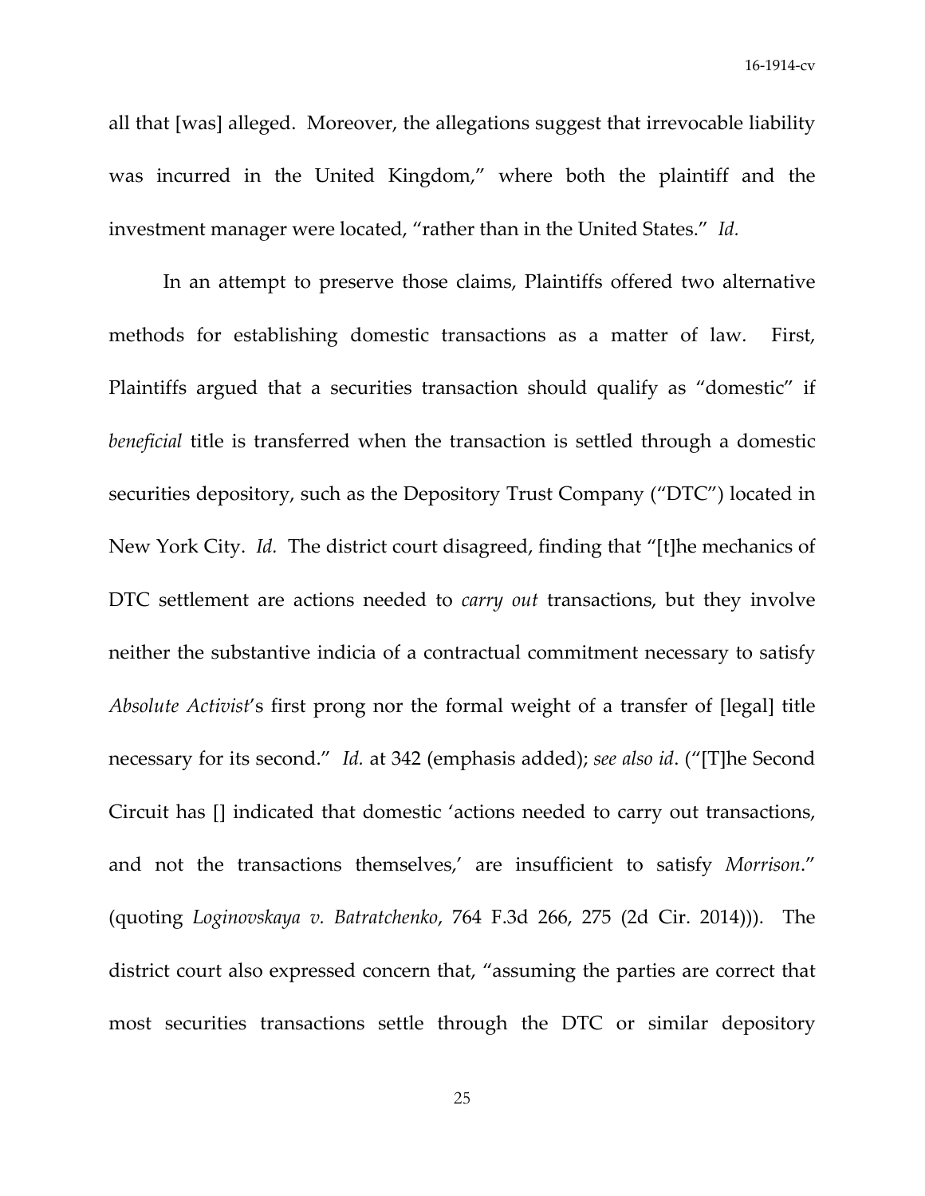all that [was] alleged. Moreover, the allegations suggest that irrevocable liability was incurred in the United Kingdom," where both the plaintiff and the investment manager were located, "rather than in the United States." *Id.*

In an attempt to preserve those claims, Plaintiffs offered two alternative methods for establishing domestic transactions as a matter of law. First, Plaintiffs argued that a securities transaction should qualify as "domestic" if *beneficial* title is transferred when the transaction is settled through a domestic securities depository, such as the Depository Trust Company ("DTC") located in New York City. *Id.* The district court disagreed, finding that "[t]he mechanics of DTC settlement are actions needed to *carry out* transactions, but they involve neither the substantive indicia of a contractual commitment necessary to satisfy *Absolute Activist*'s first prong nor the formal weight of a transfer of [legal] title necessary for its second." *Id.* at 342 (emphasis added); *see also id*. ("[T]he Second Circuit has [] indicated that domestic 'actions needed to carry out transactions, and not the transactions themselves,' are insufficient to satisfy *Morrison*." (quoting *Loginovskaya v. Batratchenko*, 764 F.3d 266, 275 (2d Cir. 2014))). The district court also expressed concern that, "assuming the parties are correct that most securities transactions settle through the DTC or similar depository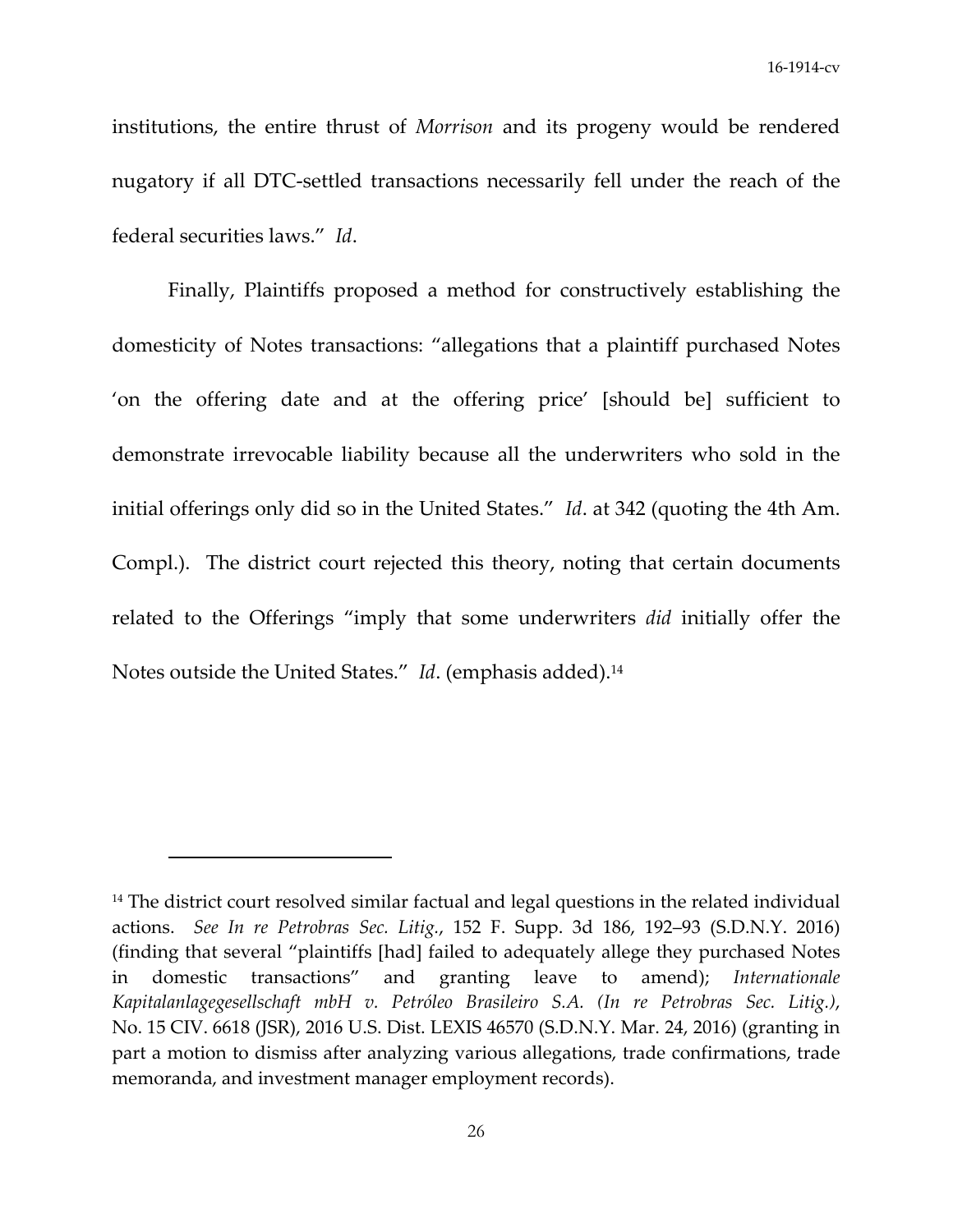institutions, the entire thrust of *Morrison* and its progeny would be rendered nugatory if all DTC-settled transactions necessarily fell under the reach of the federal securities laws." *Id*.

Finally, Plaintiffs proposed a method for constructively establishing the domesticity of Notes transactions: "allegations that a plaintiff purchased Notes 'on the offering date and at the offering price' [should be] sufficient to demonstrate irrevocable liability because all the underwriters who sold in the initial offerings only did so in the United States." *Id*. at 342 (quoting the 4th Am. Compl.). The district court rejected this theory, noting that certain documents related to the Offerings "imply that some underwriters *did* initially offer the Notes outside the United States." *Id*. (emphasis added).[14]

---

[14] The district court resolved similar factual and legal questions in the related individual actions. *See In re Petrobras Sec. Litig.*, 152 F. Supp. 3d 186, 192–93 (S.D.N.Y. 2016) (finding that several "plaintiffs [had] failed to adequately allege they purchased Notes in domestic transactions" and granting leave to amend); *Internationale Kapitalanlagegesellschaft mbH v. Petróleo Brasileiro S.A. (In re Petrobras Sec. Litig.)*, No. 15 CIV. 6618 (JSR), 2016 U.S. Dist. LEXIS 46570 (S.D.N.Y. Mar. 24, 2016) (granting in part a motion to dismiss after analyzing various allegations, trade confirmations, trade memoranda, and investment manager employment records).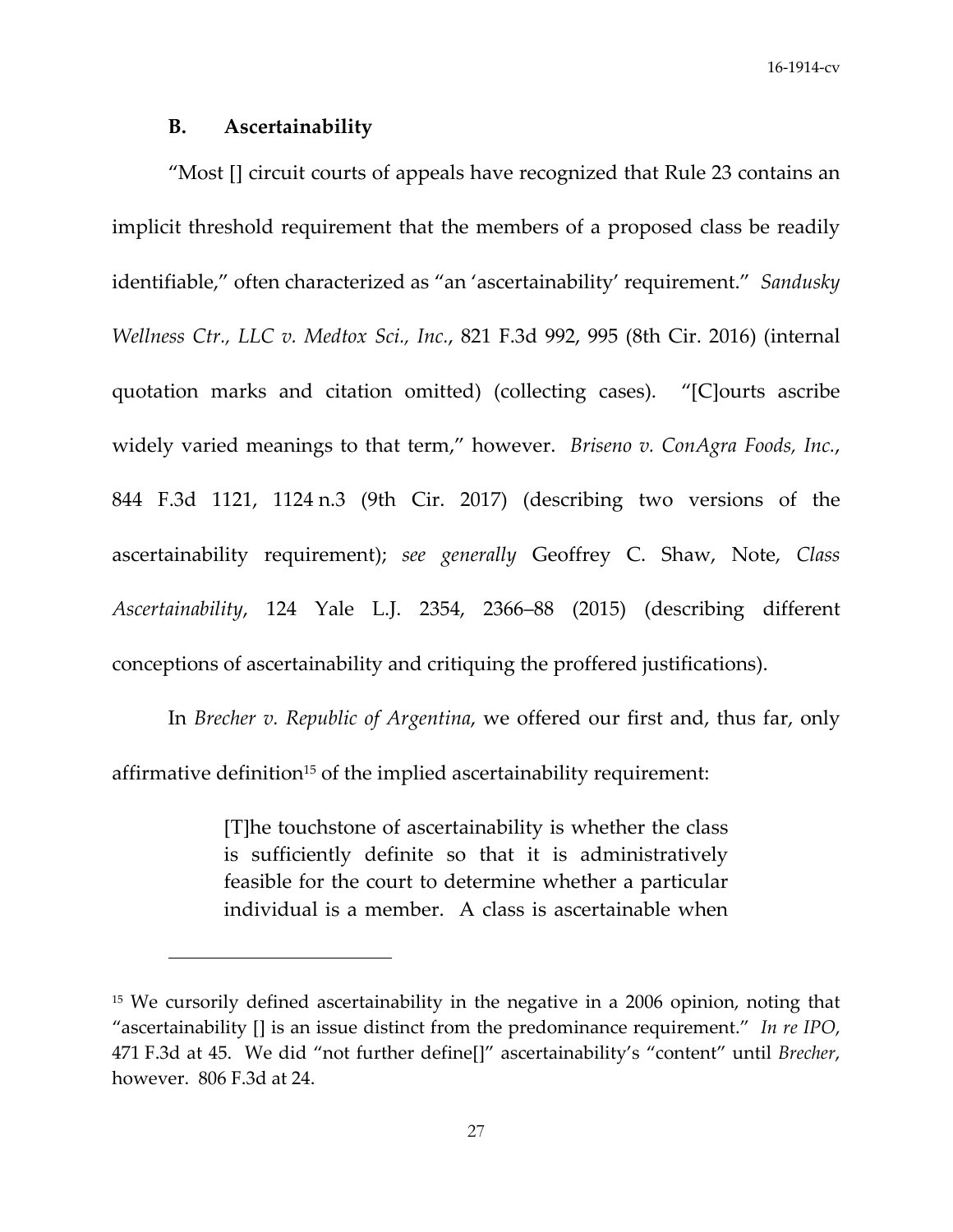### B. Ascertainability

"Most [] circuit courts of appeals have recognized that Rule 23 contains an implicit threshold requirement that the members of a proposed class be readily identifiable," often characterized as "an 'ascertainability' requirement." *Sandusky Wellness Ctr., LLC v. Medtox Sci., Inc.*, 821 F.3d 992, 995 (8th Cir. 2016) (internal quotation marks and citation omitted) (collecting cases). "[C]ourts ascribe widely varied meanings to that term," however. *Briseno v. ConAgra Foods, Inc.*, 844 F.3d 1121, 1124 n.3 (9th Cir. 2017) (describing two versions of the ascertainability requirement); *see generally* Geoffrey C. Shaw, Note, *Class Ascertainability*, 124 Yale L.J. 2354, 2366–88 (2015) (describing different conceptions of ascertainability and critiquing the proffered justifications).

In *Brecher v. Republic of Argentina*, we offered our first and, thus far, only affirmative definition[15] of the implied ascertainability requirement:

> [T]he touchstone of ascertainability is whether the class is sufficiently definite so that it is administratively feasible for the court to determine whether a particular individual is a member. A class is ascertainable when

---

[15] We cursorily defined ascertainability in the negative in a 2006 opinion, noting that "ascertainability [] is an issue distinct from the predominance requirement." *In re IPO*, 471 F.3d at 45. We did "not further define[]" ascertainability's "content" until *Brecher*, however. 806 F.3d at 24.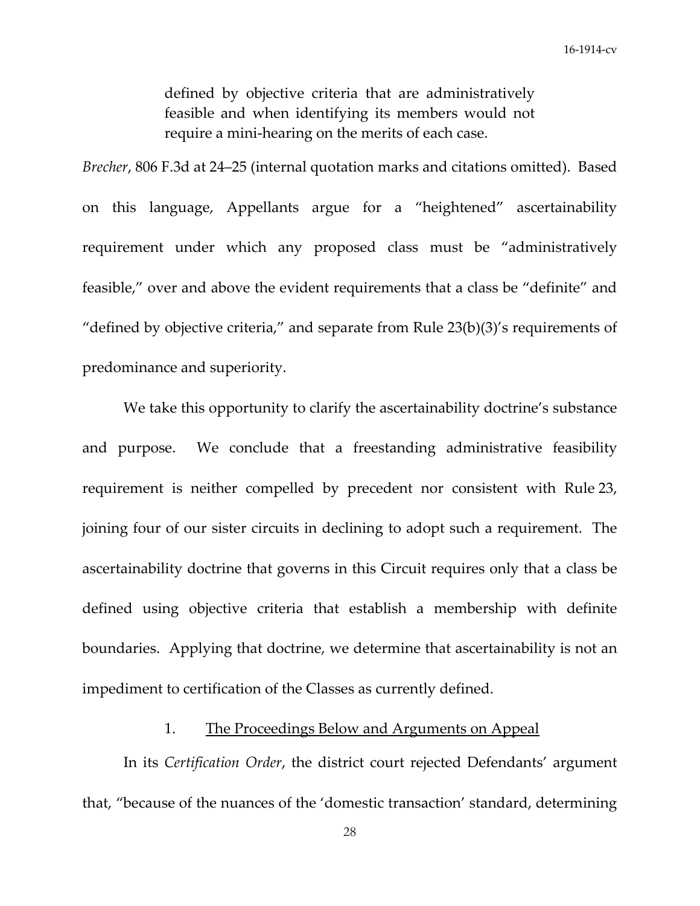> defined by objective criteria that are administratively feasible and when identifying its members would not require a mini-hearing on the merits of each case.

*Brecher*, 806 F.3d at 24–25 (internal quotation marks and citations omitted). Based on this language, Appellants argue for a "heightened" ascertainability requirement under which any proposed class must be "administratively feasible," over and above the evident requirements that a class be "definite" and "defined by objective criteria," and separate from Rule 23(b)(3)'s requirements of predominance and superiority.

We take this opportunity to clarify the ascertainability doctrine's substance and purpose. We conclude that a freestanding administrative feasibility requirement is neither compelled by precedent nor consistent with Rule 23, joining four of our sister circuits in declining to adopt such a requirement. The ascertainability doctrine that governs in this Circuit requires only that a class be defined using objective criteria that establish a membership with definite boundaries. Applying that doctrine, we determine that ascertainability is not an impediment to certification of the Classes as currently defined.

1. <u>The Proceedings Below and Arguments on Appeal</u>

In its *Certification Order*, the district court rejected Defendants' argument that, "because of the nuances of the 'domestic transaction' standard, determining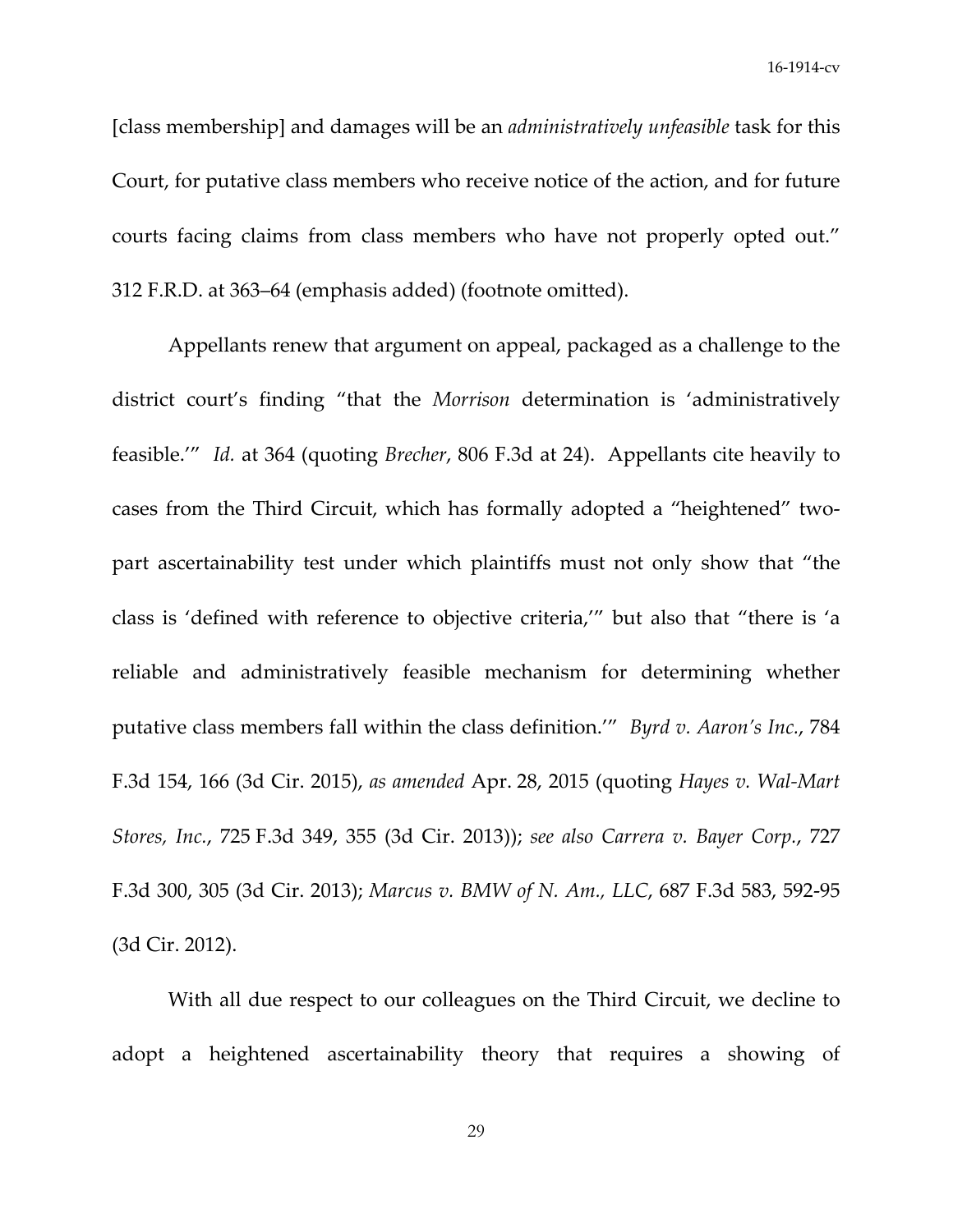[class membership] and damages will be an *administratively unfeasible* task for this Court, for putative class members who receive notice of the action, and for future courts facing claims from class members who have not properly opted out." 312 F.R.D. at 363–64 (emphasis added) (footnote omitted).

Appellants renew that argument on appeal, packaged as a challenge to the district court's finding "that the *Morrison* determination is 'administratively feasible.'" *Id.* at 364 (quoting *Brecher*, 806 F.3d at 24). Appellants cite heavily to cases from the Third Circuit, which has formally adopted a "heightened" two-part ascertainability test under which plaintiffs must not only show that "the class is 'defined with reference to objective criteria,'" but also that "there is 'a reliable and administratively feasible mechanism for determining whether putative class members fall within the class definition.'" *Byrd v. Aaron's Inc.*, 784 F.3d 154, 166 (3d Cir. 2015), *as amended* Apr. 28, 2015 (quoting *Hayes v. Wal-Mart Stores, Inc.*, 725 F.3d 349, 355 (3d Cir. 2013)); *see also Carrera v. Bayer Corp.*, 727 F.3d 300, 305 (3d Cir. 2013); *Marcus v. BMW of N. Am., LLC*, 687 F.3d 583, 592-95 (3d Cir. 2012).

With all due respect to our colleagues on the Third Circuit, we decline to adopt a heightened ascertainability theory that requires a showing of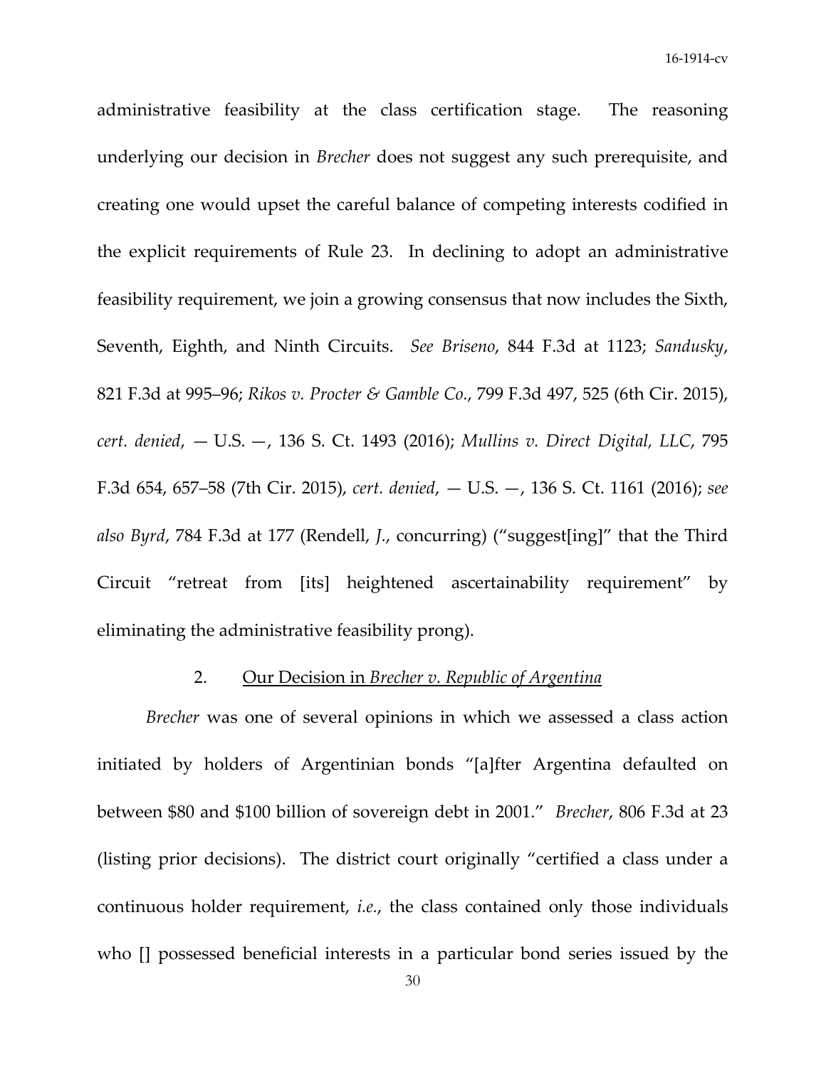administrative feasibility at the class certification stage. The reasoning underlying our decision in *Brecher* does not suggest any such prerequisite, and creating one would upset the careful balance of competing interests codified in the explicit requirements of Rule 23. In declining to adopt an administrative feasibility requirement, we join a growing consensus that now includes the Sixth, Seventh, Eighth, and Ninth Circuits. *See Briseno*, 844 F.3d at 1123; *Sandusky*, 821 F.3d at 995–96; *Rikos v. Procter & Gamble Co.*, 799 F.3d 497, 525 (6th Cir. 2015), *cert. denied*, — U.S. —, 136 S. Ct. 1493 (2016); *Mullins v. Direct Digital, LLC*, 795 F.3d 654, 657–58 (7th Cir. 2015), *cert. denied*, — U.S. —, 136 S. Ct. 1161 (2016); *see also Byrd*, 784 F.3d at 177 (Rendell, *J.*, concurring) ("suggest[ing]" that the Third Circuit "retreat from [its] heightened ascertainability requirement" by eliminating the administrative feasibility prong).

### 2. <u>Our Decision in *Brecher v. Republic of Argentina*</u>

*Brecher* was one of several opinions in which we assessed a class action initiated by holders of Argentinian bonds "[a]fter Argentina defaulted on between $80 and $100 billion of sovereign debt in 2001." *Brecher*, 806 F.3d at 23 (listing prior decisions). The district court originally "certified a class under a continuous holder requirement, *i.e.*, the class contained only those individuals who [] possessed beneficial interests in a particular bond series issued by the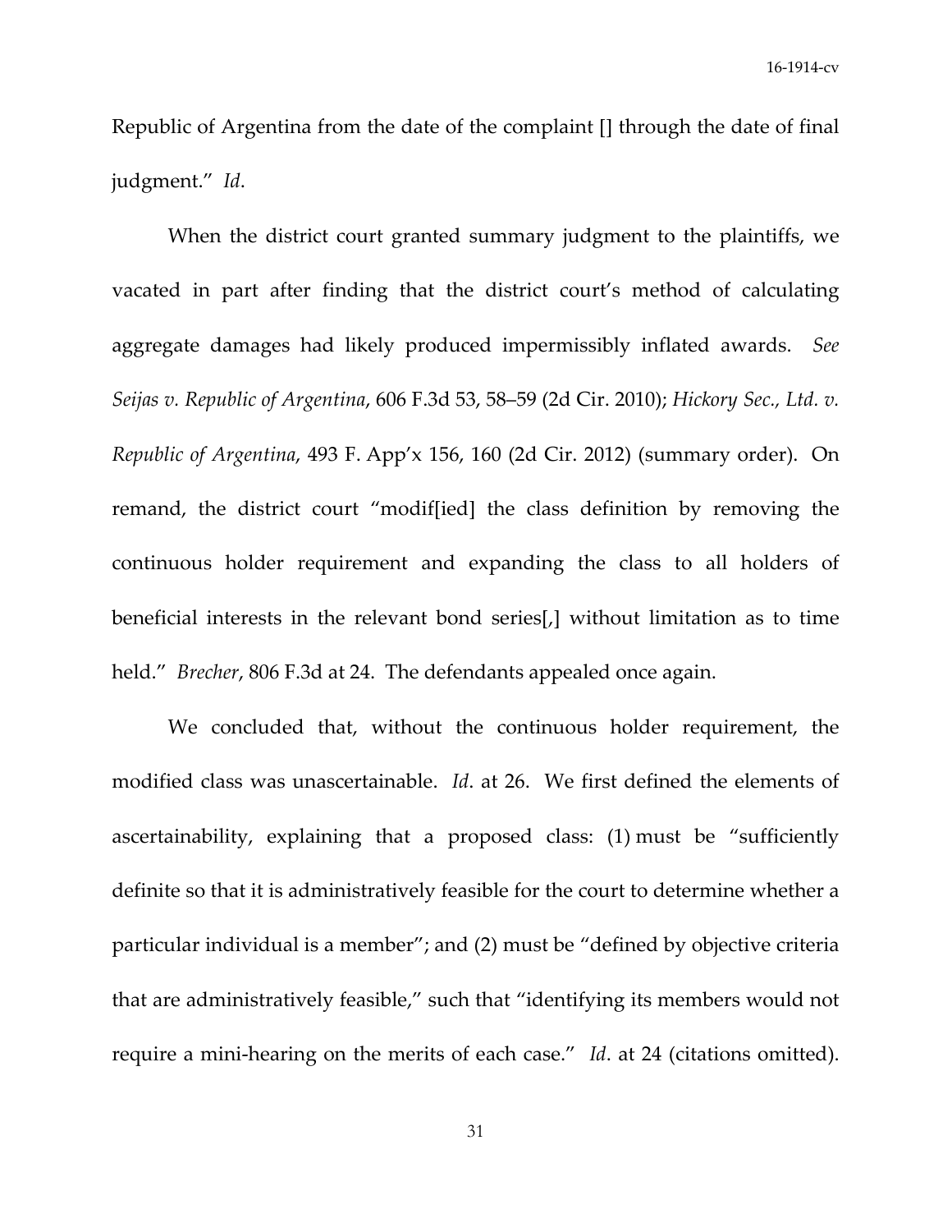Republic of Argentina from the date of the complaint [] through the date of final judgment." *Id*.

When the district court granted summary judgment to the plaintiffs, we vacated in part after finding that the district court's method of calculating aggregate damages had likely produced impermissibly inflated awards. *See Seijas v. Republic of Argentina*, 606 F.3d 53, 58–59 (2d Cir. 2010); *Hickory Sec., Ltd. v. Republic of Argentina*, 493 F. App'x 156, 160 (2d Cir. 2012) (summary order). On remand, the district court "modif[ied] the class definition by removing the continuous holder requirement and expanding the class to all holders of beneficial interests in the relevant bond series[,] without limitation as to time held." *Brecher*, 806 F.3d at 24. The defendants appealed once again.

We concluded that, without the continuous holder requirement, the modified class was unascertainable. *Id*. at 26. We first defined the elements of ascertainability, explaining that a proposed class: (1) must be "sufficiently definite so that it is administratively feasible for the court to determine whether a particular individual is a member"; and (2) must be "defined by objective criteria that are administratively feasible," such that "identifying its members would not require a mini-hearing on the merits of each case." *Id*. at 24 (citations omitted).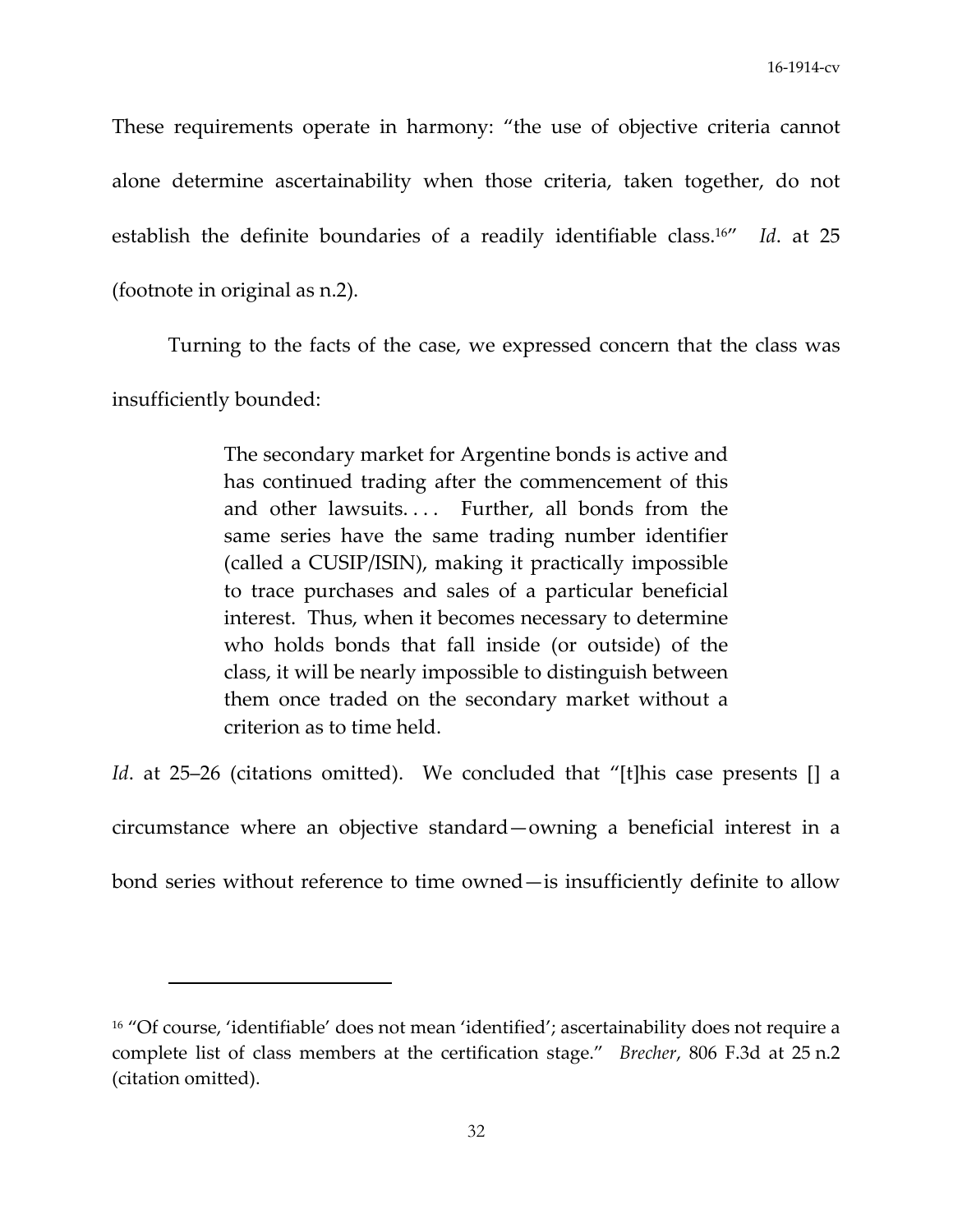These requirements operate in harmony: "the use of objective criteria cannot alone determine ascertainability when those criteria, taken together, do not establish the definite boundaries of a readily identifiable class.[16]" *Id*. at 25 (footnote in original as n.2).

Turning to the facts of the case, we expressed concern that the class was insufficiently bounded:

> The secondary market for Argentine bonds is active and has continued trading after the commencement of this and other lawsuits. . . . Further, all bonds from the same series have the same trading number identifier (called a CUSIP/ISIN), making it practically impossible to trace purchases and sales of a particular beneficial interest. Thus, when it becomes necessary to determine who holds bonds that fall inside (or outside) of the class, it will be nearly impossible to distinguish between them once traded on the secondary market without a criterion as to time held.

*Id*. at 25–26 (citations omitted). We concluded that "[t]his case presents [] a circumstance where an objective standard—owning a beneficial interest in a bond series without reference to time owned—is insufficiently definite to allow

---

[16] "Of course, 'identifiable' does not mean 'identified'; ascertainability does not require a complete list of class members at the certification stage." *Brecher*, 806 F.3d at 25 n.2 (citation omitted).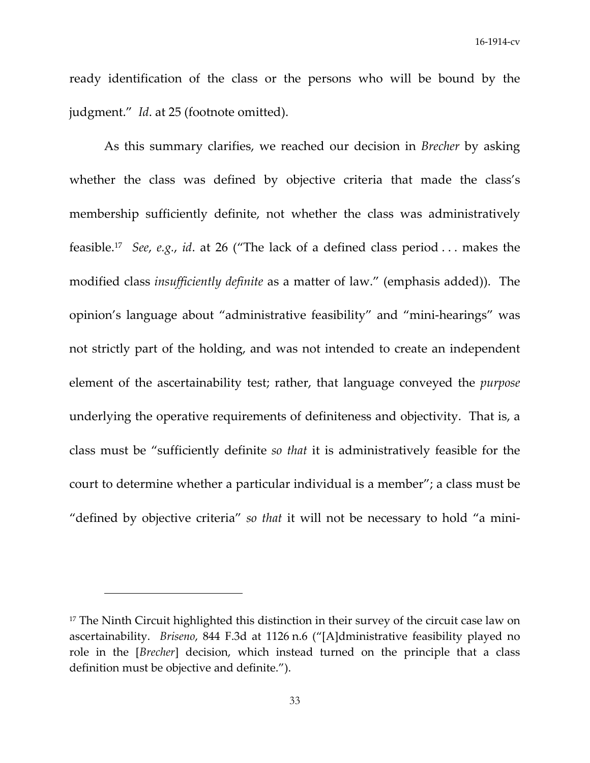ready identification of the class or the persons who will be bound by the judgment." *Id*. at 25 (footnote omitted).

As this summary clarifies, we reached our decision in *Brecher* by asking whether the class was defined by objective criteria that made the class's membership sufficiently definite, not whether the class was administratively feasible.[17] *See*, *e.g.*, *id*. at 26 ("The lack of a defined class period . . . makes the modified class *insufficiently definite* as a matter of law." (emphasis added)). The opinion's language about "administrative feasibility" and "mini-hearings" was not strictly part of the holding, and was not intended to create an independent element of the ascertainability test; rather, that language conveyed the *purpose* underlying the operative requirements of definiteness and objectivity. That is, a class must be "sufficiently definite *so that* it is administratively feasible for the court to determine whether a particular individual is a member"; a class must be "defined by objective criteria" *so that* it will not be necessary to hold "a mini-

---

[17] The Ninth Circuit highlighted this distinction in their survey of the circuit case law on ascertainability. *Briseno*, 844 F.3d at 1126 n.6 ("[A]dministrative feasibility played no role in the [*Brecher*] decision, which instead turned on the principle that a class definition must be objective and definite.").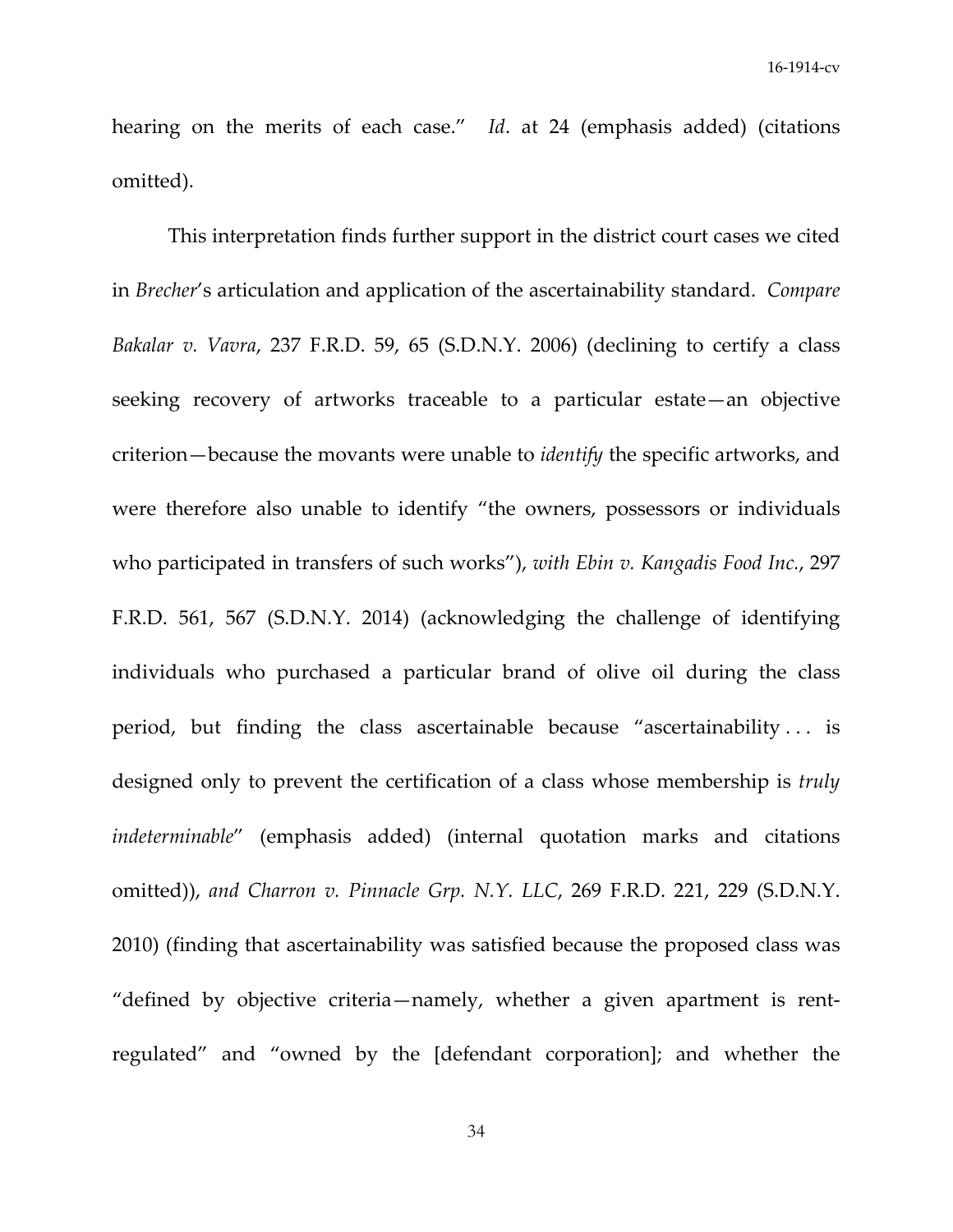hearing on the merits of each case." *Id*. at 24 (emphasis added) (citations omitted).

This interpretation finds further support in the district court cases we cited in *Brecher*'s articulation and application of the ascertainability standard. *Compare Bakalar v. Vavra*, 237 F.R.D. 59, 65 (S.D.N.Y. 2006) (declining to certify a class seeking recovery of artworks traceable to a particular estate—an objective criterion—because the movants were unable to *identify* the specific artworks, and were therefore also unable to identify "the owners, possessors or individuals who participated in transfers of such works"), *with Ebin v. Kangadis Food Inc.*, 297 F.R.D. 561, 567 (S.D.N.Y. 2014) (acknowledging the challenge of identifying individuals who purchased a particular brand of olive oil during the class period, but finding the class ascertainable because "ascertainability . . . is designed only to prevent the certification of a class whose membership is *truly indeterminable*" (emphasis added) (internal quotation marks and citations omitted)), *and Charron v. Pinnacle Grp. N.Y. LLC*, 269 F.R.D. 221, 229 (S.D.N.Y. 2010) (finding that ascertainability was satisfied because the proposed class was "defined by objective criteria—namely, whether a given apartment is rent-regulated" and "owned by the [defendant corporation]; and whether the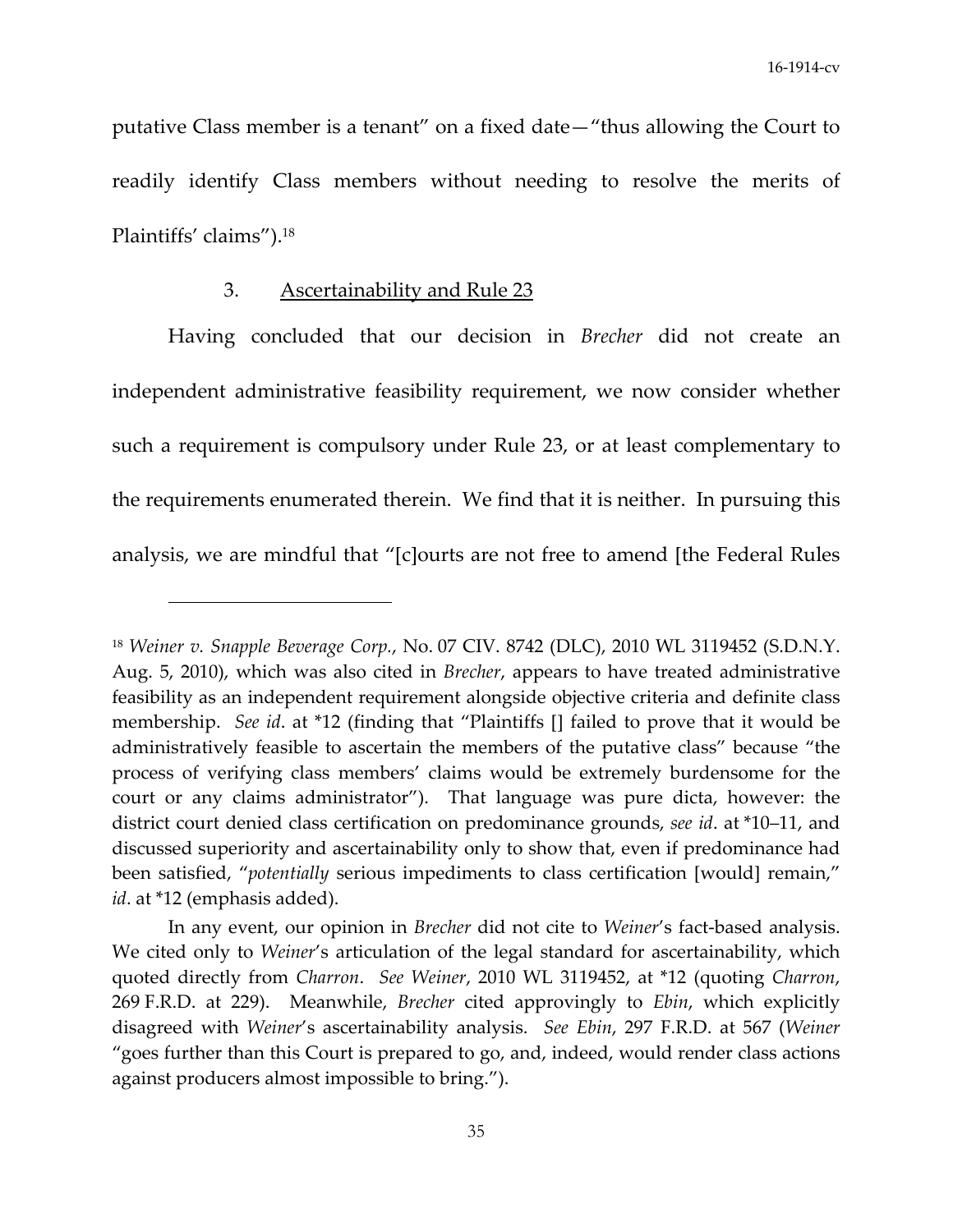putative Class member is a tenant" on a fixed date—"thus allowing the Court to readily identify Class members without needing to resolve the merits of Plaintiffs' claims").[18]

### 3. Ascertainability and Rule 23

Having concluded that our decision in *Brecher* did not create an independent administrative feasibility requirement, we now consider whether such a requirement is compulsory under Rule 23, or at least complementary to the requirements enumerated therein. We find that it is neither. In pursuing this analysis, we are mindful that "[c]ourts are not free to amend [the Federal Rules

---

[18] *Weiner v. Snapple Beverage Corp.*, No. 07 CIV. 8742 (DLC), 2010 WL 3119452 (S.D.N.Y. Aug. 5, 2010), which was also cited in *Brecher*, appears to have treated administrative feasibility as an independent requirement alongside objective criteria and definite class membership. *See id*. at *12 (finding that "Plaintiffs [] failed to prove that it would be administratively feasible to ascertain the members of the putative class" because "the process of verifying class members' claims would be extremely burdensome for the court or any claims administrator"). That language was pure dicta, however: the district court denied class certification on predominance grounds, *see id*. at *10–11, and discussed superiority and ascertainability only to show that, even if predominance had been satisfied, "*potentially* serious impediments to class certification [would] remain," *id*. at *12 (emphasis added).

In any event, our opinion in *Brecher* did not cite to *Weiner*'s fact-based analysis. We cited only to *Weiner*'s articulation of the legal standard for ascertainability, which quoted directly from *Charron*. *See Weiner*, 2010 WL 3119452, at *12 (quoting *Charron*, 269 F.R.D. at 229). Meanwhile, *Brecher* cited approvingly to *Ebin*, which explicitly disagreed with *Weiner*'s ascertainability analysis. *See Ebin*, 297 F.R.D. at 567 (*Weiner* "goes further than this Court is prepared to go, and, indeed, would render class actions against producers almost impossible to bring.").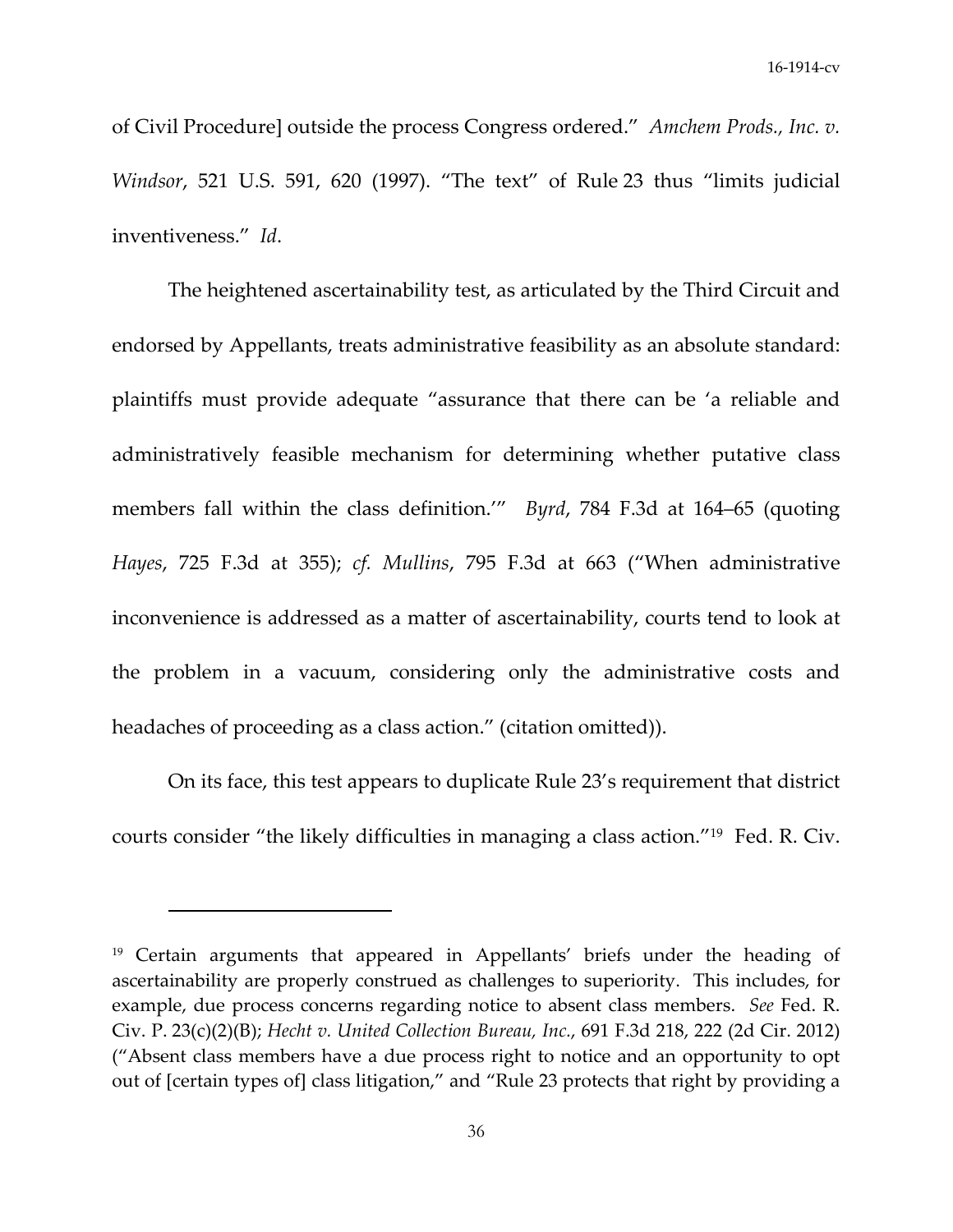of Civil Procedure] outside the process Congress ordered." *Amchem Prods., Inc. v. Windsor*, 521 U.S. 591, 620 (1997). "The text" of Rule 23 thus "limits judicial inventiveness." *Id*.

The heightened ascertainability test, as articulated by the Third Circuit and endorsed by Appellants, treats administrative feasibility as an absolute standard: plaintiffs must provide adequate "assurance that there can be 'a reliable and administratively feasible mechanism for determining whether putative class members fall within the class definition.'" *Byrd*, 784 F.3d at 164–65 (quoting *Hayes*, 725 F.3d at 355); *cf. Mullins*, 795 F.3d at 663 ("When administrative inconvenience is addressed as a matter of ascertainability, courts tend to look at the problem in a vacuum, considering only the administrative costs and headaches of proceeding as a class action." (citation omitted)).

On its face, this test appears to duplicate Rule 23's requirement that district courts consider "the likely difficulties in managing a class action."[19] Fed. R. Civ.

---

[19] Certain arguments that appeared in Appellants' briefs under the heading of ascertainability are properly construed as challenges to superiority. This includes, for example, due process concerns regarding notice to absent class members. *See* Fed. R. Civ. P. 23(c)(2)(B); *Hecht v. United Collection Bureau, Inc.*, 691 F.3d 218, 222 (2d Cir. 2012) ("Absent class members have a due process right to notice and an opportunity to opt out of [certain types of] class litigation," and "Rule 23 protects that right by providing a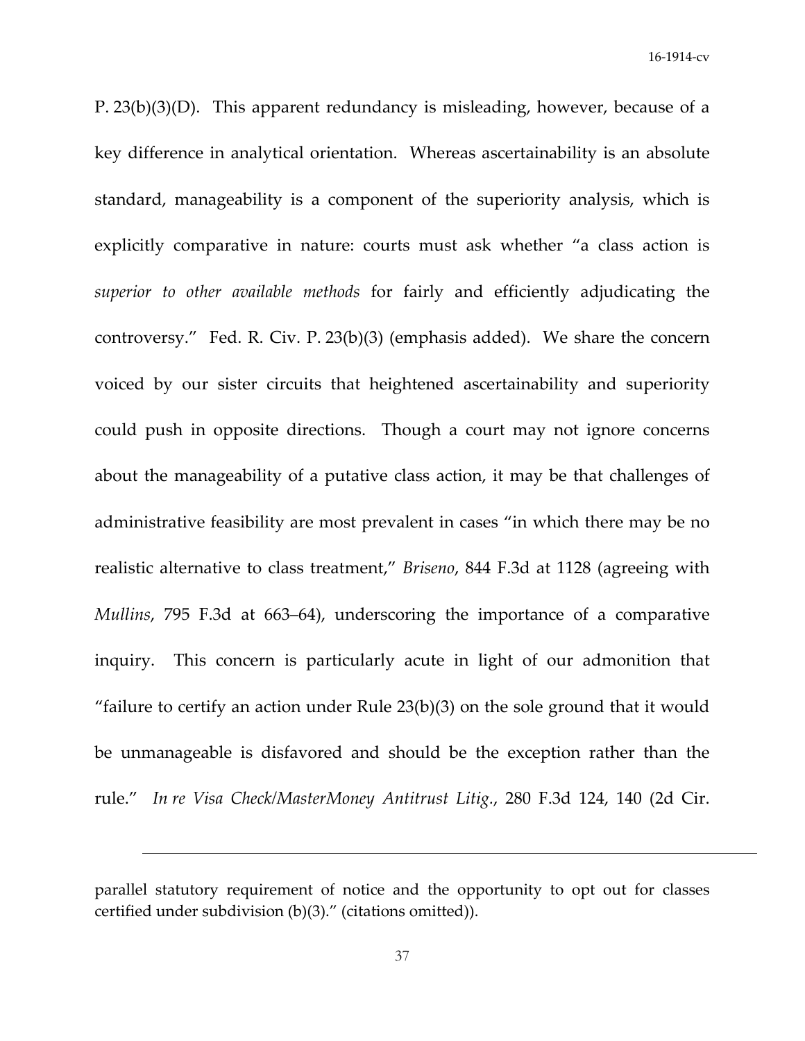P. 23(b)(3)(D). This apparent redundancy is misleading, however, because of a key difference in analytical orientation. Whereas ascertainability is an absolute standard, manageability is a component of the superiority analysis, which is explicitly comparative in nature: courts must ask whether "a class action is *superior to other available methods* for fairly and efficiently adjudicating the controversy." Fed. R. Civ. P. 23(b)(3) (emphasis added). We share the concern voiced by our sister circuits that heightened ascertainability and superiority could push in opposite directions. Though a court may not ignore concerns about the manageability of a putative class action, it may be that challenges of administrative feasibility are most prevalent in cases "in which there may be no realistic alternative to class treatment," *Briseno*, 844 F.3d at 1128 (agreeing with *Mullins*, 795 F.3d at 663–64), underscoring the importance of a comparative inquiry. This concern is particularly acute in light of our admonition that "failure to certify an action under Rule 23(b)(3) on the sole ground that it would be unmanageable is disfavored and should be the exception rather than the rule." *In re Visa Check/MasterMoney Antitrust Litig.*, 280 F.3d 124, 140 (2d Cir.

---

parallel statutory requirement of notice and the opportunity to opt out for classes certified under subdivision (b)(3)." (citations omitted)).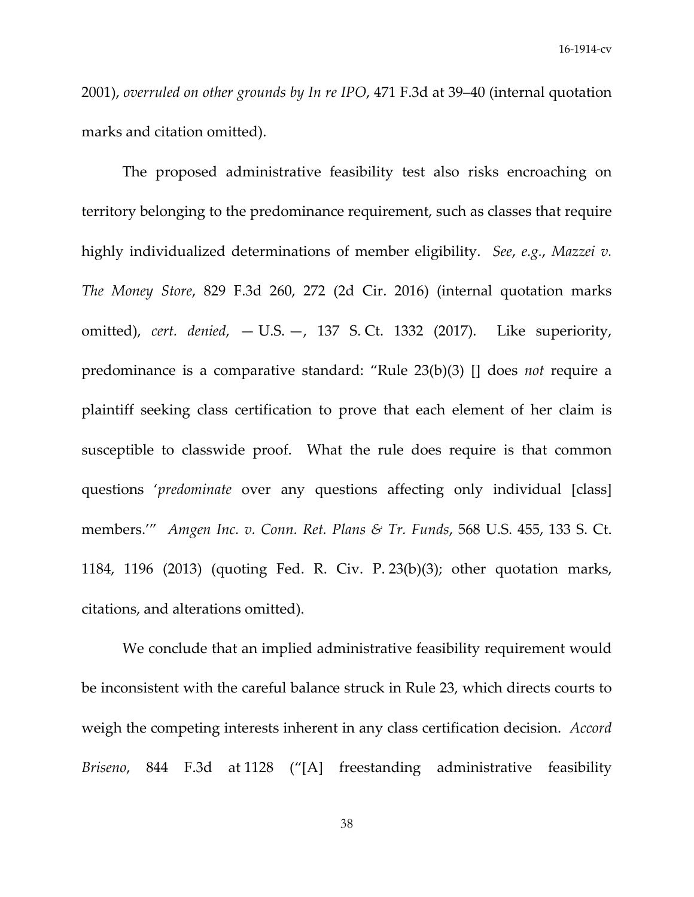2001), *overruled on other grounds by In re IPO*, 471 F.3d at 39–40 (internal quotation marks and citation omitted).

The proposed administrative feasibility test also risks encroaching on territory belonging to the predominance requirement, such as classes that require highly individualized determinations of member eligibility. *See*, *e.g.*, *Mazzei v. The Money Store*, 829 F.3d 260, 272 (2d Cir. 2016) (internal quotation marks omitted), *cert. denied*, — U.S. —, 137 S. Ct. 1332 (2017). Like superiority, predominance is a comparative standard: "Rule 23(b)(3) [] does *not* require a plaintiff seeking class certification to prove that each element of her claim is susceptible to classwide proof. What the rule does require is that common questions '*predominate* over any questions affecting only individual [class] members.'" *Amgen Inc. v. Conn. Ret. Plans & Tr. Funds*, 568 U.S. 455, 133 S. Ct. 1184, 1196 (2013) (quoting Fed. R. Civ. P. 23(b)(3); other quotation marks, citations, and alterations omitted).

We conclude that an implied administrative feasibility requirement would be inconsistent with the careful balance struck in Rule 23, which directs courts to weigh the competing interests inherent in any class certification decision. *Accord Briseno*, 844 F.3d at 1128 ("[A] freestanding administrative feasibility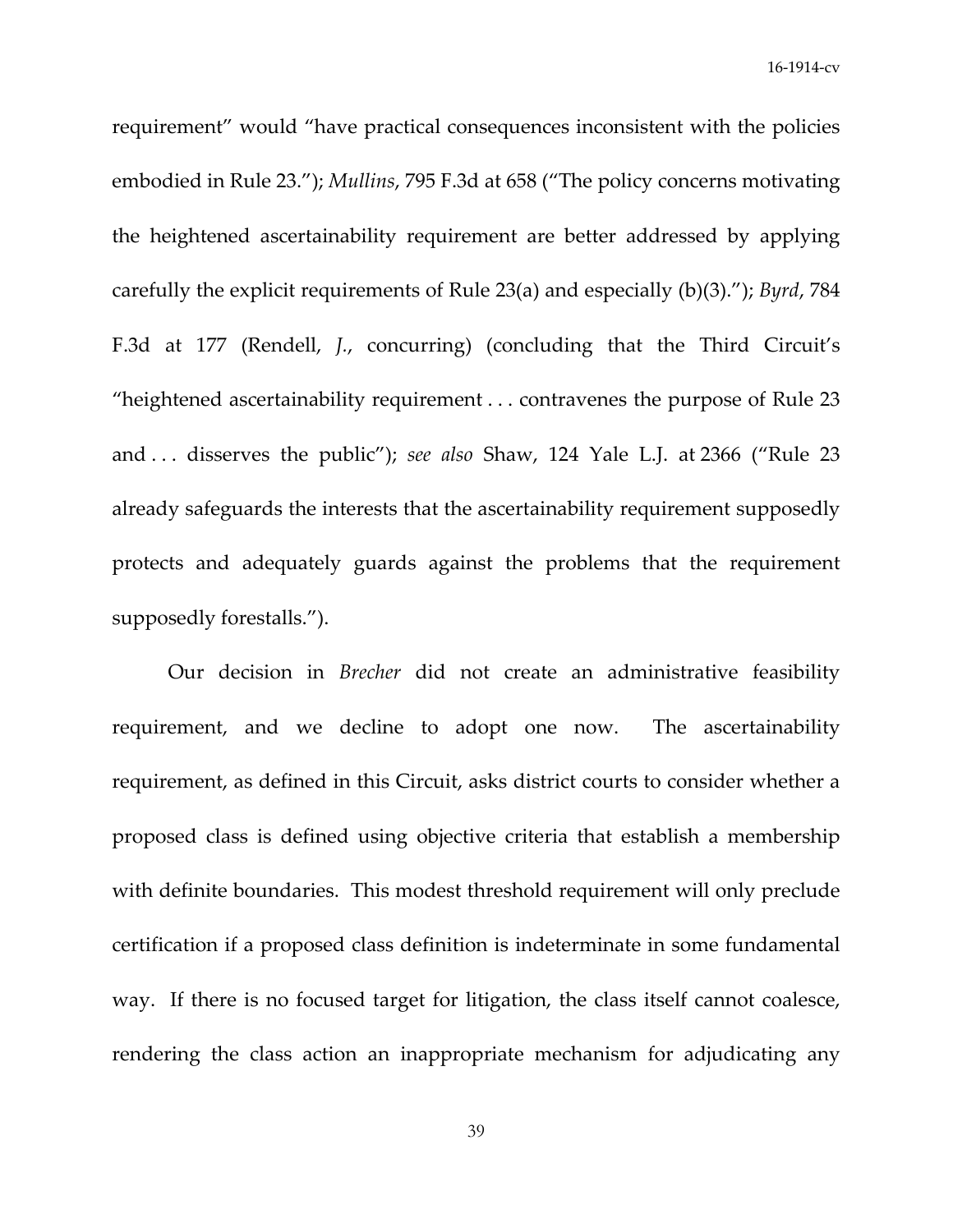requirement" would "have practical consequences inconsistent with the policies embodied in Rule 23."); *Mullins*, 795 F.3d at 658 ("The policy concerns motivating the heightened ascertainability requirement are better addressed by applying carefully the explicit requirements of Rule 23(a) and especially (b)(3)."); *Byrd*, 784 F.3d at 177 (Rendell, *J.*, concurring) (concluding that the Third Circuit's "heightened ascertainability requirement . . . contravenes the purpose of Rule 23 and . . . disserves the public"); *see also* Shaw, 124 Yale L.J. at 2366 ("Rule 23 already safeguards the interests that the ascertainability requirement supposedly protects and adequately guards against the problems that the requirement supposedly forestalls.").

Our decision in *Brecher* did not create an administrative feasibility requirement, and we decline to adopt one now. The ascertainability requirement, as defined in this Circuit, asks district courts to consider whether a proposed class is defined using objective criteria that establish a membership with definite boundaries. This modest threshold requirement will only preclude certification if a proposed class definition is indeterminate in some fundamental way. If there is no focused target for litigation, the class itself cannot coalesce, rendering the class action an inappropriate mechanism for adjudicating any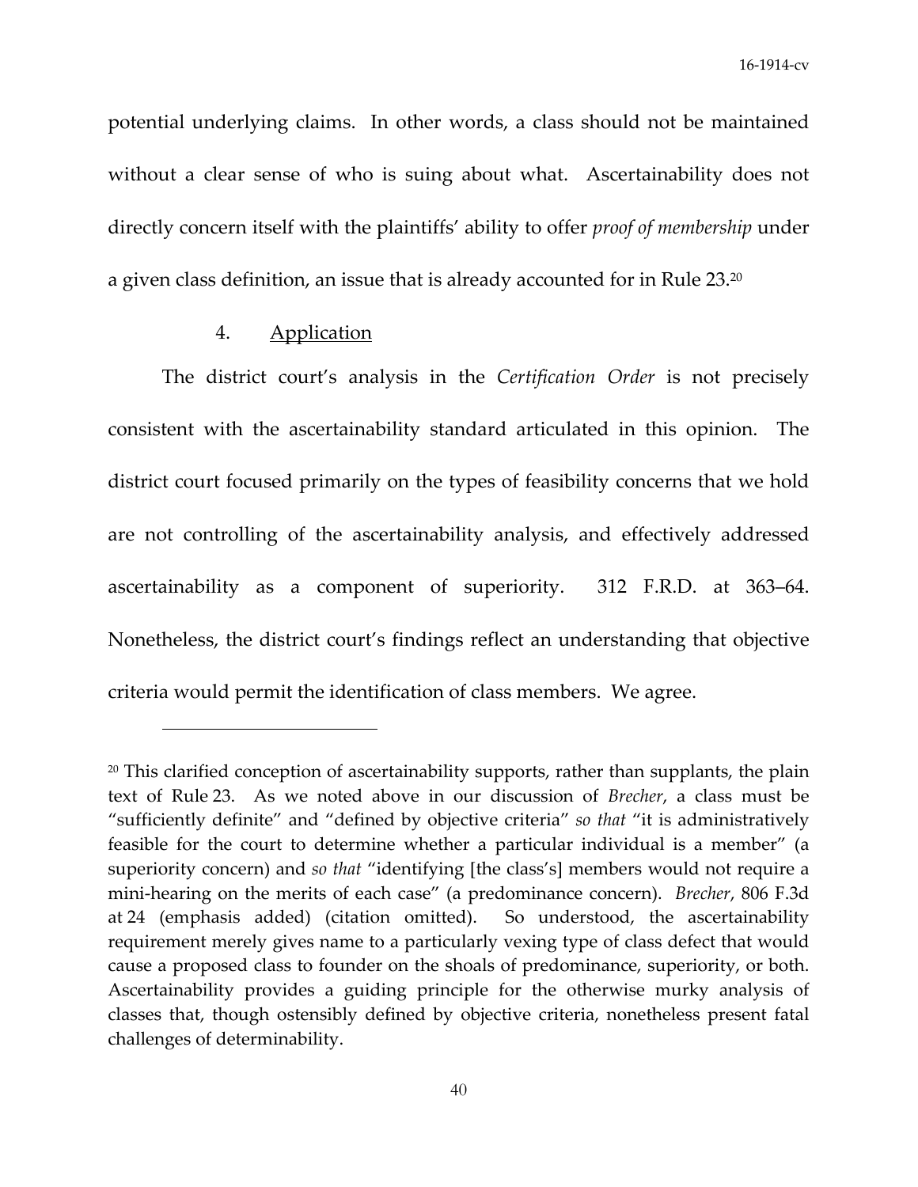potential underlying claims. In other words, a class should not be maintained without a clear sense of who is suing about what. Ascertainability does not directly concern itself with the plaintiffs' ability to offer *proof of membership* under a given class definition, an issue that is already accounted for in Rule 23.[20]

#### 4. Application

The district court's analysis in the *Certification Order* is not precisely consistent with the ascertainability standard articulated in this opinion. The district court focused primarily on the types of feasibility concerns that we hold are not controlling of the ascertainability analysis, and effectively addressed ascertainability as a component of superiority. 312 F.R.D. at 363–64. Nonetheless, the district court's findings reflect an understanding that objective criteria would permit the identification of class members. We agree.

---

[20] This clarified conception of ascertainability supports, rather than supplants, the plain text of Rule 23. As we noted above in our discussion of *Brecher*, a class must be "sufficiently definite" and "defined by objective criteria" *so that* "it is administratively feasible for the court to determine whether a particular individual is a member" (a superiority concern) and *so that* "identifying [the class's] members would not require a mini-hearing on the merits of each case" (a predominance concern). *Brecher*, 806 F.3d at 24 (emphasis added) (citation omitted). So understood, the ascertainability requirement merely gives name to a particularly vexing type of class defect that would cause a proposed class to founder on the shoals of predominance, superiority, or both. Ascertainability provides a guiding principle for the otherwise murky analysis of classes that, though ostensibly defined by objective criteria, nonetheless present fatal challenges of determinability.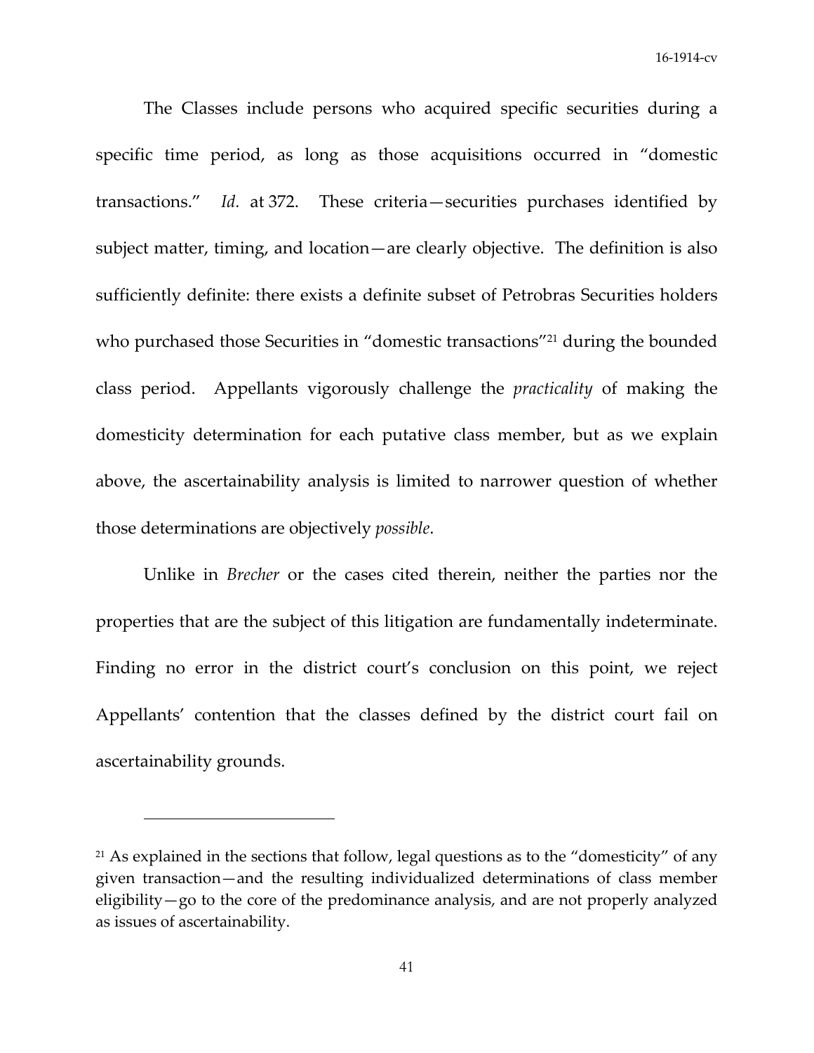The Classes include persons who acquired specific securities during a specific time period, as long as those acquisitions occurred in "domestic transactions." *Id.* at 372. These criteria—securities purchases identified by subject matter, timing, and location—are clearly objective. The definition is also sufficiently definite: there exists a definite subset of Petrobras Securities holders who purchased those Securities in "domestic transactions"[21] during the bounded class period. Appellants vigorously challenge the *practicality* of making the domesticity determination for each putative class member, but as we explain above, the ascertainability analysis is limited to narrower question of whether those determinations are objectively *possible*.

Unlike in *Brecher* or the cases cited therein, neither the parties nor the properties that are the subject of this litigation are fundamentally indeterminate. Finding no error in the district court's conclusion on this point, we reject Appellants' contention that the classes defined by the district court fail on ascertainability grounds.

---

[21] As explained in the sections that follow, legal questions as to the "domesticity" of any given transaction—and the resulting individualized determinations of class member eligibility—go to the core of the predominance analysis, and are not properly analyzed as issues of ascertainability.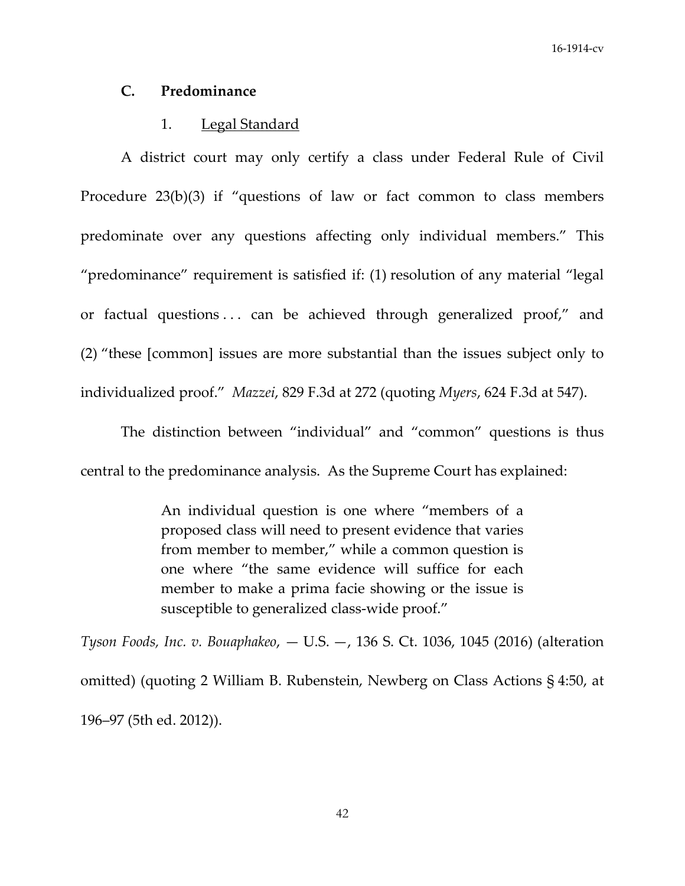### C. Predominance

#### 1. Legal Standard

A district court may only certify a class under Federal Rule of Civil Procedure 23(b)(3) if "questions of law or fact common to class members predominate over any questions affecting only individual members." This "predominance" requirement is satisfied if: (1) resolution of any material "legal or factual questions . . . can be achieved through generalized proof," and (2) "these [common] issues are more substantial than the issues subject only to individualized proof." *Mazzei*, 829 F.3d at 272 (quoting *Myers*, 624 F.3d at 547).

The distinction between "individual" and "common" questions is thus central to the predominance analysis. As the Supreme Court has explained:

> An individual question is one where "members of a proposed class will need to present evidence that varies from member to member," while a common question is one where "the same evidence will suffice for each member to make a prima facie showing or the issue is susceptible to generalized class-wide proof."

*Tyson Foods, Inc. v. Bouaphakeo*, — U.S. —, 136 S. Ct. 1036, 1045 (2016) (alteration omitted) (quoting 2 William B. Rubenstein, Newberg on Class Actions § 4:50, at 196–97 (5th ed. 2012)).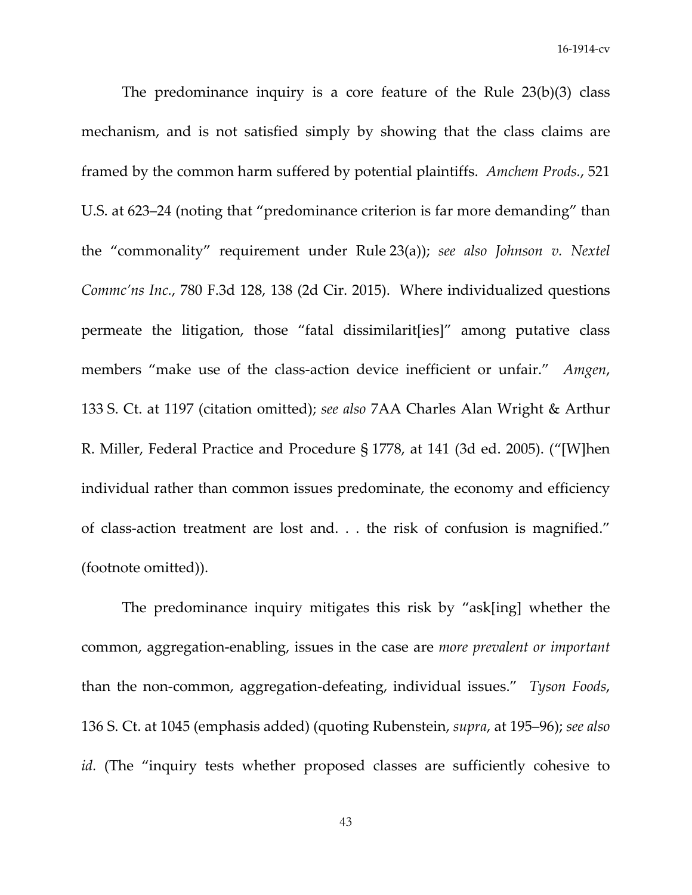The predominance inquiry is a core feature of the Rule 23(b)(3) class mechanism, and is not satisfied simply by showing that the class claims are framed by the common harm suffered by potential plaintiffs. *Amchem Prods.*, 521 U.S. at 623–24 (noting that "predominance criterion is far more demanding" than the "commonality" requirement under Rule 23(a)); *see also Johnson v. Nextel Commc'ns Inc.*, 780 F.3d 128, 138 (2d Cir. 2015). Where individualized questions permeate the litigation, those "fatal dissimilarit[ies]" among putative class members "make use of the class-action device inefficient or unfair." *Amgen*, 133 S. Ct. at 1197 (citation omitted); *see also* 7AA Charles Alan Wright & Arthur R. Miller, Federal Practice and Procedure § 1778, at 141 (3d ed. 2005). ("[W]hen individual rather than common issues predominate, the economy and efficiency of class-action treatment are lost and. . . the risk of confusion is magnified." (footnote omitted)).

The predominance inquiry mitigates this risk by "ask[ing] whether the common, aggregation-enabling, issues in the case are *more prevalent or important* than the non-common, aggregation-defeating, individual issues." *Tyson Foods*, 136 S. Ct. at 1045 (emphasis added) (quoting Rubenstein, *supra*, at 195–96); *see also id.* (The "inquiry tests whether proposed classes are sufficiently cohesive to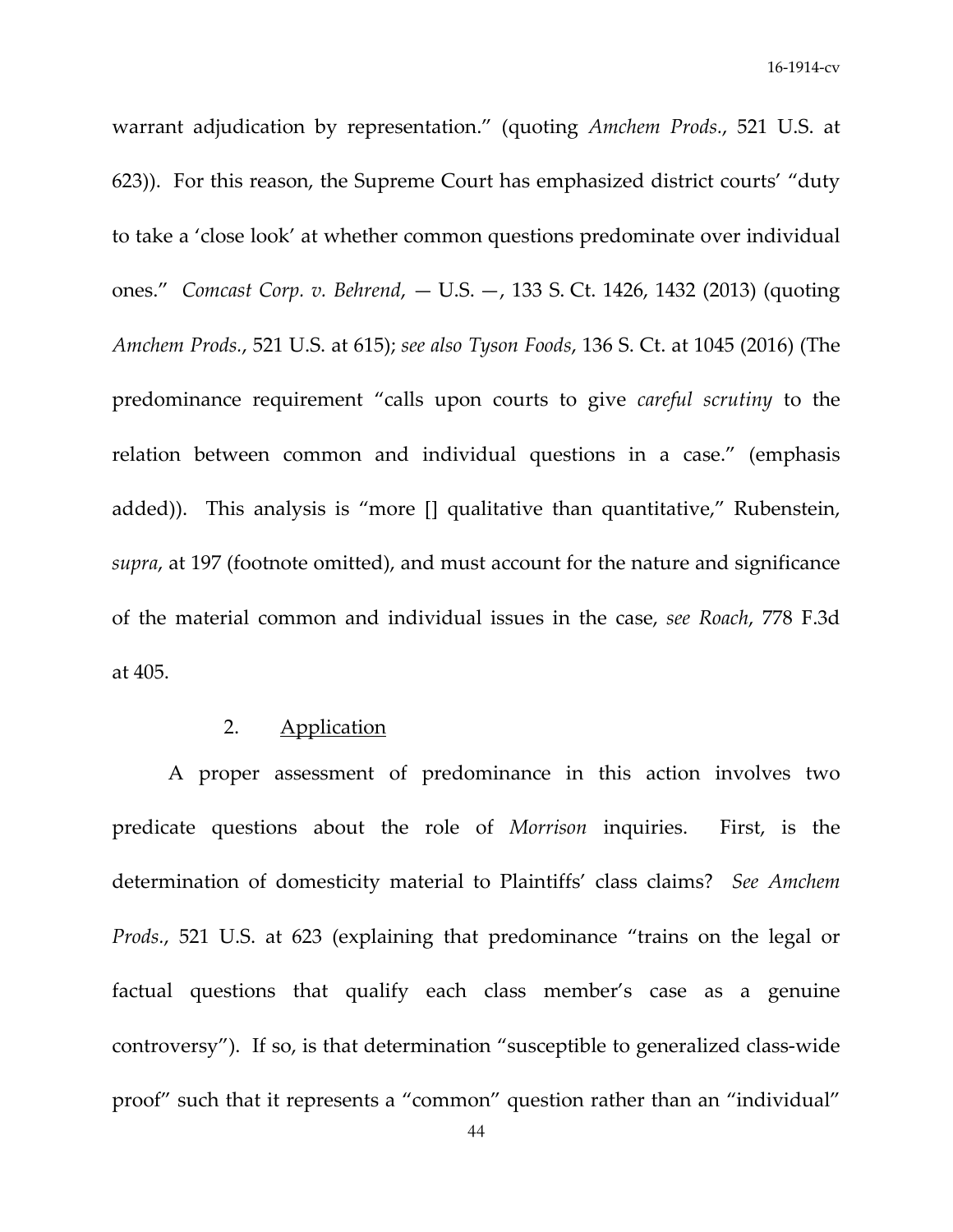warrant adjudication by representation." (quoting *Amchem Prods.*, 521 U.S. at 623)). For this reason, the Supreme Court has emphasized district courts' "duty to take a 'close look' at whether common questions predominate over individual ones." *Comcast Corp. v. Behrend*, — U.S. —, 133 S. Ct. 1426, 1432 (2013) (quoting *Amchem Prods.*, 521 U.S. at 615); *see also Tyson Foods*, 136 S. Ct. at 1045 (2016) (The predominance requirement "calls upon courts to give *careful scrutiny* to the relation between common and individual questions in a case." (emphasis added)). This analysis is "more [] qualitative than quantitative," Rubenstein, *supra*, at 197 (footnote omitted), and must account for the nature and significance of the material common and individual issues in the case, *see Roach*, 778 F.3d at 405.

2. Application

A proper assessment of predominance in this action involves two predicate questions about the role of *Morrison* inquiries. First, is the determination of domesticity material to Plaintiffs' class claims? *See Amchem Prods.*, 521 U.S. at 623 (explaining that predominance "trains on the legal or factual questions that qualify each class member's case as a genuine controversy"). If so, is that determination "susceptible to generalized class-wide proof" such that it represents a "common" question rather than an "individual"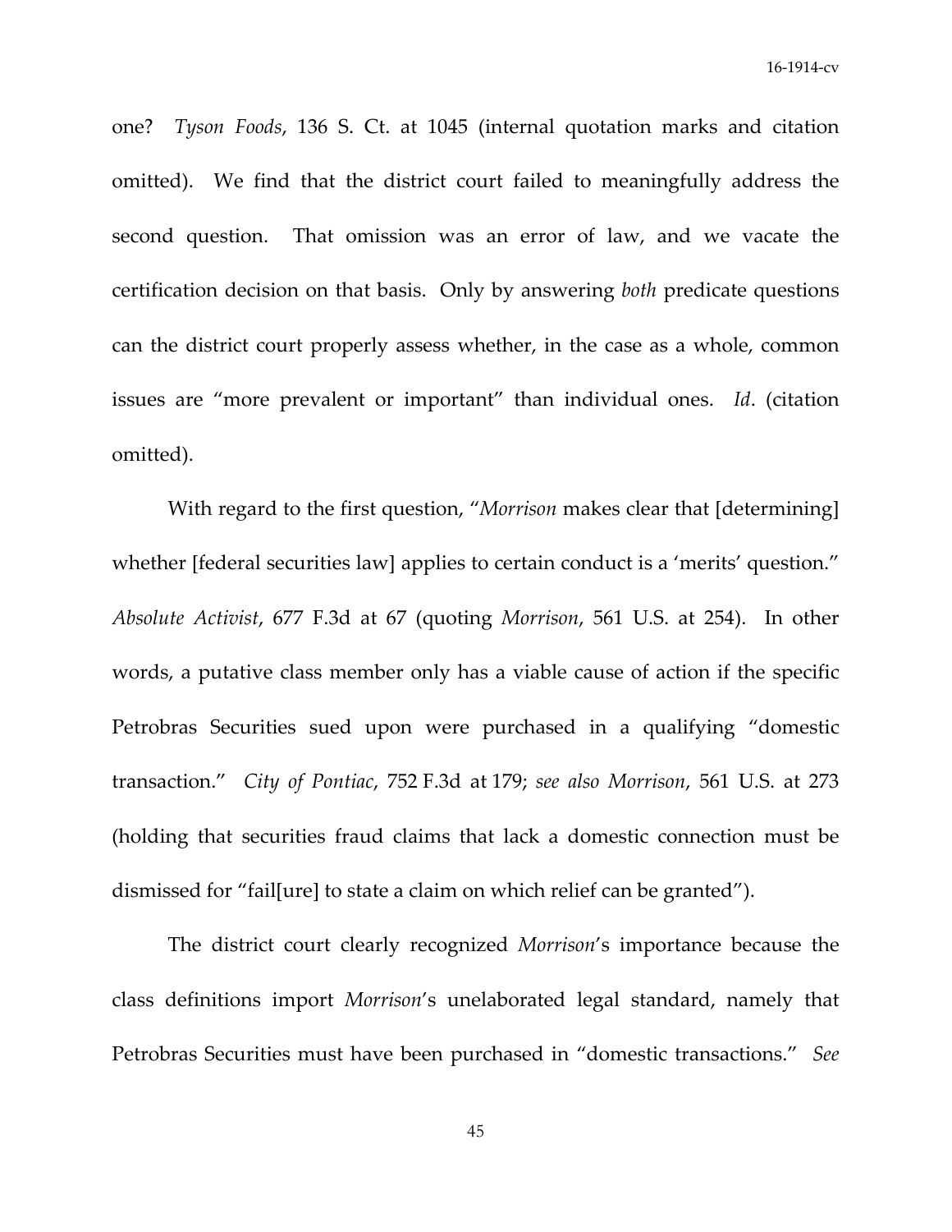one? *Tyson Foods*, 136 S. Ct. at 1045 (internal quotation marks and citation omitted). We find that the district court failed to meaningfully address the second question. That omission was an error of law, and we vacate the certification decision on that basis. Only by answering *both* predicate questions can the district court properly assess whether, in the case as a whole, common issues are "more prevalent or important" than individual ones. *Id*. (citation omitted).

With regard to the first question, "*Morrison* makes clear that [determining] whether [federal securities law] applies to certain conduct is a 'merits' question." *Absolute Activist*, 677 F.3d at 67 (quoting *Morrison*, 561 U.S. at 254). In other words, a putative class member only has a viable cause of action if the specific Petrobras Securities sued upon were purchased in a qualifying "domestic transaction." *City of Pontiac*, 752 F.3d at 179; *see also Morrison*, 561 U.S. at 273 (holding that securities fraud claims that lack a domestic connection must be dismissed for "fail[ure] to state a claim on which relief can be granted").

The district court clearly recognized *Morrison*'s importance because the class definitions import *Morrison*'s unelaborated legal standard, namely that Petrobras Securities must have been purchased in "domestic transactions." *See*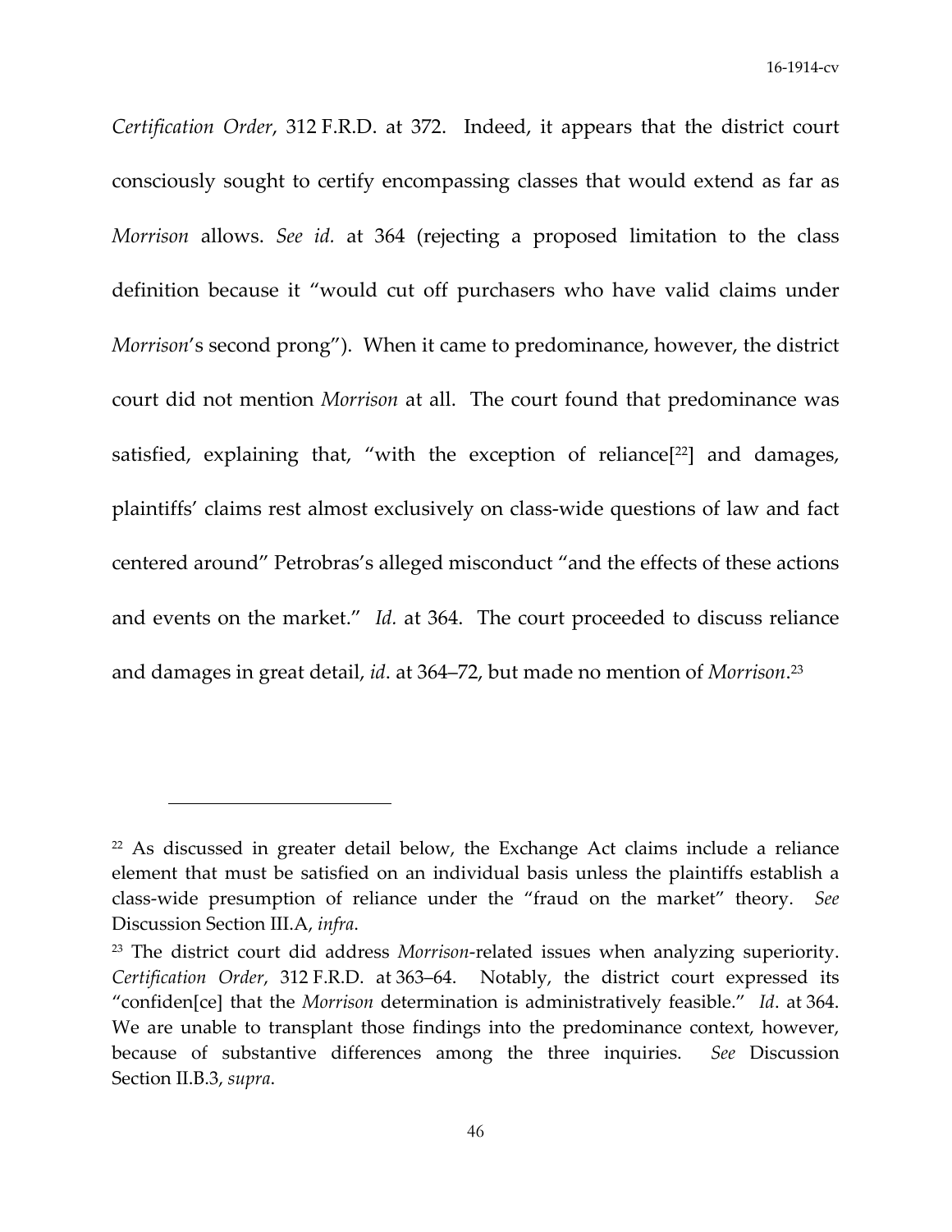*Certification Order*, 312 F.R.D. at 372. Indeed, it appears that the district court consciously sought to certify encompassing classes that would extend as far as *Morrison* allows. *See id.* at 364 (rejecting a proposed limitation to the class definition because it "would cut off purchasers who have valid claims under *Morrison*'s second prong"). When it came to predominance, however, the district court did not mention *Morrison* at all. The court found that predominance was satisfied, explaining that, "with the exception of reliance[[22]] and damages, plaintiffs' claims rest almost exclusively on class-wide questions of law and fact centered around" Petrobras's alleged misconduct "and the effects of these actions and events on the market." *Id.* at 364. The court proceeded to discuss reliance and damages in great detail, *id*. at 364–72, but made no mention of *Morrison*.[23]

---

[22] As discussed in greater detail below, the Exchange Act claims include a reliance element that must be satisfied on an individual basis unless the plaintiffs establish a class-wide presumption of reliance under the "fraud on the market" theory. *See* Discussion Section III.A, *infra*.

[23] The district court did address *Morrison*-related issues when analyzing superiority. *Certification Order*, 312 F.R.D. at 363–64. Notably, the district court expressed its "confiden[ce] that the *Morrison* determination is administratively feasible." *Id*. at 364. We are unable to transplant those findings into the predominance context, however, because of substantive differences among the three inquiries. *See* Discussion Section II.B.3, *supra*.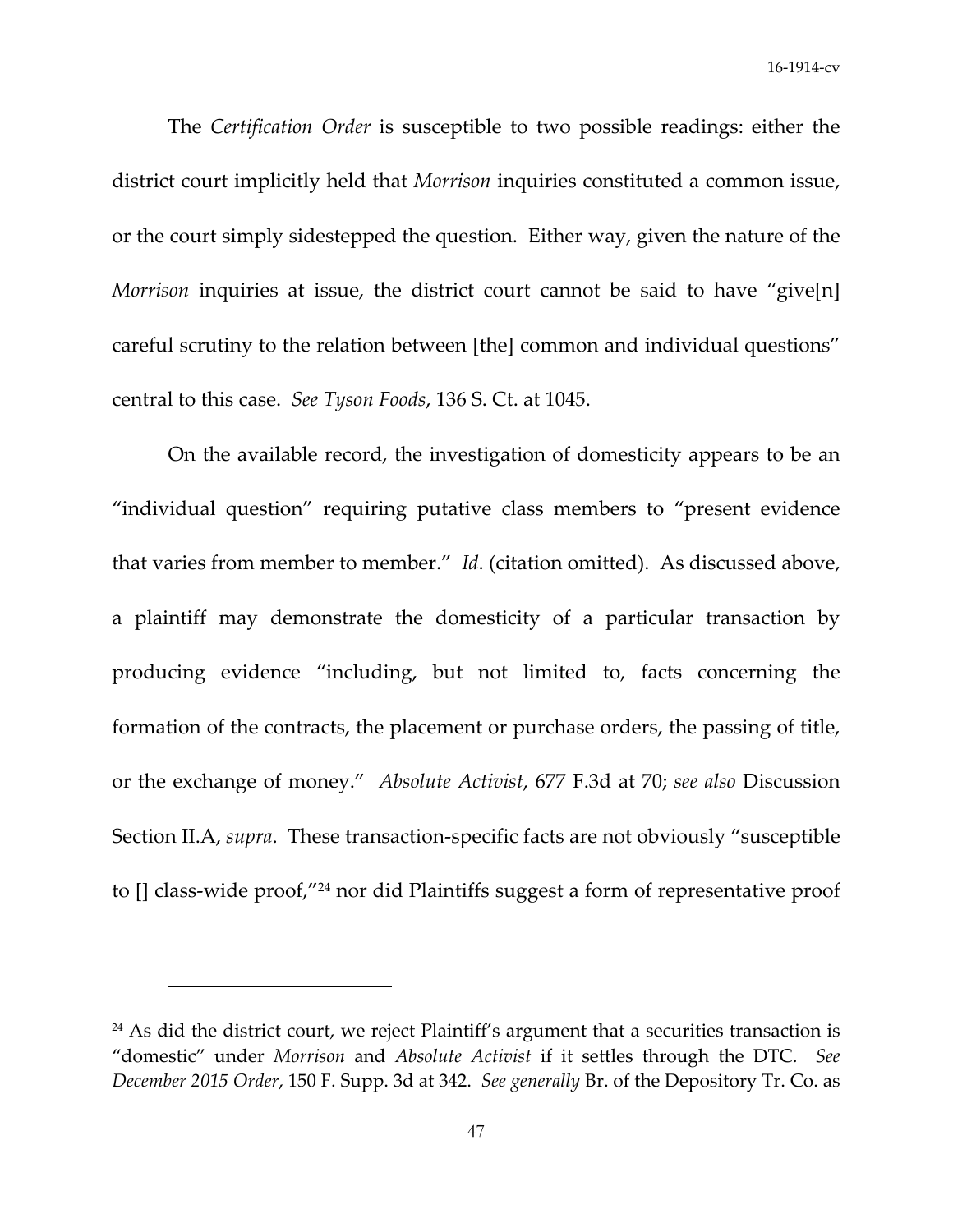The *Certification Order* is susceptible to two possible readings: either the district court implicitly held that *Morrison* inquiries constituted a common issue, or the court simply sidestepped the question. Either way, given the nature of the *Morrison* inquiries at issue, the district court cannot be said to have "give[n] careful scrutiny to the relation between [the] common and individual questions" central to this case. *See Tyson Foods*, 136 S. Ct. at 1045.

On the available record, the investigation of domesticity appears to be an "individual question" requiring putative class members to "present evidence that varies from member to member." *Id*. (citation omitted). As discussed above, a plaintiff may demonstrate the domesticity of a particular transaction by producing evidence "including, but not limited to, facts concerning the formation of the contracts, the placement or purchase orders, the passing of title, or the exchange of money." *Absolute Activist*, 677 F.3d at 70; *see also* Discussion Section II.A, *supra*. These transaction-specific facts are not obviously "susceptible to [] class-wide proof,"[24] nor did Plaintiffs suggest a form of representative proof

[24] As did the district court, we reject Plaintiff's argument that a securities transaction is "domestic" under *Morrison* and *Absolute Activist* if it settles through the DTC. *See December 2015 Order*, 150 F. Supp. 3d at 342. *See generally* Br. of the Depository Tr. Co. as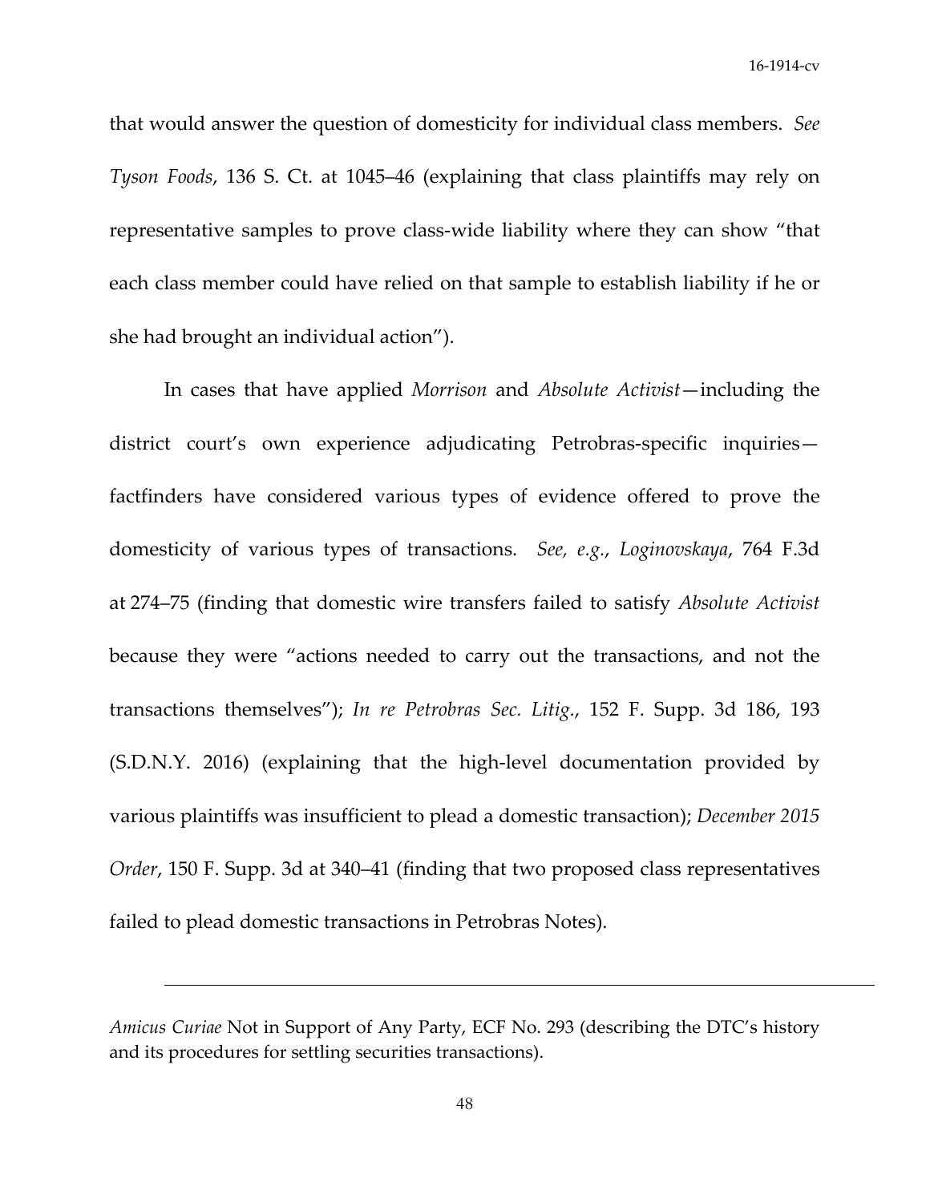that would answer the question of domesticity for individual class members. *See Tyson Foods*, 136 S. Ct. at 1045–46 (explaining that class plaintiffs may rely on representative samples to prove class-wide liability where they can show "that each class member could have relied on that sample to establish liability if he or she had brought an individual action").

In cases that have applied *Morrison* and *Absolute Activist*—including the district court's own experience adjudicating Petrobras-specific inquiries—factfinders have considered various types of evidence offered to prove the domesticity of various types of transactions. *See, e.g.*, *Loginovskaya*, 764 F.3d at 274–75 (finding that domestic wire transfers failed to satisfy *Absolute Activist* because they were "actions needed to carry out the transactions, and not the transactions themselves"); *In re Petrobras Sec. Litig.*, 152 F. Supp. 3d 186, 193 (S.D.N.Y. 2016) (explaining that the high-level documentation provided by various plaintiffs was insufficient to plead a domestic transaction); *December 2015 Order*, 150 F. Supp. 3d at 340–41 (finding that two proposed class representatives failed to plead domestic transactions in Petrobras Notes).

---

*Amicus Curiae* Not in Support of Any Party, ECF No. 293 (describing the DTC's history and its procedures for settling securities transactions).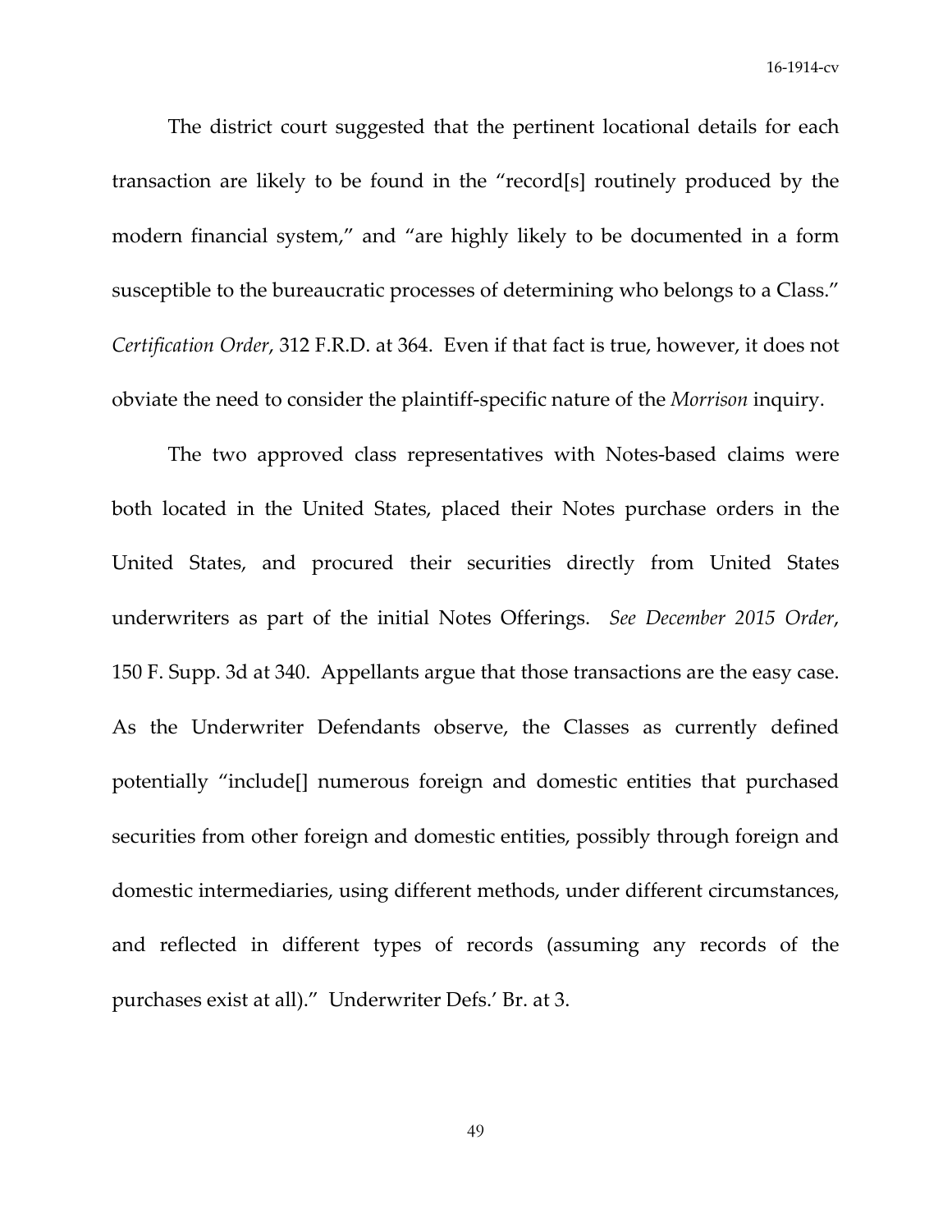The district court suggested that the pertinent locational details for each transaction are likely to be found in the "record[s] routinely produced by the modern financial system," and "are highly likely to be documented in a form susceptible to the bureaucratic processes of determining who belongs to a Class." *Certification Order*, 312 F.R.D. at 364. Even if that fact is true, however, it does not obviate the need to consider the plaintiff-specific nature of the *Morrison* inquiry.

The two approved class representatives with Notes-based claims were both located in the United States, placed their Notes purchase orders in the United States, and procured their securities directly from United States underwriters as part of the initial Notes Offerings. *See December 2015 Order*, 150 F. Supp. 3d at 340. Appellants argue that those transactions are the easy case. As the Underwriter Defendants observe, the Classes as currently defined potentially "include[] numerous foreign and domestic entities that purchased securities from other foreign and domestic entities, possibly through foreign and domestic intermediaries, using different methods, under different circumstances, and reflected in different types of records (assuming any records of the purchases exist at all)." Underwriter Defs.' Br. at 3.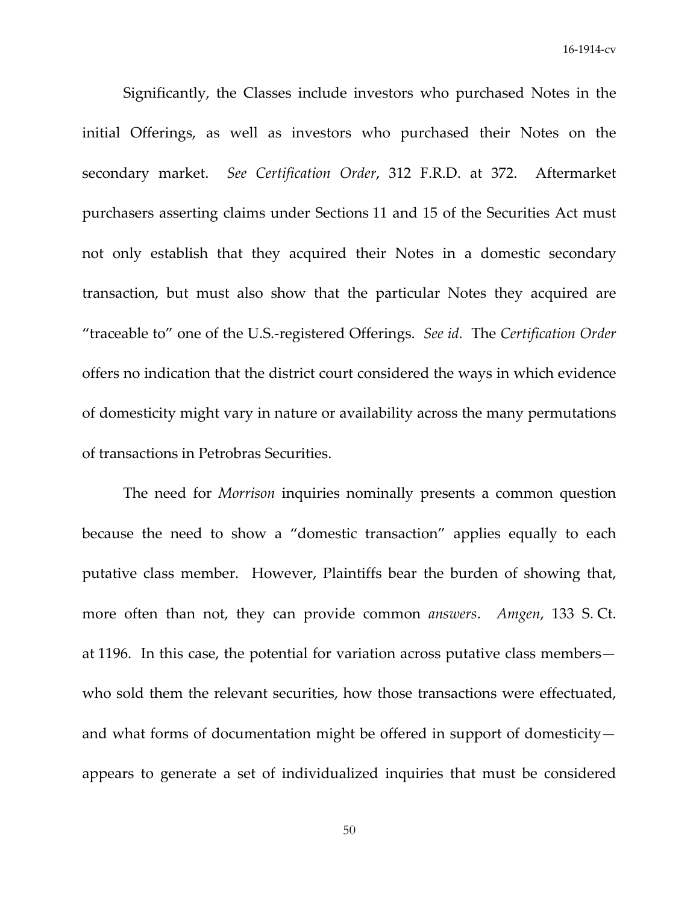Significantly, the Classes include investors who purchased Notes in the initial Offerings, as well as investors who purchased their Notes on the secondary market. *See Certification Order*, 312 F.R.D. at 372. Aftermarket purchasers asserting claims under Sections 11 and 15 of the Securities Act must not only establish that they acquired their Notes in a domestic secondary transaction, but must also show that the particular Notes they acquired are "traceable to" one of the U.S.-registered Offerings. *See id.* The *Certification Order* offers no indication that the district court considered the ways in which evidence of domesticity might vary in nature or availability across the many permutations of transactions in Petrobras Securities.

The need for *Morrison* inquiries nominally presents a common question because the need to show a "domestic transaction" applies equally to each putative class member. However, Plaintiffs bear the burden of showing that, more often than not, they can provide common *answers*. *Amgen*, 133 S. Ct. at 1196. In this case, the potential for variation across putative class members—who sold them the relevant securities, how those transactions were effectuated, and what forms of documentation might be offered in support of domesticity—appears to generate a set of individualized inquiries that must be considered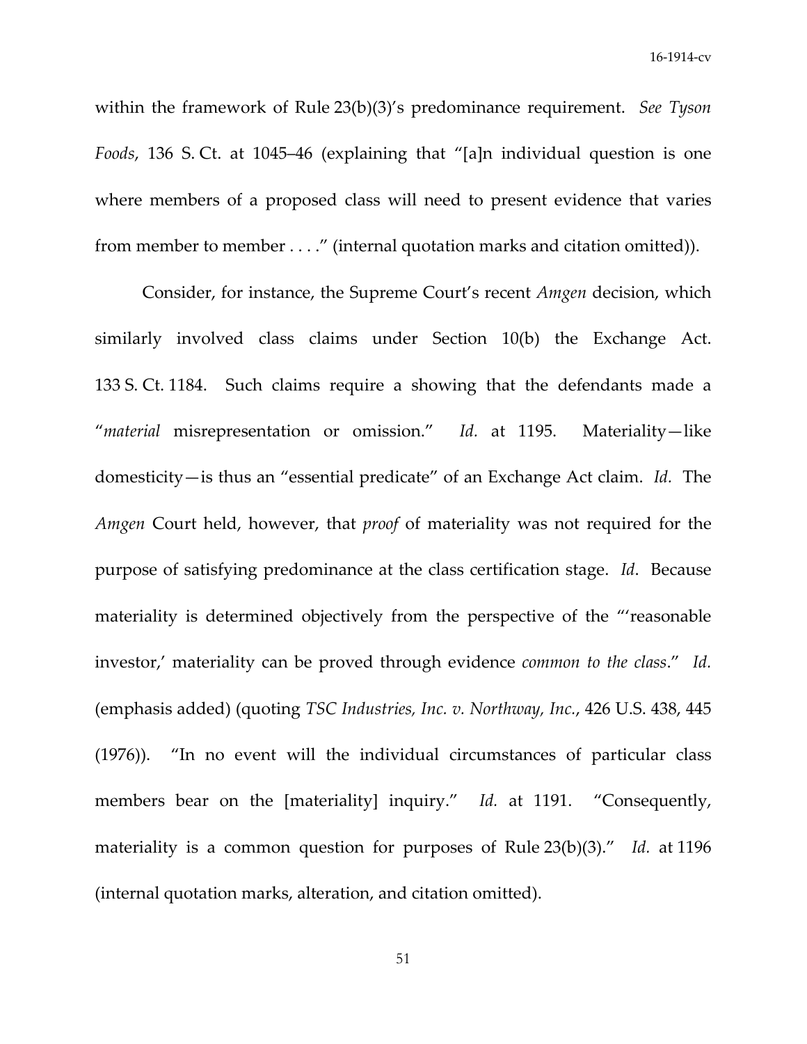within the framework of Rule 23(b)(3)'s predominance requirement. *See Tyson Foods*, 136 S. Ct. at 1045–46 (explaining that "[a]n individual question is one where members of a proposed class will need to present evidence that varies from member to member . . . ." (internal quotation marks and citation omitted)).

Consider, for instance, the Supreme Court's recent *Amgen* decision, which similarly involved class claims under Section 10(b) the Exchange Act. 133 S. Ct. 1184. Such claims require a showing that the defendants made a "*material* misrepresentation or omission." *Id.* at 1195. Materiality—like domesticity—is thus an "essential predicate" of an Exchange Act claim. *Id.* The *Amgen* Court held, however, that *proof* of materiality was not required for the purpose of satisfying predominance at the class certification stage. *Id*. Because materiality is determined objectively from the perspective of the "'reasonable investor,' materiality can be proved through evidence *common to the class*." *Id.* (emphasis added) (quoting *TSC Industries, Inc. v. Northway, Inc.*, 426 U.S. 438, 445 (1976)). "In no event will the individual circumstances of particular class members bear on the [materiality] inquiry." *Id.* at 1191. "Consequently, materiality is a common question for purposes of Rule 23(b)(3)." *Id.* at 1196 (internal quotation marks, alteration, and citation omitted).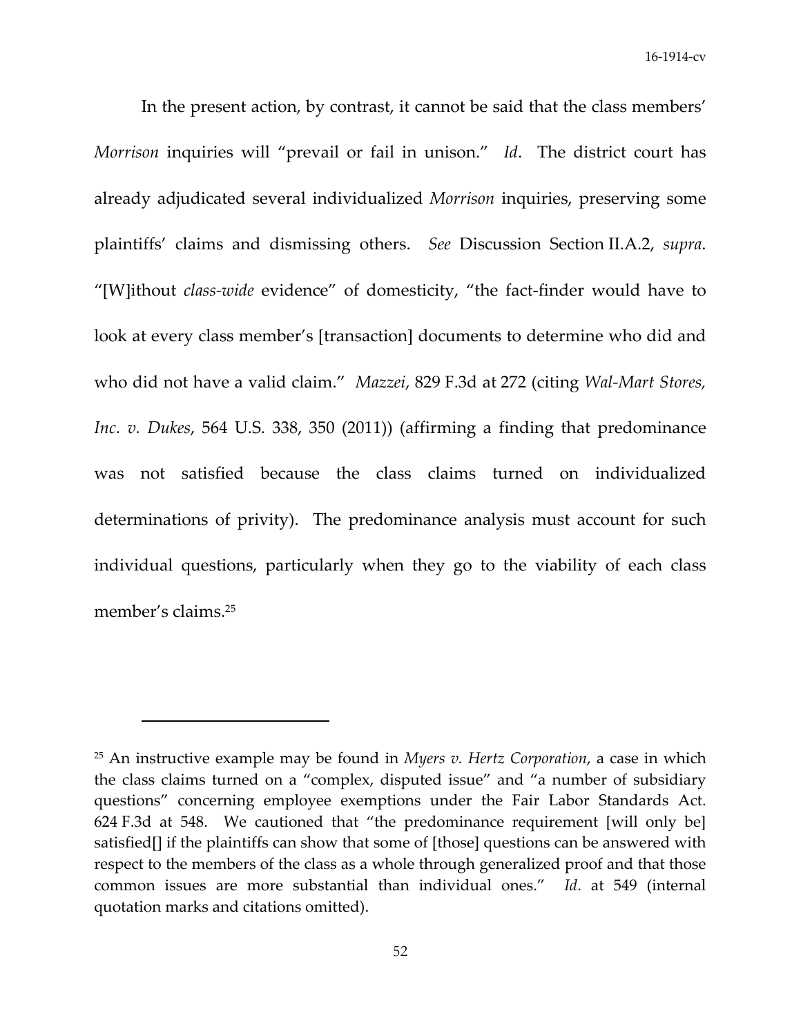In the present action, by contrast, it cannot be said that the class members' *Morrison* inquiries will "prevail or fail in unison." *Id*. The district court has already adjudicated several individualized *Morrison* inquiries, preserving some plaintiffs' claims and dismissing others. *See* Discussion Section II.A.2, *supra*. "[W]ithout *class-wide* evidence" of domesticity, "the fact-finder would have to look at every class member's [transaction] documents to determine who did and who did not have a valid claim." *Mazzei*, 829 F.3d at 272 (citing *Wal-Mart Stores, Inc. v. Dukes*, 564 U.S. 338, 350 (2011)) (affirming a finding that predominance was not satisfied because the class claims turned on individualized determinations of privity). The predominance analysis must account for such individual questions, particularly when they go to the viability of each class member's claims.[25]

---

[25] An instructive example may be found in *Myers v. Hertz Corporation*, a case in which the class claims turned on a "complex, disputed issue" and "a number of subsidiary questions" concerning employee exemptions under the Fair Labor Standards Act. 624 F.3d at 548. We cautioned that "the predominance requirement [will only be] satisfied[] if the plaintiffs can show that some of [those] questions can be answered with respect to the members of the class as a whole through generalized proof and that those common issues are more substantial than individual ones." *Id*. at 549 (internal quotation marks and citations omitted).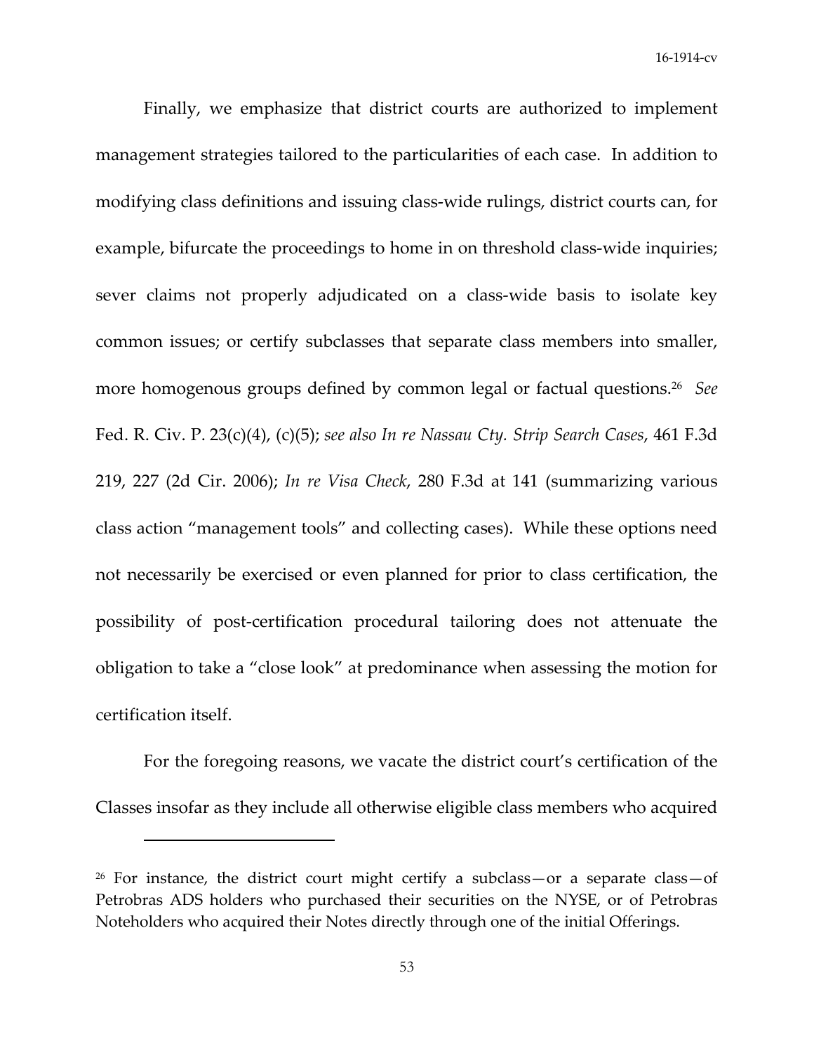Finally, we emphasize that district courts are authorized to implement management strategies tailored to the particularities of each case. In addition to modifying class definitions and issuing class-wide rulings, district courts can, for example, bifurcate the proceedings to home in on threshold class-wide inquiries; sever claims not properly adjudicated on a class-wide basis to isolate key common issues; or certify subclasses that separate class members into smaller, more homogenous groups defined by common legal or factual questions.[26] *See* Fed. R. Civ. P. 23(c)(4), (c)(5); *see also In re Nassau Cty. Strip Search Cases*, 461 F.3d 219, 227 (2d Cir. 2006); *In re Visa Check*, 280 F.3d at 141 (summarizing various class action "management tools" and collecting cases). While these options need not necessarily be exercised or even planned for prior to class certification, the possibility of post-certification procedural tailoring does not attenuate the obligation to take a "close look" at predominance when assessing the motion for certification itself.

For the foregoing reasons, we vacate the district court's certification of the Classes insofar as they include all otherwise eligible class members who acquired

---

[26] For instance, the district court might certify a subclass—or a separate class—of Petrobras ADS holders who purchased their securities on the NYSE, or of Petrobras Noteholders who acquired their Notes directly through one of the initial Offerings.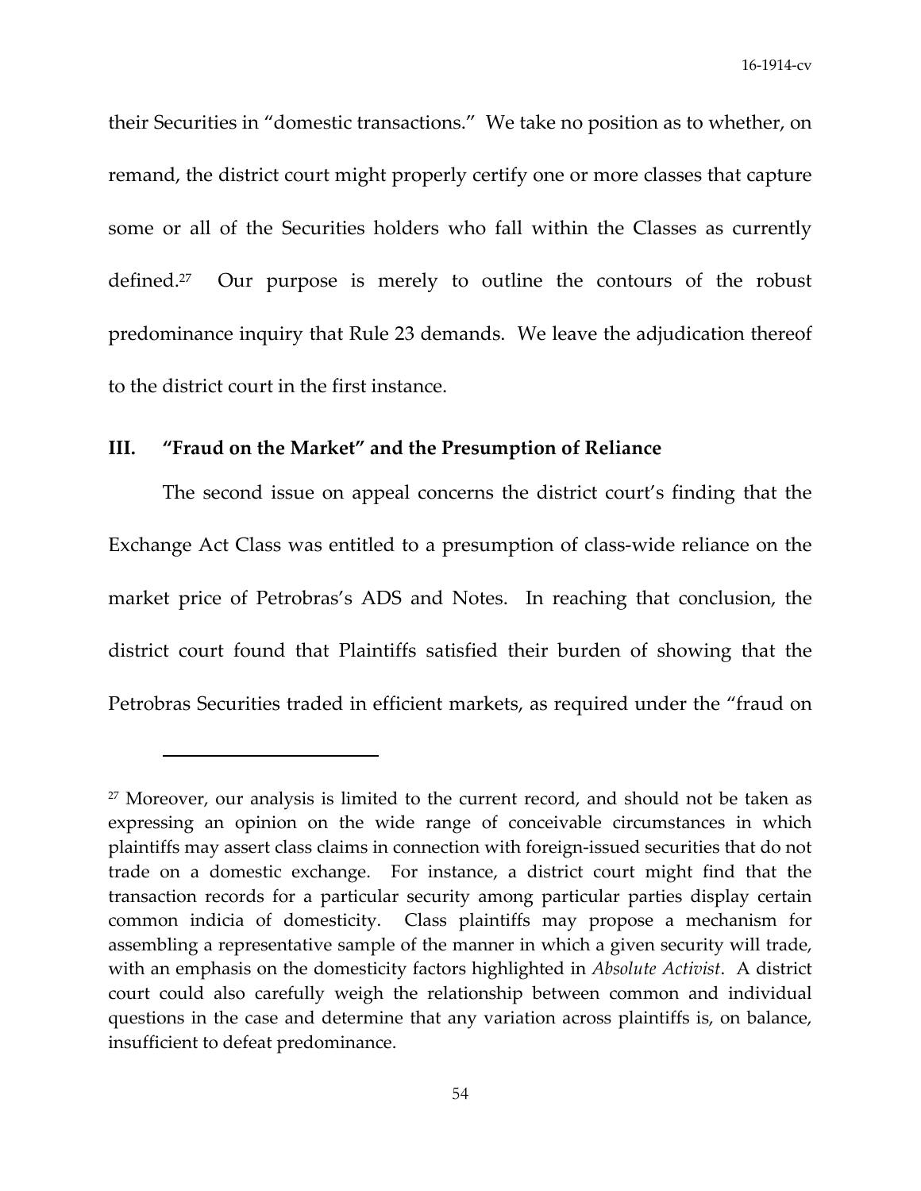their Securities in "domestic transactions." We take no position as to whether, on remand, the district court might properly certify one or more classes that capture some or all of the Securities holders who fall within the Classes as currently defined.[27] Our purpose is merely to outline the contours of the robust predominance inquiry that Rule 23 demands. We leave the adjudication thereof to the district court in the first instance.

## III. "Fraud on the Market" and the Presumption of Reliance

The second issue on appeal concerns the district court's finding that the Exchange Act Class was entitled to a presumption of class-wide reliance on the market price of Petrobras's ADS and Notes. In reaching that conclusion, the district court found that Plaintiffs satisfied their burden of showing that the Petrobras Securities traded in efficient markets, as required under the "fraud on

---

[27] Moreover, our analysis is limited to the current record, and should not be taken as expressing an opinion on the wide range of conceivable circumstances in which plaintiffs may assert class claims in connection with foreign-issued securities that do not trade on a domestic exchange. For instance, a district court might find that the transaction records for a particular security among particular parties display certain common indicia of domesticity. Class plaintiffs may propose a mechanism for assembling a representative sample of the manner in which a given security will trade, with an emphasis on the domesticity factors highlighted in *Absolute Activist*. A district court could also carefully weigh the relationship between common and individual questions in the case and determine that any variation across plaintiffs is, on balance, insufficient to defeat predominance.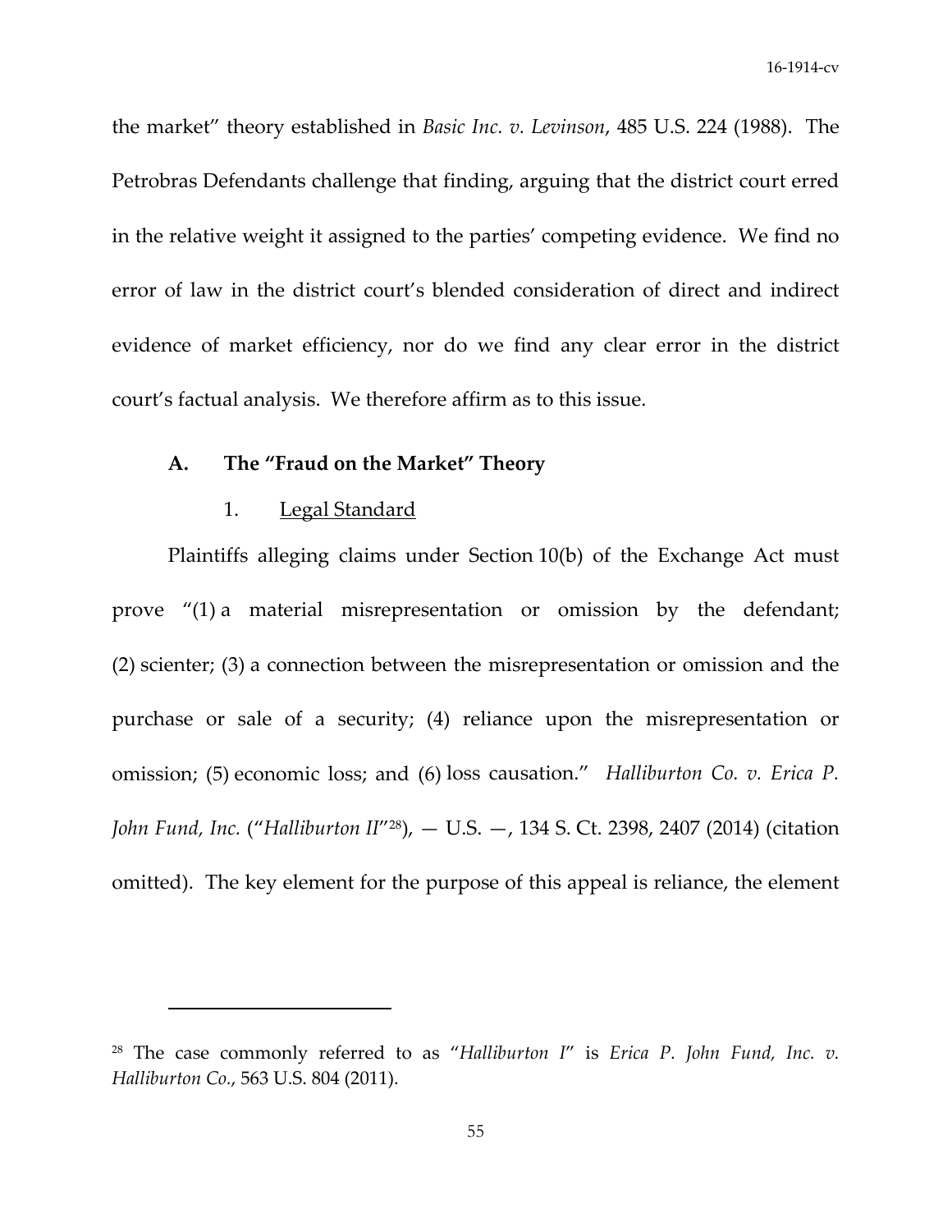the market" theory established in *Basic Inc. v. Levinson*, 485 U.S. 224 (1988). The Petrobras Defendants challenge that finding, arguing that the district court erred in the relative weight it assigned to the parties' competing evidence. We find no error of law in the district court's blended consideration of direct and indirect evidence of market efficiency, nor do we find any clear error in the district court's factual analysis. We therefore affirm as to this issue.

### A. The "Fraud on the Market" Theory

#### 1. Legal Standard

Plaintiffs alleging claims under Section 10(b) of the Exchange Act must prove "(1) a material misrepresentation or omission by the defendant; (2) scienter; (3) a connection between the misrepresentation or omission and the purchase or sale of a security; (4) reliance upon the misrepresentation or omission; (5) economic loss; and (6) loss causation." *Halliburton Co. v. Erica P. John Fund, Inc.* ("*Halliburton II*"[28]), — U.S. —, 134 S. Ct. 2398, 2407 (2014) (citation omitted). The key element for the purpose of this appeal is reliance, the element

---

[28] The case commonly referred to as "*Halliburton I*" is *Erica P. John Fund, Inc. v. Halliburton Co.*, 563 U.S. 804 (2011).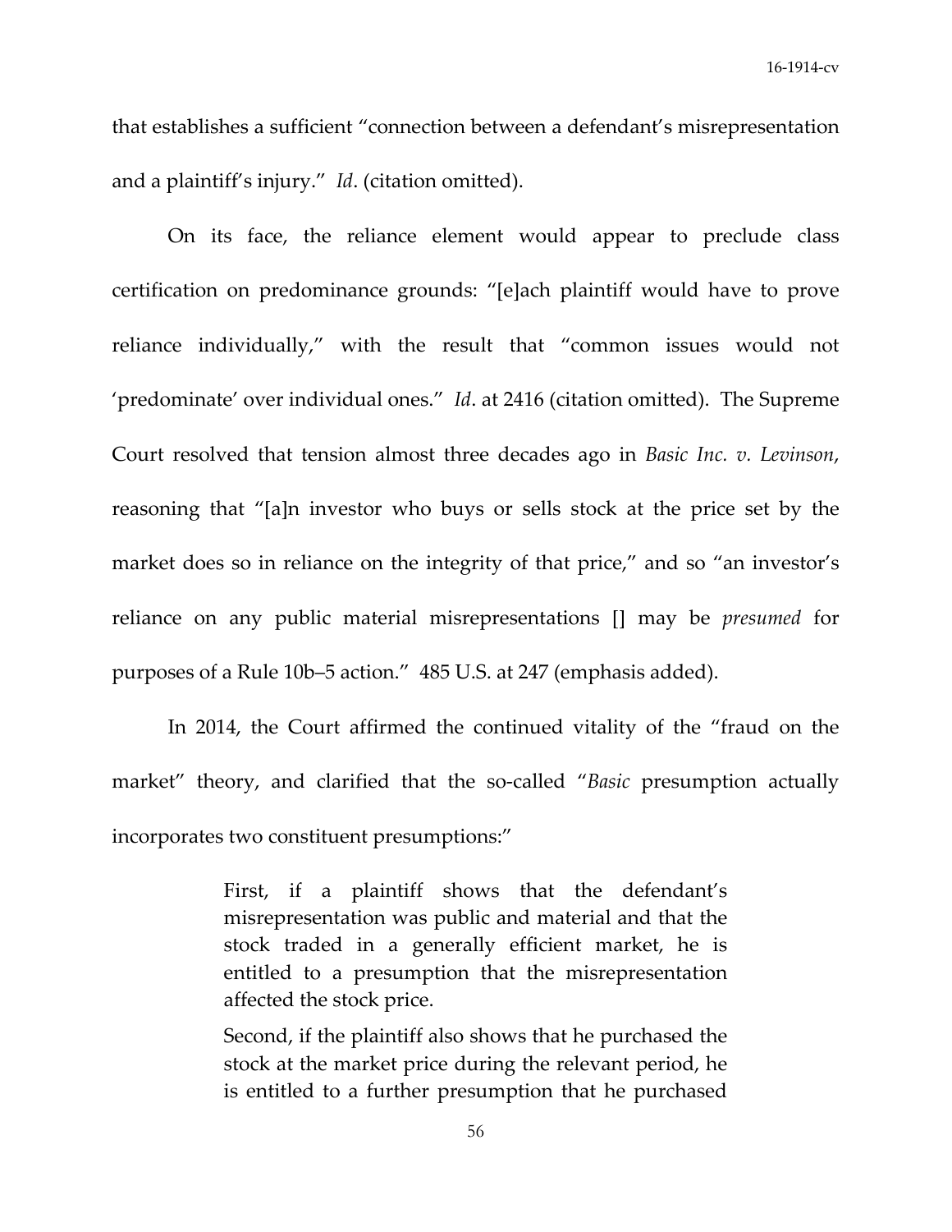that establishes a sufficient "connection between a defendant's misrepresentation and a plaintiff's injury." *Id*. (citation omitted).

On its face, the reliance element would appear to preclude class certification on predominance grounds: "[e]ach plaintiff would have to prove reliance individually," with the result that "common issues would not 'predominate' over individual ones." *Id*. at 2416 (citation omitted). The Supreme Court resolved that tension almost three decades ago in *Basic Inc. v. Levinson*, reasoning that "[a]n investor who buys or sells stock at the price set by the market does so in reliance on the integrity of that price," and so "an investor's reliance on any public material misrepresentations [] may be *presumed* for purposes of a Rule 10b–5 action." 485 U.S. at 247 (emphasis added).

In 2014, the Court affirmed the continued vitality of the "fraud on the market" theory, and clarified that the so-called "*Basic* presumption actually incorporates two constituent presumptions:"

> First, if a plaintiff shows that the defendant's misrepresentation was public and material and that the stock traded in a generally efficient market, he is entitled to a presumption that the misrepresentation affected the stock price.
>
> Second, if the plaintiff also shows that he purchased the stock at the market price during the relevant period, he is entitled to a further presumption that he purchased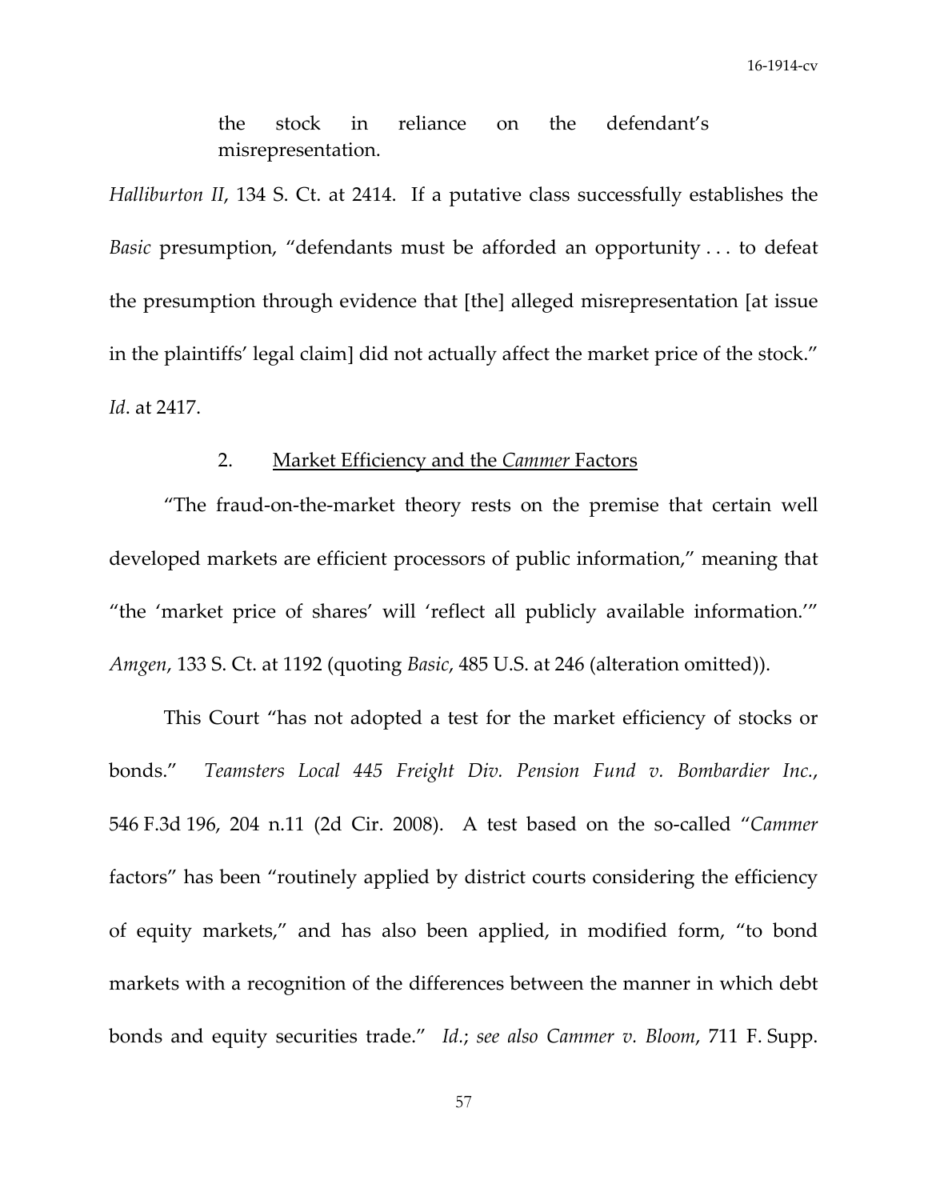the stock in reliance on the defendant's misrepresentation.

*Halliburton II*, 134 S. Ct. at 2414. If a putative class successfully establishes the *Basic* presumption, "defendants must be afforded an opportunity . . . to defeat the presumption through evidence that [the] alleged misrepresentation [at issue in the plaintiffs' legal claim] did not actually affect the market price of the stock." *Id*. at 2417.

2. Market Efficiency and the *Cammer* Factors

"The fraud-on-the-market theory rests on the premise that certain well developed markets are efficient processors of public information," meaning that "the 'market price of shares' will 'reflect all publicly available information.'" *Amgen*, 133 S. Ct. at 1192 (quoting *Basic*, 485 U.S. at 246 (alteration omitted)).

This Court "has not adopted a test for the market efficiency of stocks or bonds." *Teamsters Local 445 Freight Div. Pension Fund v. Bombardier Inc.*, 546 F.3d 196, 204 n.11 (2d Cir. 2008). A test based on the so-called "*Cammer* factors" has been "routinely applied by district courts considering the efficiency of equity markets," and has also been applied, in modified form, "to bond markets with a recognition of the differences between the manner in which debt bonds and equity securities trade." *Id.*; *see also Cammer v. Bloom*, 711 F. Supp.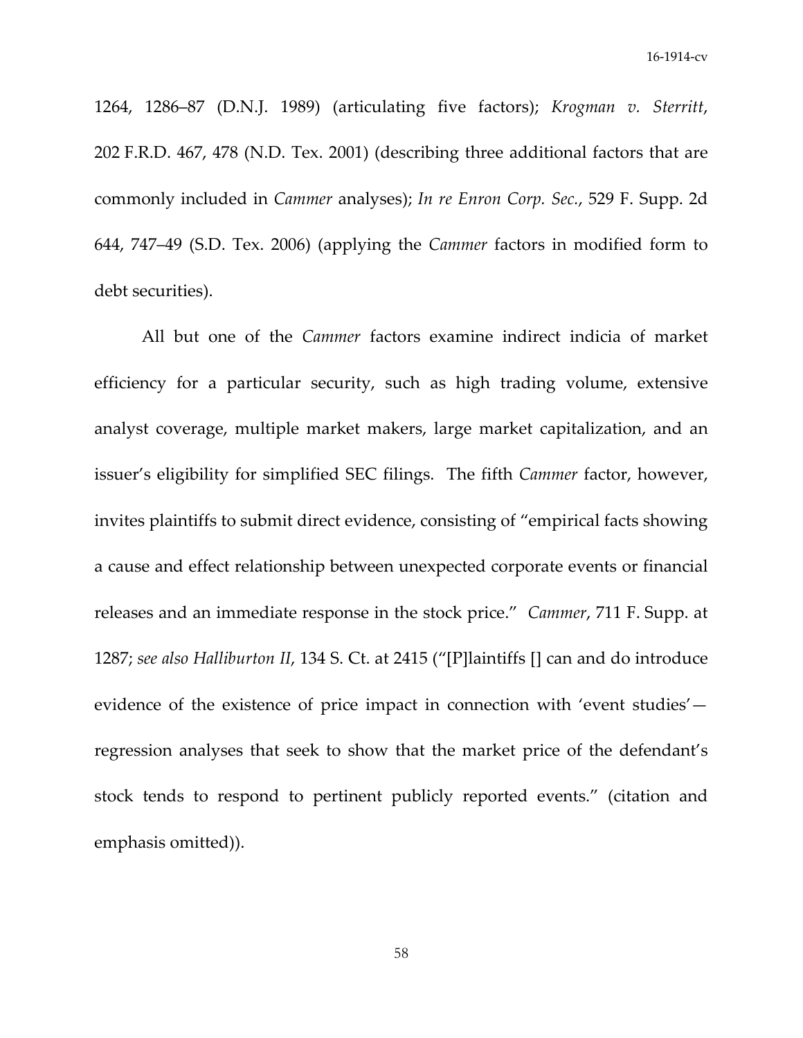1264, 1286–87 (D.N.J. 1989) (articulating five factors); *Krogman v. Sterritt*, 202 F.R.D. 467, 478 (N.D. Tex. 2001) (describing three additional factors that are commonly included in *Cammer* analyses); *In re Enron Corp. Sec.*, 529 F. Supp. 2d 644, 747–49 (S.D. Tex. 2006) (applying the *Cammer* factors in modified form to debt securities).

All but one of the *Cammer* factors examine indirect indicia of market efficiency for a particular security, such as high trading volume, extensive analyst coverage, multiple market makers, large market capitalization, and an issuer's eligibility for simplified SEC filings. The fifth *Cammer* factor, however, invites plaintiffs to submit direct evidence, consisting of "empirical facts showing a cause and effect relationship between unexpected corporate events or financial releases and an immediate response in the stock price." *Cammer*, 711 F. Supp. at 1287; *see also Halliburton II*, 134 S. Ct. at 2415 ("[P]laintiffs [] can and do introduce evidence of the existence of price impact in connection with 'event studies'—regression analyses that seek to show that the market price of the defendant's stock tends to respond to pertinent publicly reported events." (citation and emphasis omitted)).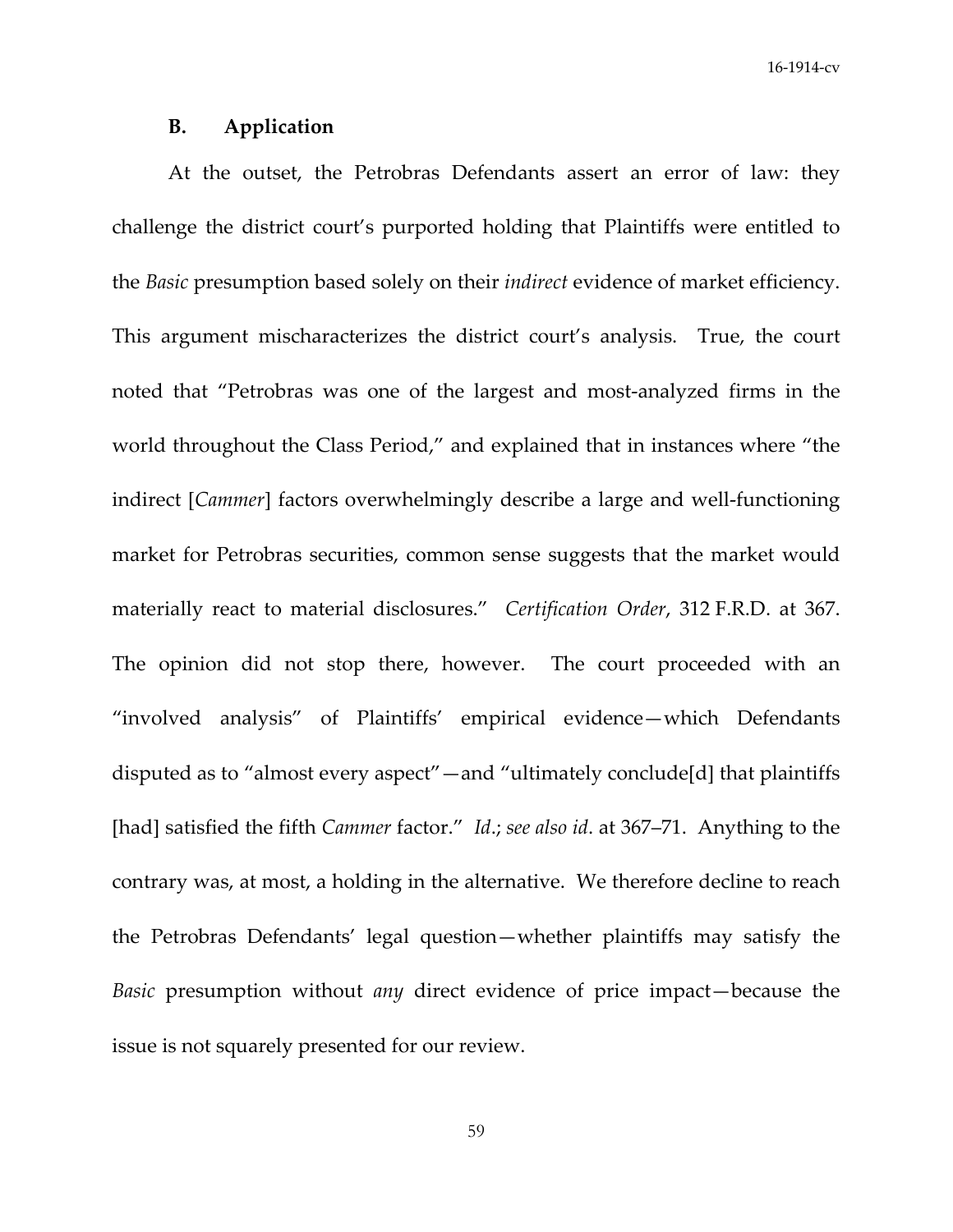### B. Application

At the outset, the Petrobras Defendants assert an error of law: they challenge the district court's purported holding that Plaintiffs were entitled to the *Basic* presumption based solely on their *indirect* evidence of market efficiency. This argument mischaracterizes the district court's analysis. True, the court noted that "Petrobras was one of the largest and most-analyzed firms in the world throughout the Class Period," and explained that in instances where "the indirect [*Cammer*] factors overwhelmingly describe a large and well-functioning market for Petrobras securities, common sense suggests that the market would materially react to material disclosures." *Certification Order*, 312 F.R.D. at 367. The opinion did not stop there, however. The court proceeded with an "involved analysis" of Plaintiffs' empirical evidence—which Defendants disputed as to "almost every aspect"—and "ultimately conclude[d] that plaintiffs [had] satisfied the fifth *Cammer* factor." *Id*.; *see also id*. at 367–71. Anything to the contrary was, at most, a holding in the alternative. We therefore decline to reach the Petrobras Defendants' legal question—whether plaintiffs may satisfy the *Basic* presumption without *any* direct evidence of price impact—because the issue is not squarely presented for our review.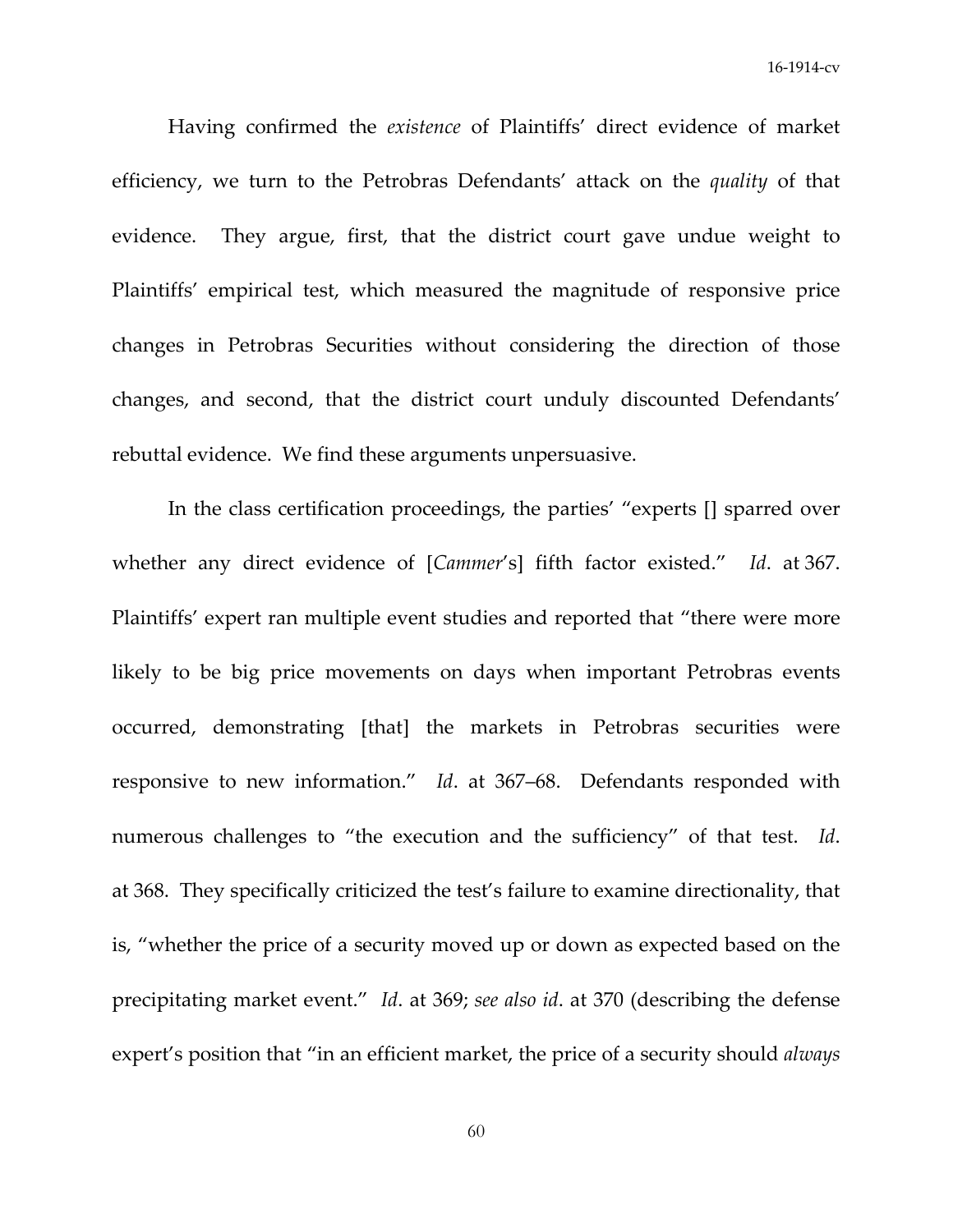Having confirmed the *existence* of Plaintiffs' direct evidence of market efficiency, we turn to the Petrobras Defendants' attack on the *quality* of that evidence. They argue, first, that the district court gave undue weight to Plaintiffs' empirical test, which measured the magnitude of responsive price changes in Petrobras Securities without considering the direction of those changes, and second, that the district court unduly discounted Defendants' rebuttal evidence. We find these arguments unpersuasive.

In the class certification proceedings, the parties' "experts [] sparred over whether any direct evidence of [*Cammer*'s] fifth factor existed." *Id*. at 367. Plaintiffs' expert ran multiple event studies and reported that "there were more likely to be big price movements on days when important Petrobras events occurred, demonstrating [that] the markets in Petrobras securities were responsive to new information." *Id*. at 367–68. Defendants responded with numerous challenges to "the execution and the sufficiency" of that test. *Id*. at 368. They specifically criticized the test's failure to examine directionality, that is, "whether the price of a security moved up or down as expected based on the precipitating market event." *Id*. at 369; *see also id*. at 370 (describing the defense expert's position that "in an efficient market, the price of a security should *always*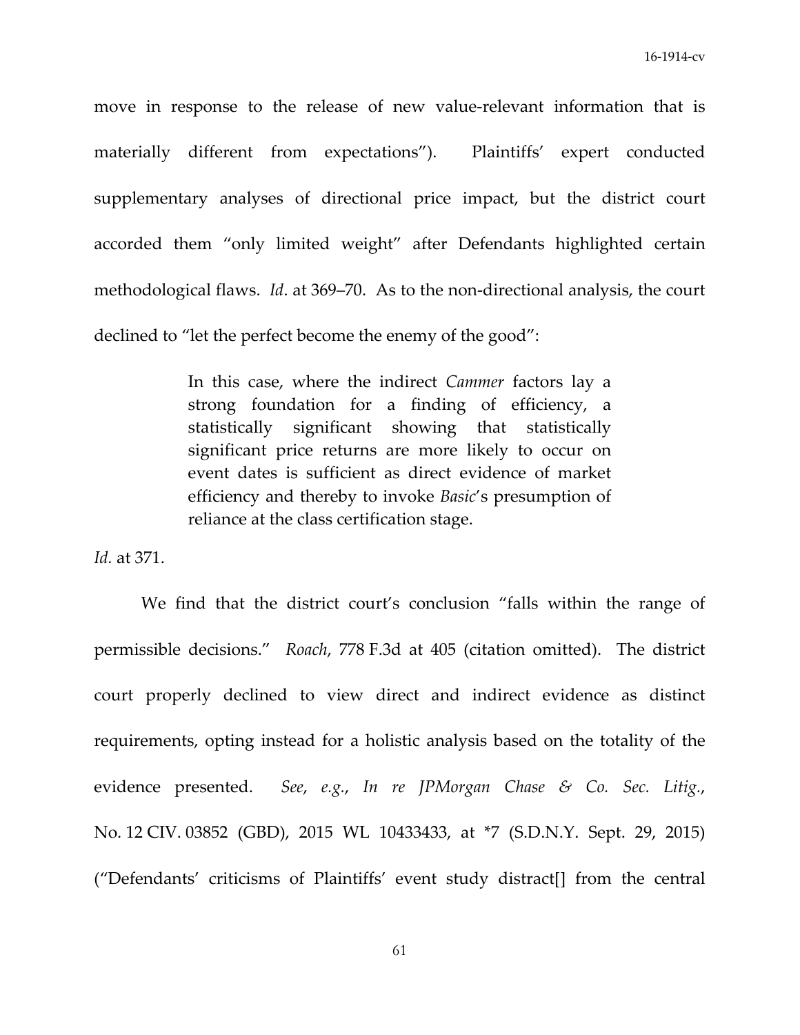move in response to the release of new value-relevant information that is materially different from expectations"). Plaintiffs' expert conducted supplementary analyses of directional price impact, but the district court accorded them "only limited weight" after Defendants highlighted certain methodological flaws. *Id*. at 369–70. As to the non-directional analysis, the court declined to "let the perfect become the enemy of the good":

> In this case, where the indirect *Cammer* factors lay a strong foundation for a finding of efficiency, a statistically significant showing that statistically significant price returns are more likely to occur on event dates is sufficient as direct evidence of market efficiency and thereby to invoke *Basic*'s presumption of reliance at the class certification stage.

*Id.* at 371.

We find that the district court's conclusion "falls within the range of permissible decisions." *Roach*, 778 F.3d at 405 (citation omitted). The district court properly declined to view direct and indirect evidence as distinct requirements, opting instead for a holistic analysis based on the totality of the evidence presented. *See*, *e.g.*, *In re JPMorgan Chase & Co. Sec. Litig.*, No. 12 CIV. 03852 (GBD), 2015 WL 10433433, at *7 (S.D.N.Y. Sept. 29, 2015) ("Defendants' criticisms of Plaintiffs' event study distract[] from the central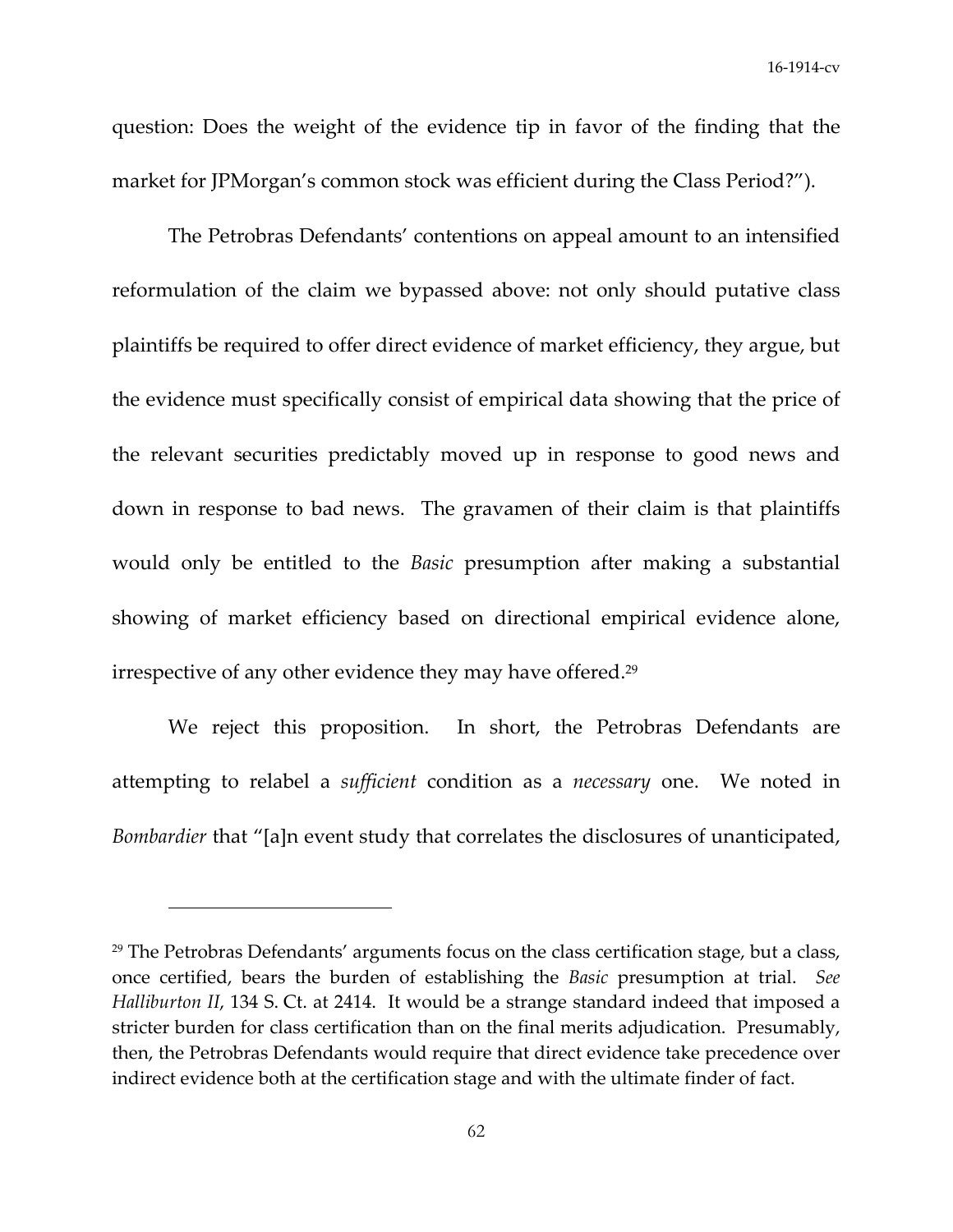question: Does the weight of the evidence tip in favor of the finding that the market for JPMorgan's common stock was efficient during the Class Period?").

The Petrobras Defendants' contentions on appeal amount to an intensified reformulation of the claim we bypassed above: not only should putative class plaintiffs be required to offer direct evidence of market efficiency, they argue, but the evidence must specifically consist of empirical data showing that the price of the relevant securities predictably moved up in response to good news and down in response to bad news. The gravamen of their claim is that plaintiffs would only be entitled to the *Basic* presumption after making a substantial showing of market efficiency based on directional empirical evidence alone, irrespective of any other evidence they may have offered.[29]

We reject this proposition. In short, the Petrobras Defendants are attempting to relabel a *sufficient* condition as a *necessary* one. We noted in *Bombardier* that "[a]n event study that correlates the disclosures of unanticipated,

---

[29] The Petrobras Defendants' arguments focus on the class certification stage, but a class, once certified, bears the burden of establishing the *Basic* presumption at trial. *See Halliburton II*, 134 S. Ct. at 2414. It would be a strange standard indeed that imposed a stricter burden for class certification than on the final merits adjudication. Presumably, then, the Petrobras Defendants would require that direct evidence take precedence over indirect evidence both at the certification stage and with the ultimate finder of fact.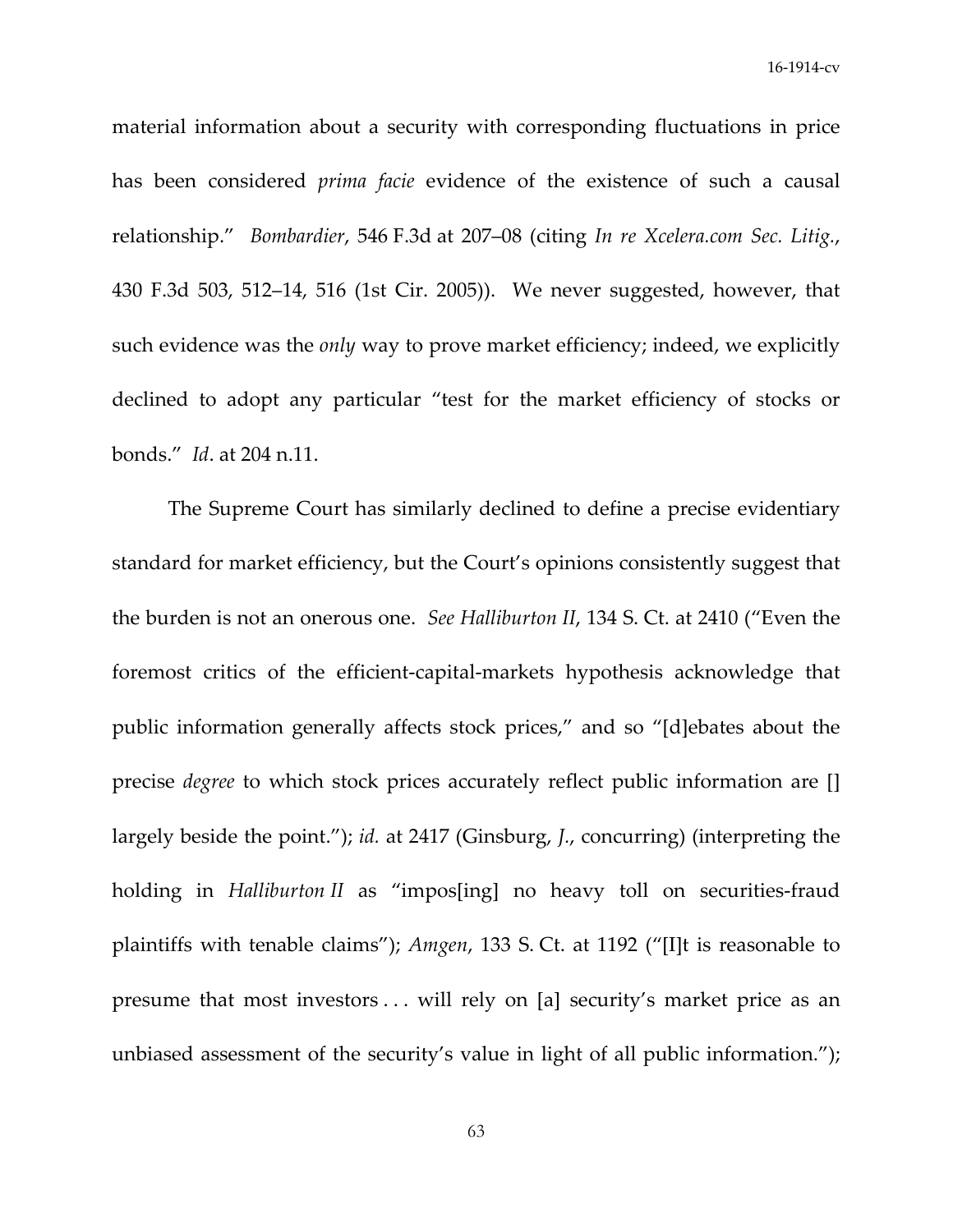material information about a security with corresponding fluctuations in price has been considered *prima facie* evidence of the existence of such a causal relationship." *Bombardier*, 546 F.3d at 207–08 (citing *In re Xcelera.com Sec. Litig.*, 430 F.3d 503, 512–14, 516 (1st Cir. 2005)). We never suggested, however, that such evidence was the *only* way to prove market efficiency; indeed, we explicitly declined to adopt any particular "test for the market efficiency of stocks or bonds." *Id*. at 204 n.11.

The Supreme Court has similarly declined to define a precise evidentiary standard for market efficiency, but the Court's opinions consistently suggest that the burden is not an onerous one. *See Halliburton II*, 134 S. Ct. at 2410 ("Even the foremost critics of the efficient-capital-markets hypothesis acknowledge that public information generally affects stock prices," and so "[d]ebates about the precise *degree* to which stock prices accurately reflect public information are [] largely beside the point."); *id.* at 2417 (Ginsburg, *J.*, concurring) (interpreting the holding in *Halliburton II* as "impos[ing] no heavy toll on securities-fraud plaintiffs with tenable claims"); *Amgen*, 133 S. Ct. at 1192 ("[I]t is reasonable to presume that most investors . . . will rely on [a] security's market price as an unbiased assessment of the security's value in light of all public information.");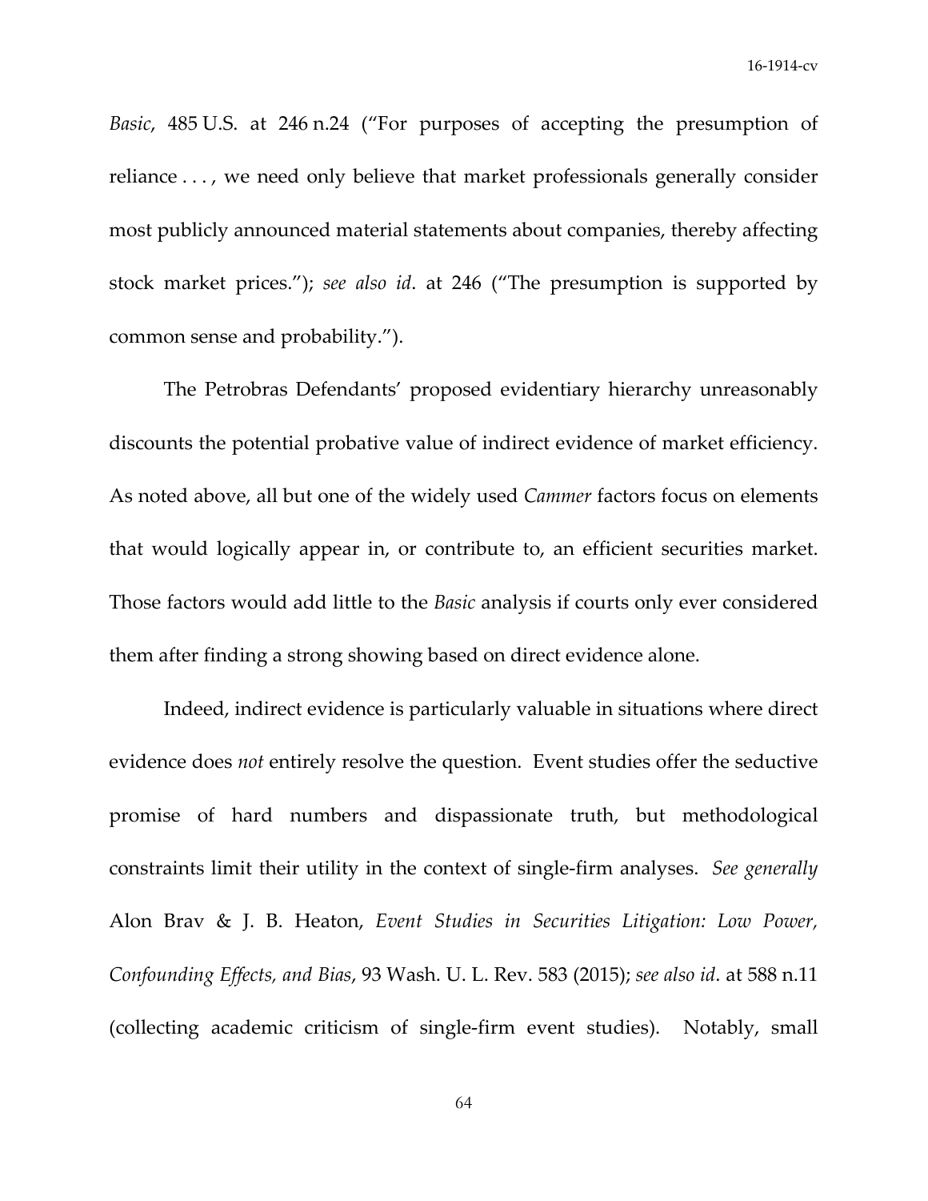*Basic*, 485 U.S. at 246 n.24 ("For purposes of accepting the presumption of reliance . . . , we need only believe that market professionals generally consider most publicly announced material statements about companies, thereby affecting stock market prices."); *see also id*. at 246 ("The presumption is supported by common sense and probability.").

The Petrobras Defendants' proposed evidentiary hierarchy unreasonably discounts the potential probative value of indirect evidence of market efficiency. As noted above, all but one of the widely used *Cammer* factors focus on elements that would logically appear in, or contribute to, an efficient securities market. Those factors would add little to the *Basic* analysis if courts only ever considered them after finding a strong showing based on direct evidence alone.

Indeed, indirect evidence is particularly valuable in situations where direct evidence does *not* entirely resolve the question. Event studies offer the seductive promise of hard numbers and dispassionate truth, but methodological constraints limit their utility in the context of single-firm analyses. *See generally* Alon Brav & J. B. Heaton, *Event Studies in Securities Litigation: Low Power, Confounding Effects, and Bias*, 93 Wash. U. L. Rev. 583 (2015); *see also id*. at 588 n.11 (collecting academic criticism of single-firm event studies). Notably, small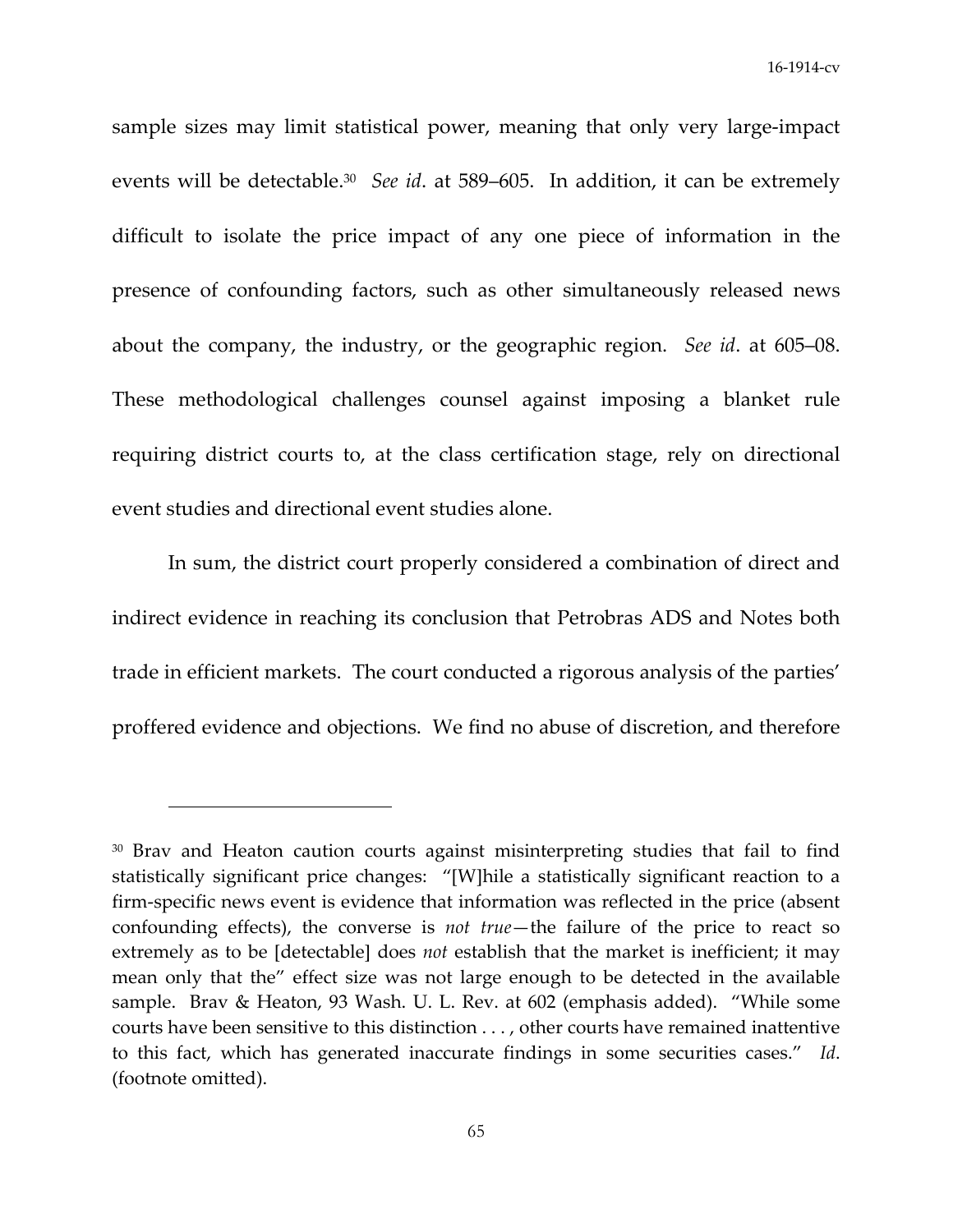sample sizes may limit statistical power, meaning that only very large-impact events will be detectable.[30] *See id*. at 589–605. In addition, it can be extremely difficult to isolate the price impact of any one piece of information in the presence of confounding factors, such as other simultaneously released news about the company, the industry, or the geographic region. *See id*. at 605–08. These methodological challenges counsel against imposing a blanket rule requiring district courts to, at the class certification stage, rely on directional event studies and directional event studies alone.

In sum, the district court properly considered a combination of direct and indirect evidence in reaching its conclusion that Petrobras ADS and Notes both trade in efficient markets. The court conducted a rigorous analysis of the parties' proffered evidence and objections. We find no abuse of discretion, and therefore

---

[30] Brav and Heaton caution courts against misinterpreting studies that fail to find statistically significant price changes: "[W]hile a statistically significant reaction to a firm-specific news event is evidence that information was reflected in the price (absent confounding effects), the converse is *not true*—the failure of the price to react so extremely as to be [detectable] does *not* establish that the market is inefficient; it may mean only that the" effect size was not large enough to be detected in the available sample. Brav & Heaton, 93 Wash. U. L. Rev. at 602 (emphasis added). "While some courts have been sensitive to this distinction . . . , other courts have remained inattentive to this fact, which has generated inaccurate findings in some securities cases." *Id*. (footnote omitted).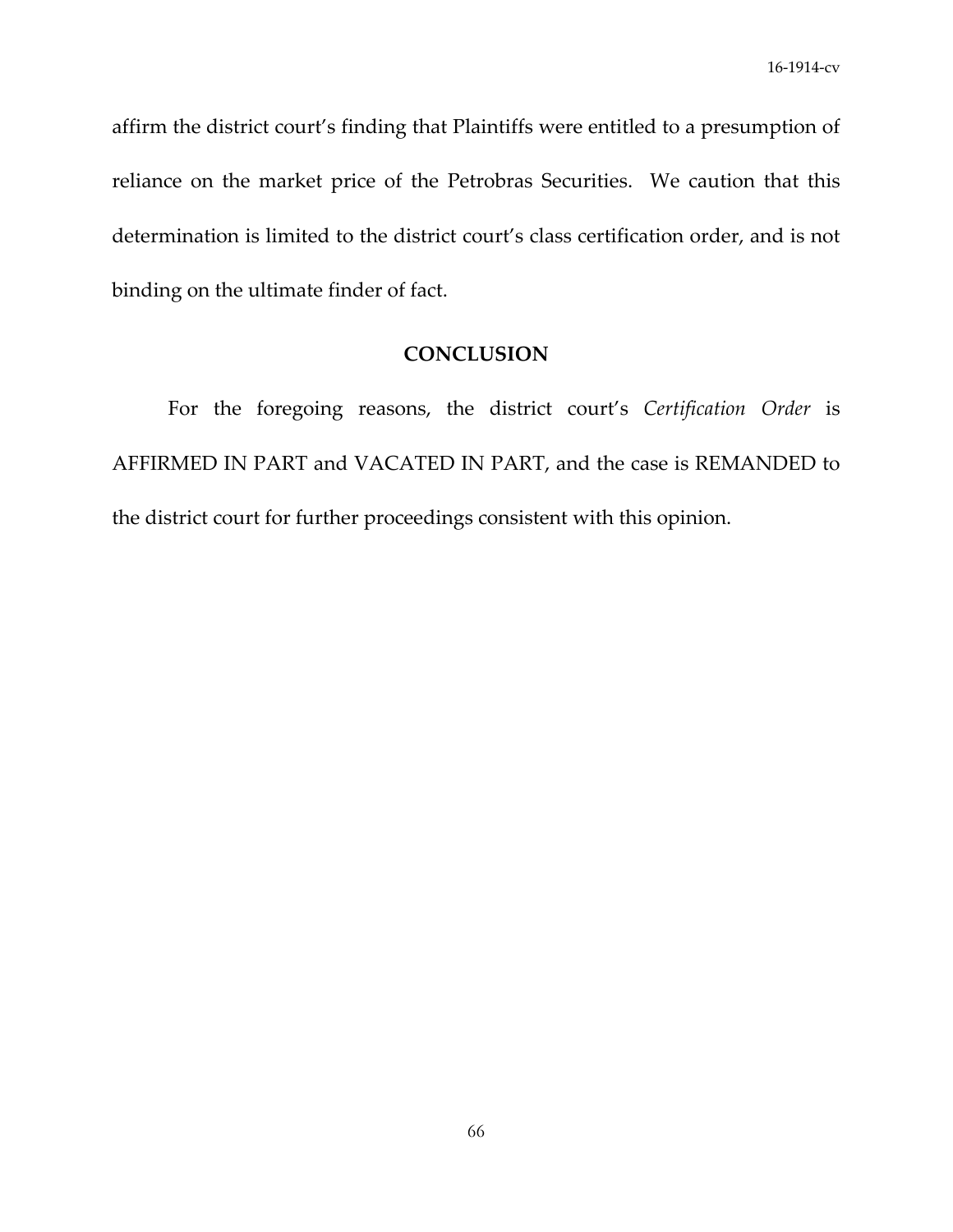affirm the district court's finding that Plaintiffs were entitled to a presumption of reliance on the market price of the Petrobras Securities. We caution that this determination is limited to the district court's class certification order, and is not binding on the ultimate finder of fact.

## CONCLUSION

For the foregoing reasons, the district court's *Certification Order* is AFFIRMED IN PART and VACATED IN PART, and the case is REMANDED to the district court for further proceedings consistent with this opinion.